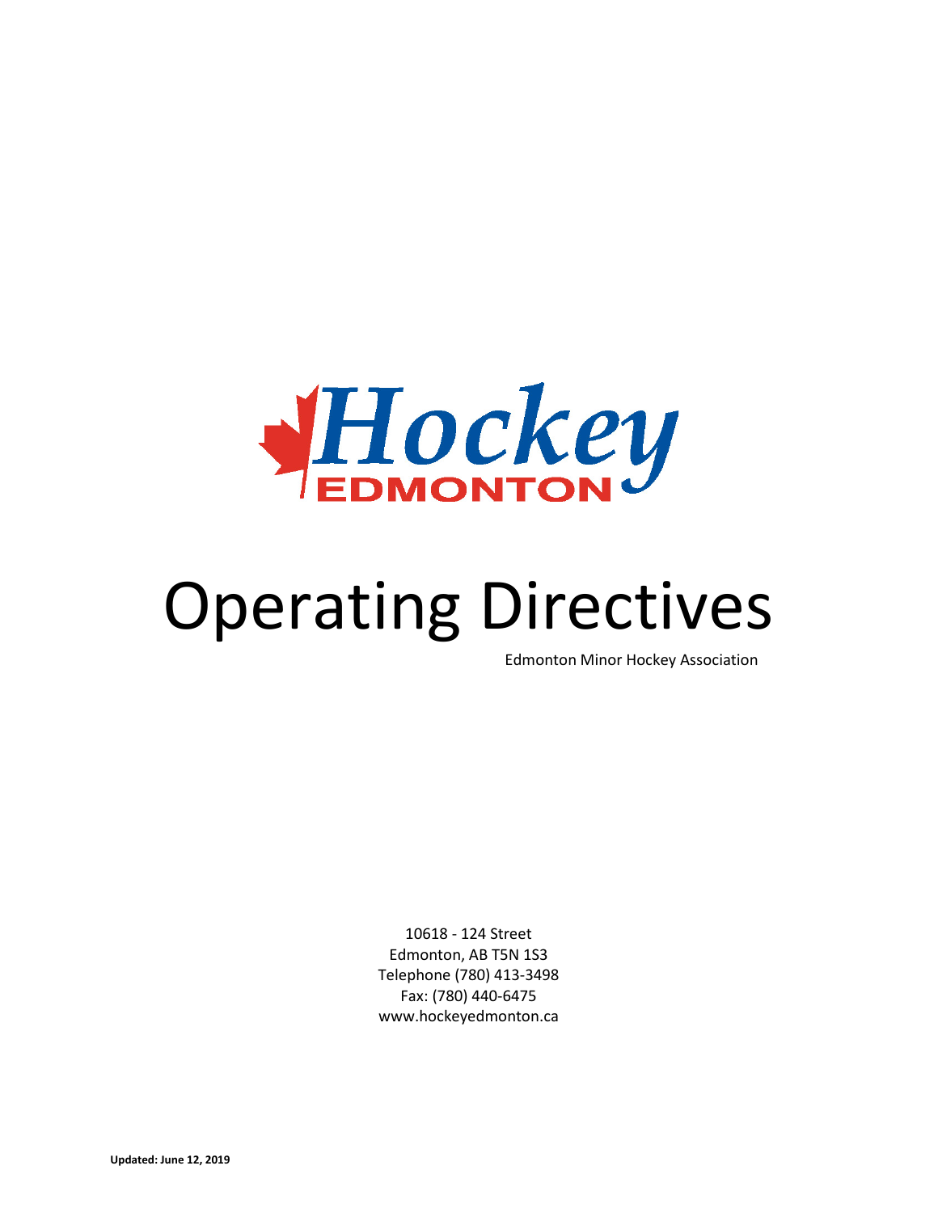Hockey EDMONTON

# Operating Directives

Edmonton Minor Hockey Association

10618 - 124 Street
Edmonton, AB T5N 1S3
Telephone (780) 413-3498
Fax: (780) 440-6475
www.hockeyedmonton.ca

**Updated: June 12, 2019**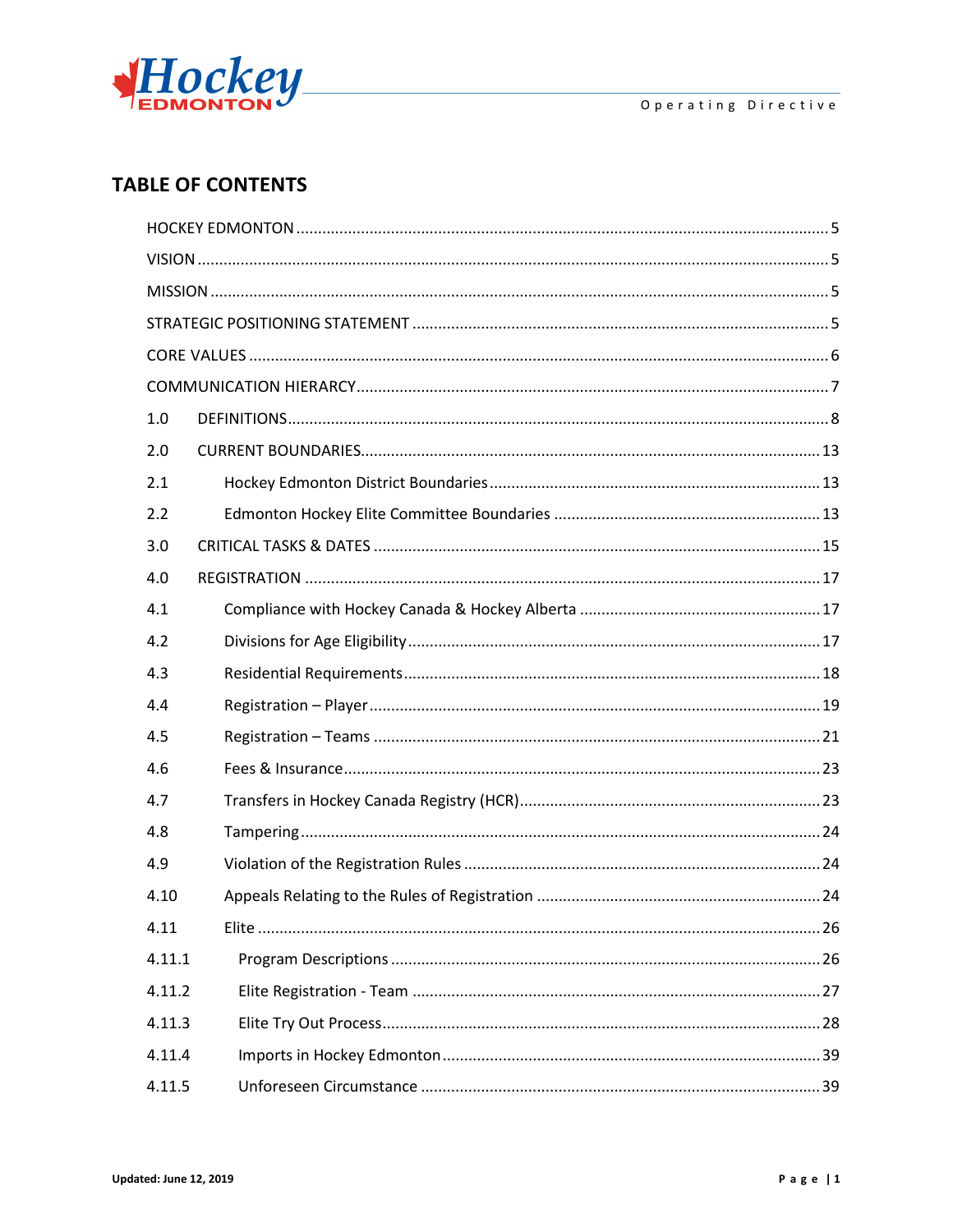## TABLE OF CONTENTS

| | | |
|---|---|---|
| HOCKEY EDMONTON | | 5 |
| VISION | | 5 |
| MISSION | | 5 |
| STRATEGIC POSITIONING STATEMENT | | 5 |
| CORE VALUES | | 6 |
| COMMUNICATION HIERARCHY | | 7 |
| 1.0 | DEFINITIONS | 8 |
| 2.0 | CURRENT BOUNDARIES | 13 |
| 2.1 | Hockey Edmonton District Boundaries | 13 |
| 2.2 | Edmonton Hockey Elite Committee Boundaries | 13 |
| 3.0 | CRITICAL TASKS & DATES | 15 |
| 4.0 | REGISTRATION | 17 |
| 4.1 | Compliance with Hockey Canada & Hockey Alberta | 17 |
| 4.2 | Divisions for Age Eligibility | 17 |
| 4.3 | Residential Requirements | 18 |
| 4.4 | Registration – Player | 19 |
| 4.5 | Registration – Teams | 21 |
| 4.6 | Fees & Insurance | 23 |
| 4.7 | Transfers in Hockey Canada Registry (HCR) | 23 |
| 4.8 | Tampering | 24 |
| 4.9 | Violation of the Registration Rules | 24 |
| 4.10 | Appeals Relating to the Rules of Registration | 24 |
| 4.11 | Elite | 26 |
| 4.11.1 | Program Descriptions | 26 |
| 4.11.2 | Elite Registration - Team | 27 |
| 4.11.3 | Elite Try Out Process | 28 |
| 4.11.4 | Imports in Hockey Edmonton | 39 |
| 4.11.5 | Unforeseen Circumstance | 39 |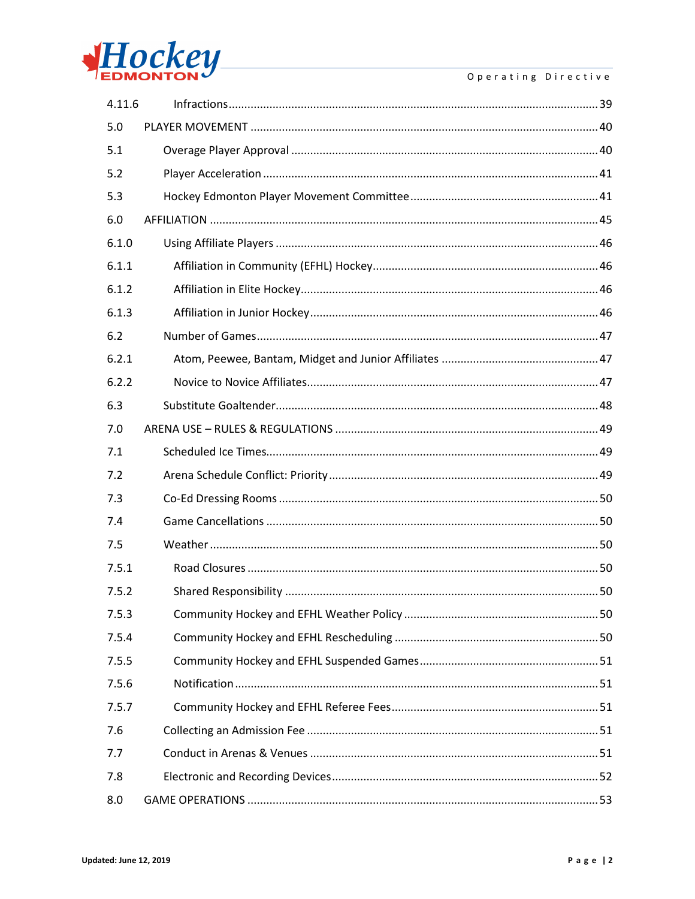| | | |
|---|---|---|
| 4.11.6 | Infractions | 39 |
| 5.0 | PLAYER MOVEMENT | 40 |
| 5.1 | Overage Player Approval | 40 |
| 5.2 | Player Acceleration | 41 |
| 5.3 | Hockey Edmonton Player Movement Committee | 41 |
| 6.0 | AFFILIATION | 45 |
| 6.1.0 | Using Affiliate Players | 46 |
| 6.1.1 | Affiliation in Community (EFHL) Hockey | 46 |
| 6.1.2 | Affiliation in Elite Hockey | 46 |
| 6.1.3 | Affiliation in Junior Hockey | 46 |
| 6.2 | Number of Games | 47 |
| 6.2.1 | Atom, Peewee, Bantam, Midget and Junior Affiliates | 47 |
| 6.2.2 | Novice to Novice Affiliates | 47 |
| 6.3 | Substitute Goaltender | 48 |
| 7.0 | ARENA USE – RULES & REGULATIONS | 49 |
| 7.1 | Scheduled Ice Times | 49 |
| 7.2 | Arena Schedule Conflict: Priority | 49 |
| 7.3 | Co-Ed Dressing Rooms | 50 |
| 7.4 | Game Cancellations | 50 |
| 7.5 | Weather | 50 |
| 7.5.1 | Road Closures | 50 |
| 7.5.2 | Shared Responsibility | 50 |
| 7.5.3 | Community Hockey and EFHL Weather Policy | 50 |
| 7.5.4 | Community Hockey and EFHL Rescheduling | 50 |
| 7.5.5 | Community Hockey and EFHL Suspended Games | 51 |
| 7.5.6 | Notification | 51 |
| 7.5.7 | Community Hockey and EFHL Referee Fees | 51 |
| 7.6 | Collecting an Admission Fee | 51 |
| 7.7 | Conduct in Arenas & Venues | 51 |
| 7.8 | Electronic and Recording Devices | 52 |
| 8.0 | GAME OPERATIONS | 53 |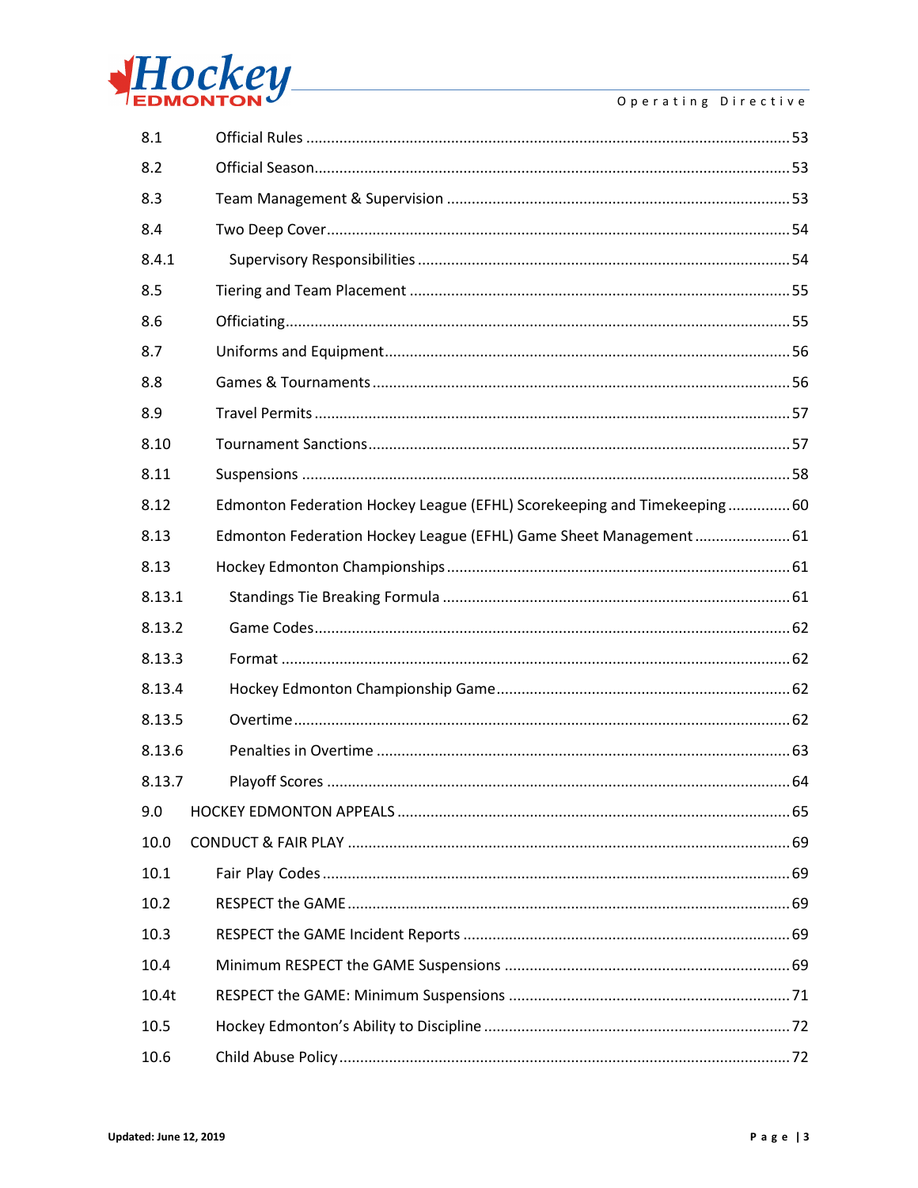| | | |
|---|---|---|
| 8.1 | Official Rules | 53 |
| 8.2 | Official Season | 53 |
| 8.3 | Team Management & Supervision | 53 |
| 8.4 | Two Deep Cover | 54 |
| 8.4.1 | Supervisory Responsibilities | 54 |
| 8.5 | Tiering and Team Placement | 55 |
| 8.6 | Officiating | 55 |
| 8.7 | Uniforms and Equipment | 56 |
| 8.8 | Games & Tournaments | 56 |
| 8.9 | Travel Permits | 57 |
| 8.10 | Tournament Sanctions | 57 |
| 8.11 | Suspensions | 58 |
| 8.12 | Edmonton Federation Hockey League (EFHL) Scorekeeping and Timekeeping | 60 |
| 8.13 | Edmonton Federation Hockey League (EFHL) Game Sheet Management | 61 |
| 8.13 | Hockey Edmonton Championships | 61 |
| 8.13.1 | Standings Tie Breaking Formula | 61 |
| 8.13.2 | Game Codes | 62 |
| 8.13.3 | Format | 62 |
| 8.13.4 | Hockey Edmonton Championship Game | 62 |
| 8.13.5 | Overtime | 62 |
| 8.13.6 | Penalties in Overtime | 63 |
| 8.13.7 | Playoff Scores | 64 |
| 9.0 | HOCKEY EDMONTON APPEALS | 65 |
| 10.0 | CONDUCT & FAIR PLAY | 69 |
| 10.1 | Fair Play Codes | 69 |
| 10.2 | RESPECT the GAME | 69 |
| 10.3 | RESPECT the GAME Incident Reports | 69 |
| 10.4 | Minimum RESPECT the GAME Suspensions | 69 |
| 10.4t | RESPECT the GAME: Minimum Suspensions | 71 |
| 10.5 | Hockey Edmonton's Ability to Discipline | 72 |
| 10.6 | Child Abuse Policy | 72 |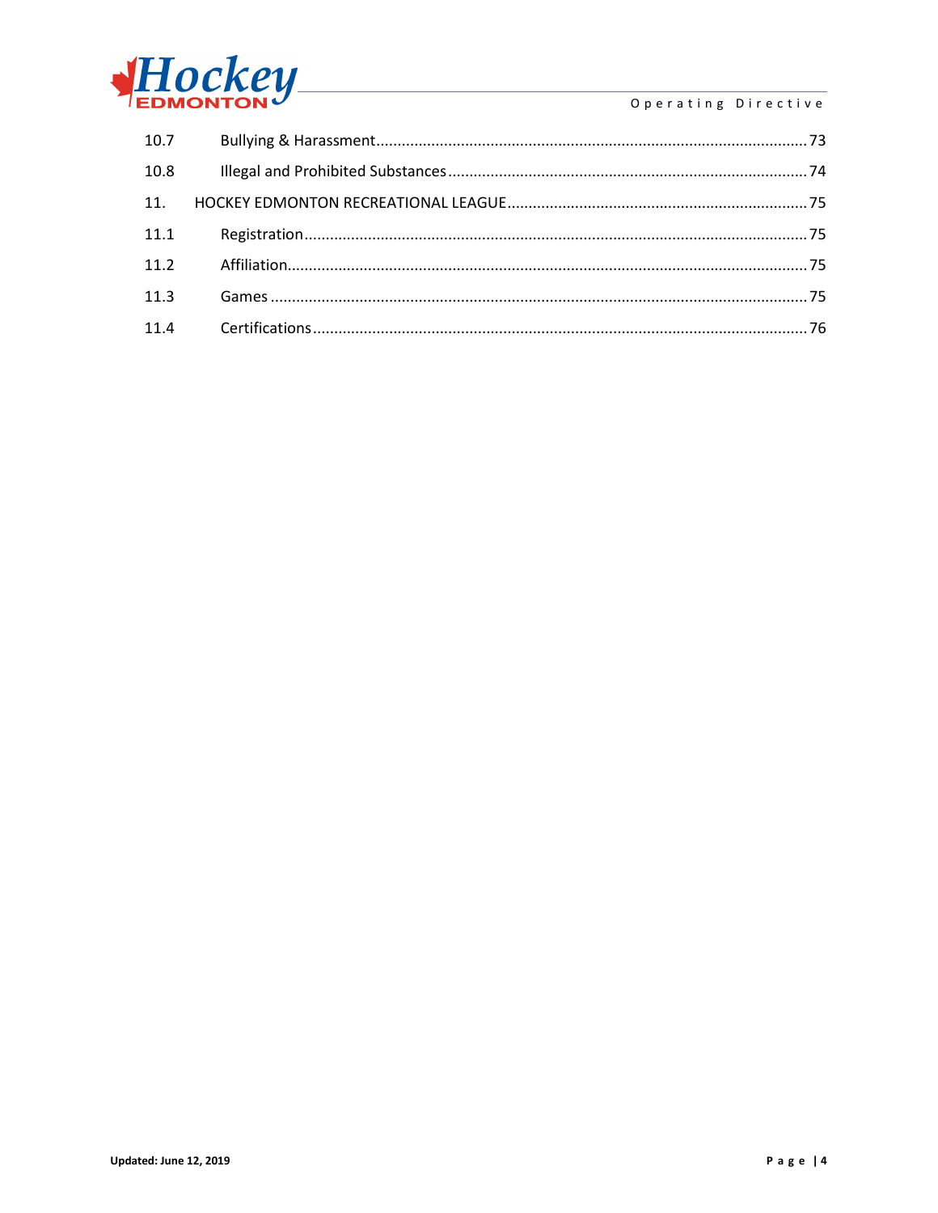| | | |
|---|---|---|
| 10.7 | Bullying & Harassment | 73 |
| 10.8 | Illegal and Prohibited Substances | 74 |
| 11. | HOCKEY EDMONTON RECREATIONAL LEAGUE | 75 |
| 11.1 | Registration | 75 |
| 11.2 | Affiliation | 75 |
| 11.3 | Games | 75 |
| 11.4 | Certifications | 76 |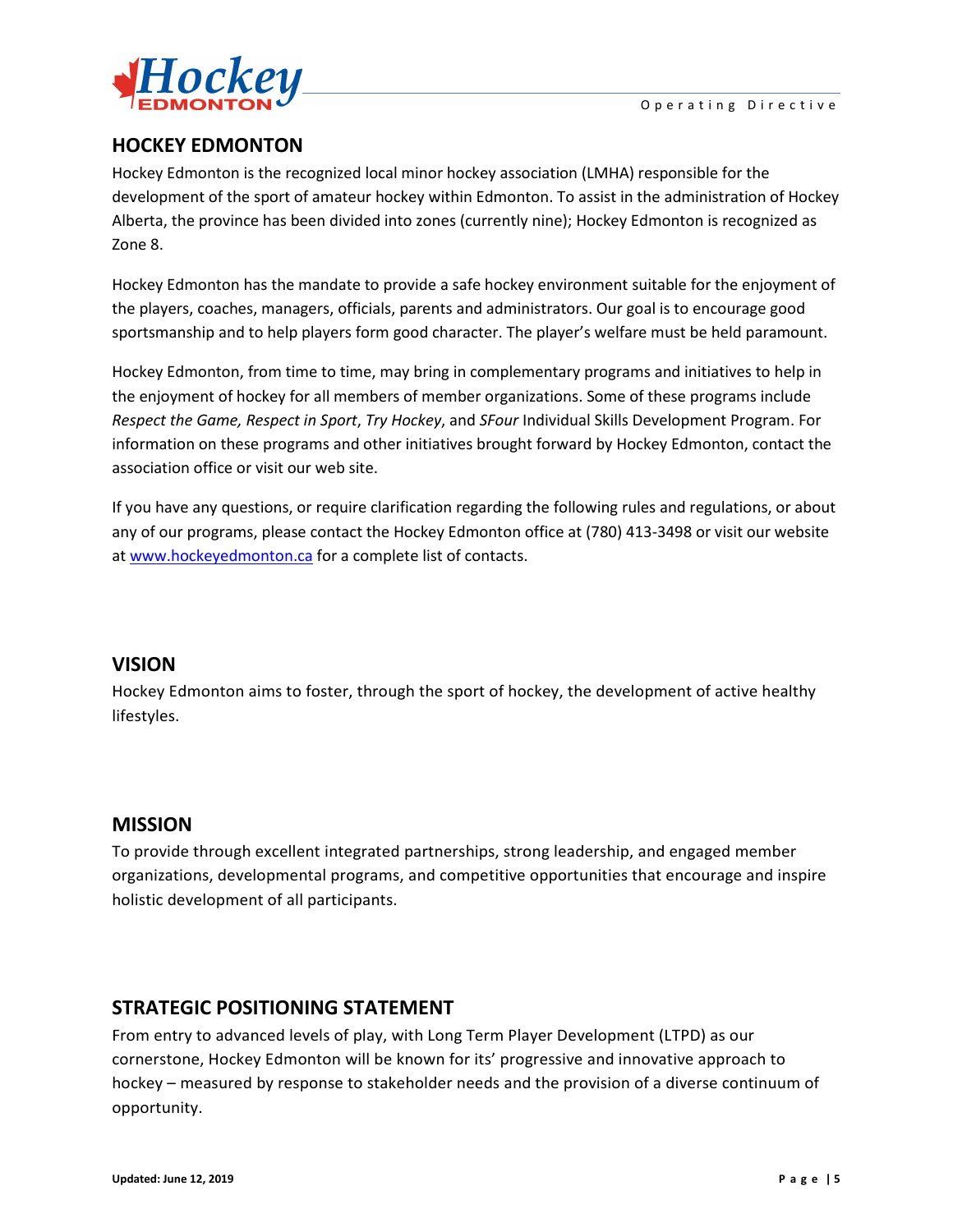## HOCKEY EDMONTON

Hockey Edmonton is the recognized local minor hockey association (LMHA) responsible for the development of the sport of amateur hockey within Edmonton. To assist in the administration of Hockey Alberta, the province has been divided into zones (currently nine); Hockey Edmonton is recognized as Zone 8.

Hockey Edmonton has the mandate to provide a safe hockey environment suitable for the enjoyment of the players, coaches, managers, officials, parents and administrators. Our goal is to encourage good sportsmanship and to help players form good character. The player's welfare must be held paramount.

Hockey Edmonton, from time to time, may bring in complementary programs and initiatives to help in the enjoyment of hockey for all members of member organizations. Some of these programs include *Respect the Game, Respect in Sport*, *Try Hockey*, and *SFour* Individual Skills Development Program. For information on these programs and other initiatives brought forward by Hockey Edmonton, contact the association office or visit our web site.

If you have any questions, or require clarification regarding the following rules and regulations, or about any of our programs, please contact the Hockey Edmonton office at (780) 413-3498 or visit our website at [www.hockeyedmonton.ca](http://www.hockeyedmonton.ca) for a complete list of contacts.

## VISION

Hockey Edmonton aims to foster, through the sport of hockey, the development of active healthy lifestyles.

## MISSION

To provide through excellent integrated partnerships, strong leadership, and engaged member organizations, developmental programs, and competitive opportunities that encourage and inspire holistic development of all participants.

## STRATEGIC POSITIONING STATEMENT

From entry to advanced levels of play, with Long Term Player Development (LTPD) as our cornerstone, Hockey Edmonton will be known for its' progressive and innovative approach to hockey – measured by response to stakeholder needs and the provision of a diverse continuum of opportunity.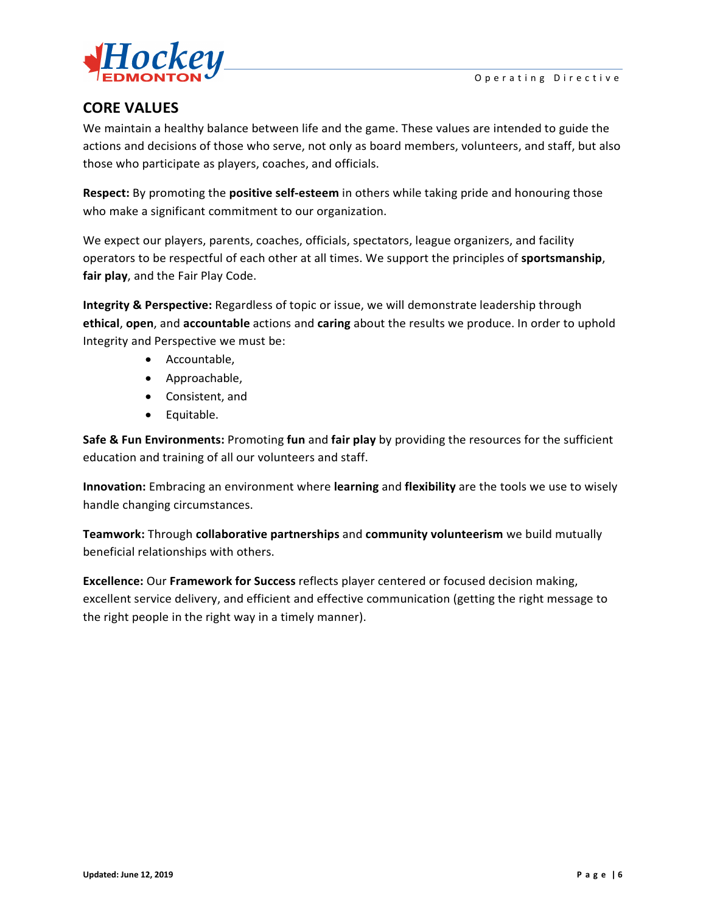## CORE VALUES

We maintain a healthy balance between life and the game. These values are intended to guide the actions and decisions of those who serve, not only as board members, volunteers, and staff, but also those who participate as players, coaches, and officials.

**Respect:** By promoting the **positive self-esteem** in others while taking pride and honouring those who make a significant commitment to our organization.

We expect our players, parents, coaches, officials, spectators, league organizers, and facility operators to be respectful of each other at all times. We support the principles of **sportsmanship**, **fair play**, and the Fair Play Code.

**Integrity & Perspective:** Regardless of topic or issue, we will demonstrate leadership through **ethical**, **open**, and **accountable** actions and **caring** about the results we produce. In order to uphold Integrity and Perspective we must be:

- Accountable,
- Approachable,
- Consistent, and
- Equitable.

**Safe & Fun Environments:** Promoting **fun** and **fair play** by providing the resources for the sufficient education and training of all our volunteers and staff.

**Innovation:** Embracing an environment where **learning** and **flexibility** are the tools we use to wisely handle changing circumstances.

**Teamwork:** Through **collaborative partnerships** and **community volunteerism** we build mutually beneficial relationships with others.

**Excellence:** Our **Framework for Success** reflects player centered or focused decision making, excellent service delivery, and efficient and effective communication (getting the right message to the right people in the right way in a timely manner).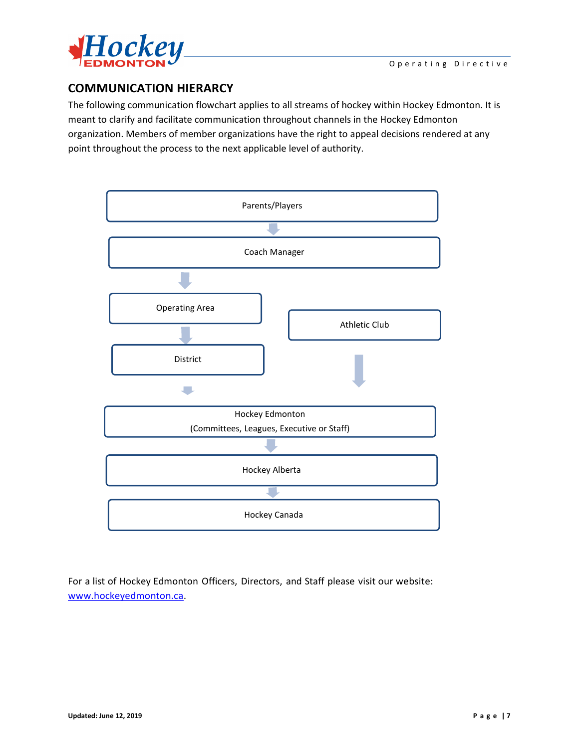## COMMUNICATION HIERARCY

The following communication flowchart applies to all streams of hockey within Hockey Edmonton. It is meant to clarify and facilitate communication throughout channels in the Hockey Edmonton organization. Members of member organizations have the right to appeal decisions rendered at any point throughout the process to the next applicable level of authority.

Parents/Players

↓

Coach Manager

↓

Operating Area

↓

District

↓

Athletic Club

↓

Hockey Edmonton
(Committees, Leagues, Executive or Staff)

↓

Hockey Alberta

↓

Hockey Canada

For a list of Hockey Edmonton Officers, Directors, and Staff please visit our website: www.hockeyedmonton.ca.

Updated: June 12, 2019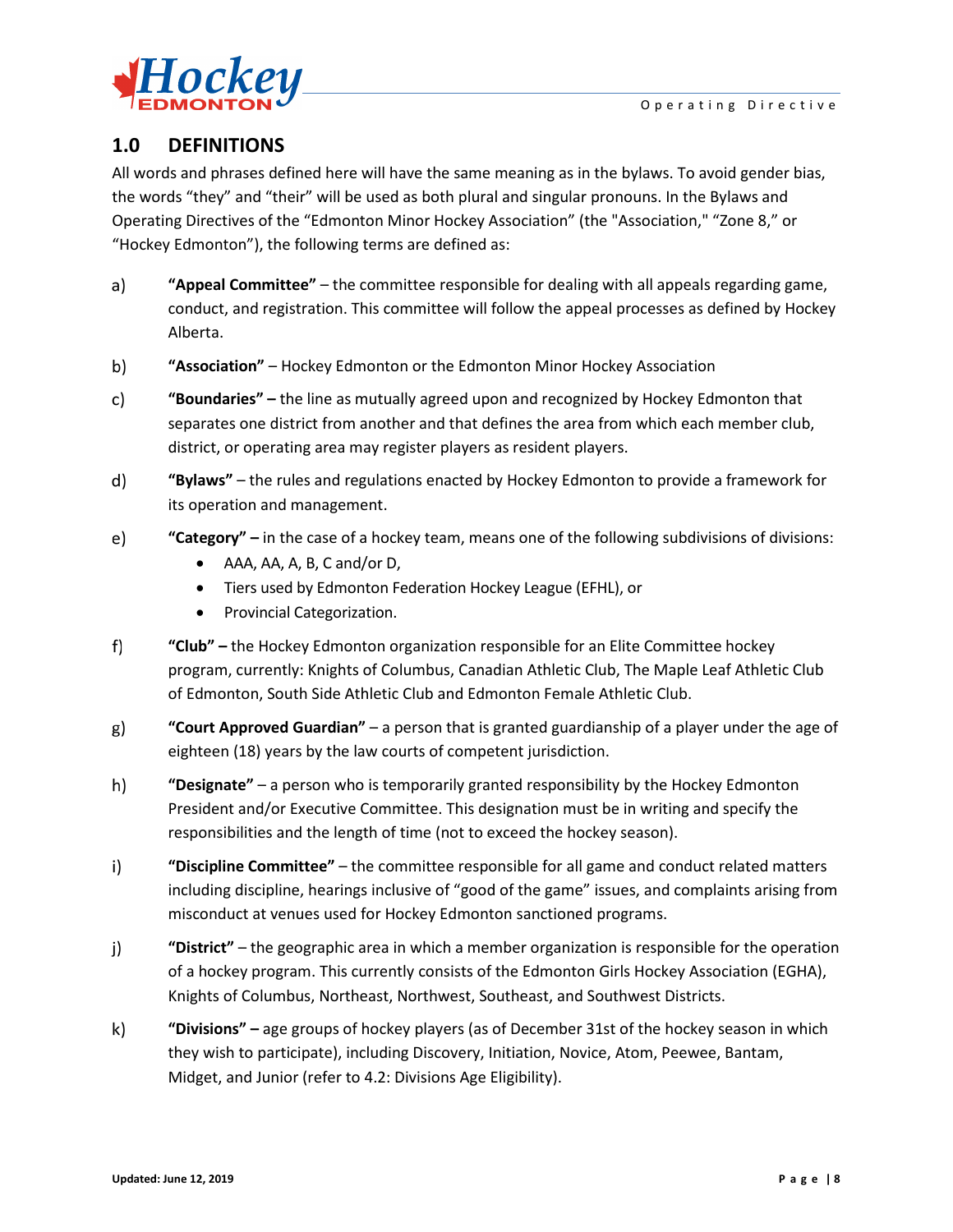## 1.0 DEFINITIONS

All words and phrases defined here will have the same meaning as in the bylaws. To avoid gender bias, the words "they" and "their" will be used as both plural and singular pronouns. In the Bylaws and Operating Directives of the "Edmonton Minor Hockey Association" (the "Association," "Zone 8," or "Hockey Edmonton"), the following terms are defined as:

a) **"Appeal Committee"** – the committee responsible for dealing with all appeals regarding game, conduct, and registration. This committee will follow the appeal processes as defined by Hockey Alberta.

b) **"Association"** – Hockey Edmonton or the Edmonton Minor Hockey Association

c) **"Boundaries" –** the line as mutually agreed upon and recognized by Hockey Edmonton that separates one district from another and that defines the area from which each member club, district, or operating area may register players as resident players.

d) **"Bylaws"** – the rules and regulations enacted by Hockey Edmonton to provide a framework for its operation and management.

e) **"Category" –** in the case of a hockey team, means one of the following subdivisions of divisions:
   - AAA, AA, A, B, C and/or D,
   - Tiers used by Edmonton Federation Hockey League (EFHL), or
   - Provincial Categorization.

f) **"Club" –** the Hockey Edmonton organization responsible for an Elite Committee hockey program, currently: Knights of Columbus, Canadian Athletic Club, The Maple Leaf Athletic Club of Edmonton, South Side Athletic Club and Edmonton Female Athletic Club.

g) **"Court Approved Guardian"** – a person that is granted guardianship of a player under the age of eighteen (18) years by the law courts of competent jurisdiction.

h) **"Designate"** – a person who is temporarily granted responsibility by the Hockey Edmonton President and/or Executive Committee. This designation must be in writing and specify the responsibilities and the length of time (not to exceed the hockey season).

i) **"Discipline Committee"** – the committee responsible for all game and conduct related matters including discipline, hearings inclusive of "good of the game" issues, and complaints arising from misconduct at venues used for Hockey Edmonton sanctioned programs.

j) **"District"** – the geographic area in which a member organization is responsible for the operation of a hockey program. This currently consists of the Edmonton Girls Hockey Association (EGHA), Knights of Columbus, Northeast, Northwest, Southeast, and Southwest Districts.

k) **"Divisions" –** age groups of hockey players (as of December 31st of the hockey season in which they wish to participate), including Discovery, Initiation, Novice, Atom, Peewee, Bantam, Midget, and Junior (refer to 4.2: Divisions Age Eligibility).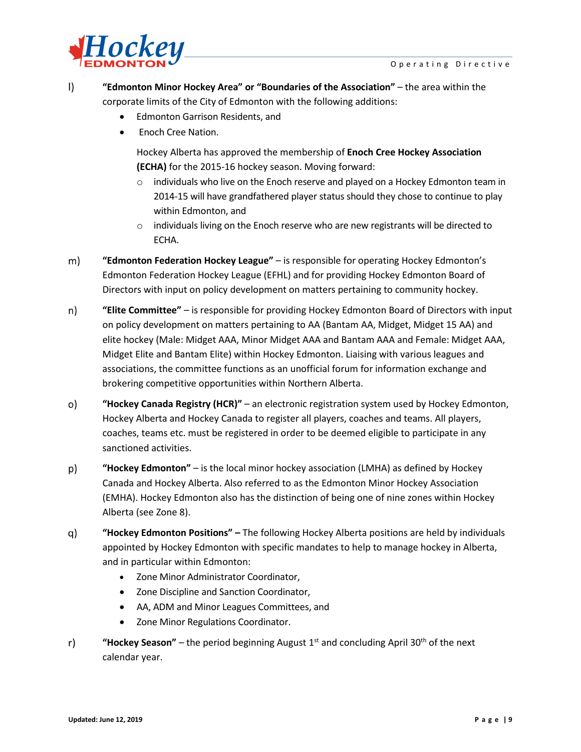l) **"Edmonton Minor Hockey Area" or "Boundaries of the Association"** – the area within the corporate limits of the City of Edmonton with the following additions:

- Edmonton Garrison Residents, and
- Enoch Cree Nation.

  Hockey Alberta has approved the membership of **Enoch Cree Hockey Association (ECHA)** for the 2015-16 hockey season. Moving forward:

  - individuals who live on the Enoch reserve and played on a Hockey Edmonton team in 2014-15 will have grandfathered player status should they chose to continue to play within Edmonton, and
  - individuals living on the Enoch reserve who are new registrants will be directed to ECHA.

m) **"Edmonton Federation Hockey League"** – is responsible for operating Hockey Edmonton's Edmonton Federation Hockey League (EFHL) and for providing Hockey Edmonton Board of Directors with input on policy development on matters pertaining to community hockey.

n) **"Elite Committee"** – is responsible for providing Hockey Edmonton Board of Directors with input on policy development on matters pertaining to AA (Bantam AA, Midget, Midget 15 AA) and elite hockey (Male: Midget AAA, Minor Midget AAA and Bantam AAA and Female: Midget AAA, Midget Elite and Bantam Elite) within Hockey Edmonton. Liaising with various leagues and associations, the committee functions as an unofficial forum for information exchange and brokering competitive opportunities within Northern Alberta.

o) **"Hockey Canada Registry (HCR)"** – an electronic registration system used by Hockey Edmonton, Hockey Alberta and Hockey Canada to register all players, coaches and teams. All players, coaches, teams etc. must be registered in order to be deemed eligible to participate in any sanctioned activities.

p) **"Hockey Edmonton"** – is the local minor hockey association (LMHA) as defined by Hockey Canada and Hockey Alberta. Also referred to as the Edmonton Minor Hockey Association (EMHA). Hockey Edmonton also has the distinction of being one of nine zones within Hockey Alberta (see Zone 8).

q) **"Hockey Edmonton Positions" –** The following Hockey Alberta positions are held by individuals appointed by Hockey Edmonton with specific mandates to help to manage hockey in Alberta, and in particular within Edmonton:

- Zone Minor Administrator Coordinator,
- Zone Discipline and Sanction Coordinator,
- AA, ADM and Minor Leagues Committees, and
- Zone Minor Regulations Coordinator.

r) **"Hockey Season"** – the period beginning August 1st and concluding April 30th of the next calendar year.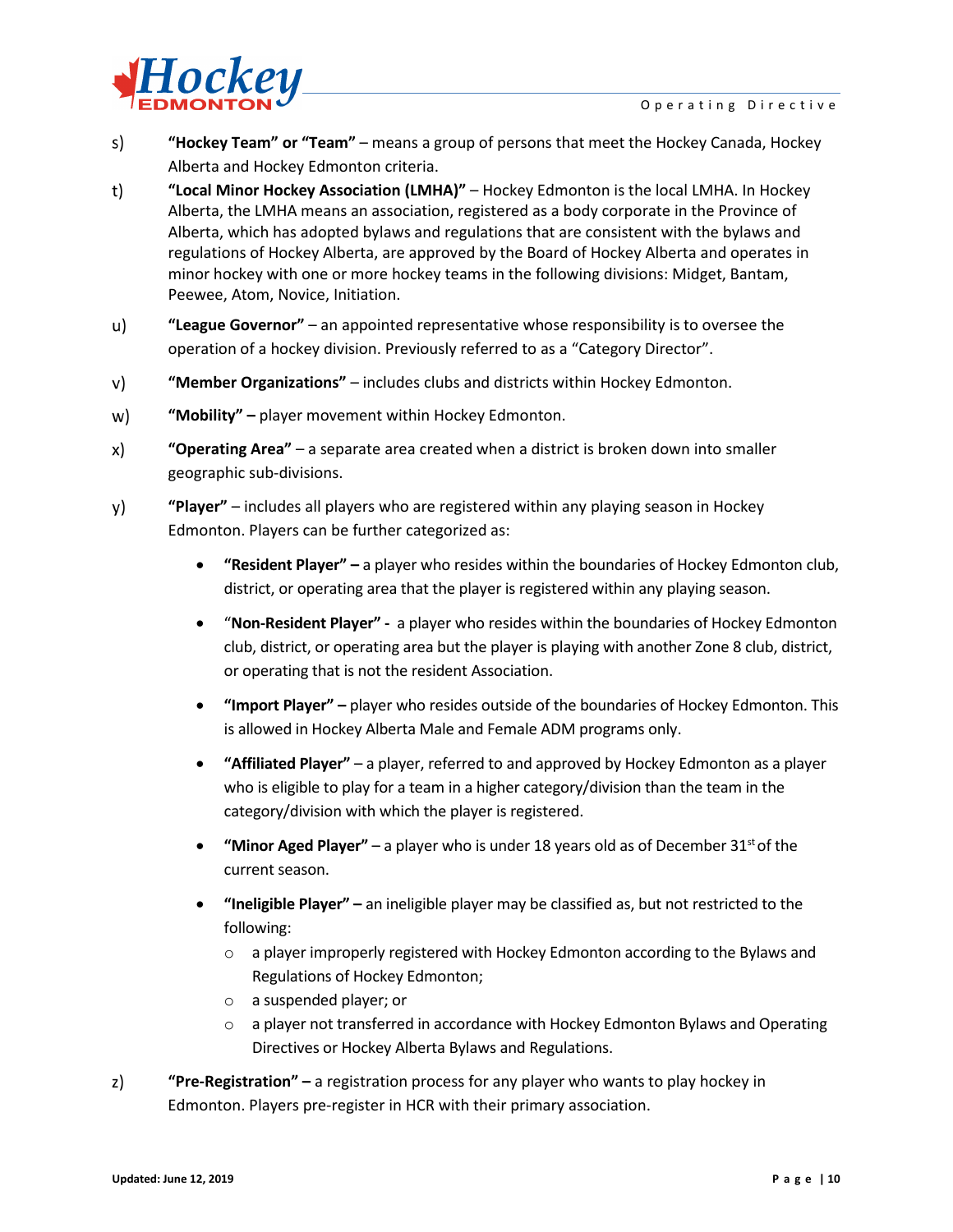s) **"Hockey Team" or "Team"** – means a group of persons that meet the Hockey Canada, Hockey Alberta and Hockey Edmonton criteria.

t) **"Local Minor Hockey Association (LMHA)"** – Hockey Edmonton is the local LMHA. In Hockey Alberta, the LMHA means an association, registered as a body corporate in the Province of Alberta, which has adopted bylaws and regulations that are consistent with the bylaws and regulations of Hockey Alberta, are approved by the Board of Hockey Alberta and operates in minor hockey with one or more hockey teams in the following divisions: Midget, Bantam, Peewee, Atom, Novice, Initiation.

u) **"League Governor"** – an appointed representative whose responsibility is to oversee the operation of a hockey division. Previously referred to as a "Category Director".

v) **"Member Organizations"** – includes clubs and districts within Hockey Edmonton.

w) **"Mobility" –** player movement within Hockey Edmonton.

x) **"Operating Area"** – a separate area created when a district is broken down into smaller geographic sub-divisions.

y) **"Player"** – includes all players who are registered within any playing season in Hockey Edmonton. Players can be further categorized as:

- **"Resident Player" –** a player who resides within the boundaries of Hockey Edmonton club, district, or operating area that the player is registered within any playing season.
- "**Non-Resident Player" -** a player who resides within the boundaries of Hockey Edmonton club, district, or operating area but the player is playing with another Zone 8 club, district, or operating that is not the resident Association.
- **"Import Player" –** player who resides outside of the boundaries of Hockey Edmonton. This is allowed in Hockey Alberta Male and Female ADM programs only.
- **"Affiliated Player"** – a player, referred to and approved by Hockey Edmonton as a player who is eligible to play for a team in a higher category/division than the team in the category/division with which the player is registered.
- **"Minor Aged Player"** – a player who is under 18 years old as of December 31st of the current season.
- **"Ineligible Player" –** an ineligible player may be classified as, but not restricted to the following:
  - a player improperly registered with Hockey Edmonton according to the Bylaws and Regulations of Hockey Edmonton;
  - a suspended player; or
  - a player not transferred in accordance with Hockey Edmonton Bylaws and Operating Directives or Hockey Alberta Bylaws and Regulations.

z) **"Pre-Registration" –** a registration process for any player who wants to play hockey in Edmonton. Players pre-register in HCR with their primary association.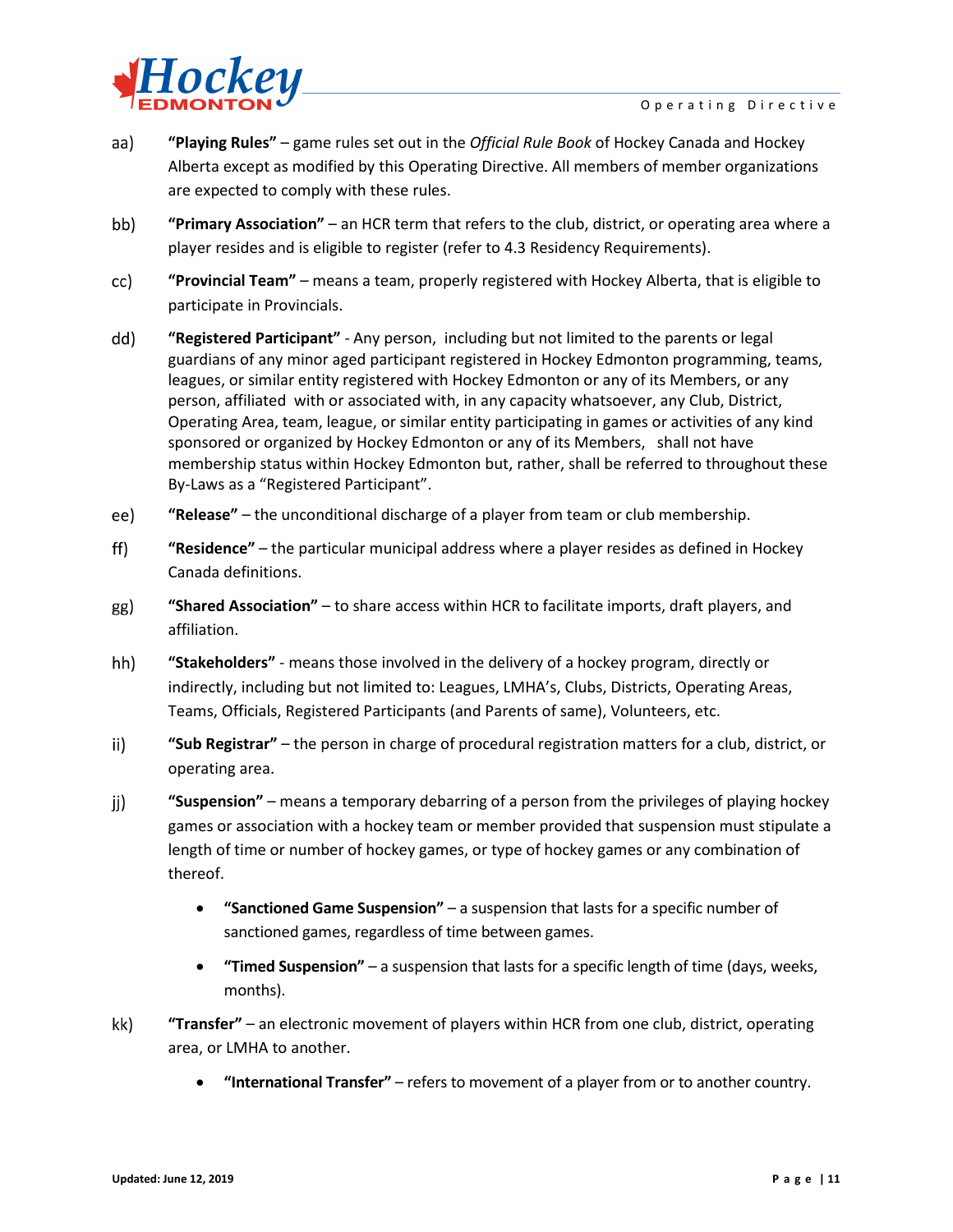aa) **"Playing Rules"** – game rules set out in the *Official Rule Book* of Hockey Canada and Hockey Alberta except as modified by this Operating Directive. All members of member organizations are expected to comply with these rules.

bb) **"Primary Association"** – an HCR term that refers to the club, district, or operating area where a player resides and is eligible to register (refer to 4.3 Residency Requirements).

cc) **"Provincial Team"** – means a team, properly registered with Hockey Alberta, that is eligible to participate in Provincials.

dd) **"Registered Participant"** - Any person, including but not limited to the parents or legal guardians of any minor aged participant registered in Hockey Edmonton programming, teams, leagues, or similar entity registered with Hockey Edmonton or any of its Members, or any person, affiliated with or associated with, in any capacity whatsoever, any Club, District, Operating Area, team, league, or similar entity participating in games or activities of any kind sponsored or organized by Hockey Edmonton or any of its Members, shall not have membership status within Hockey Edmonton but, rather, shall be referred to throughout these By-Laws as a "Registered Participant".

ee) **"Release"** – the unconditional discharge of a player from team or club membership.

ff) **"Residence"** – the particular municipal address where a player resides as defined in Hockey Canada definitions.

gg) **"Shared Association"** – to share access within HCR to facilitate imports, draft players, and affiliation.

hh) **"Stakeholders"** - means those involved in the delivery of a hockey program, directly or indirectly, including but not limited to: Leagues, LMHA's, Clubs, Districts, Operating Areas, Teams, Officials, Registered Participants (and Parents of same), Volunteers, etc.

ii) **"Sub Registrar"** – the person in charge of procedural registration matters for a club, district, or operating area.

jj) **"Suspension"** – means a temporary debarring of a person from the privileges of playing hockey games or association with a hockey team or member provided that suspension must stipulate a length of time or number of hockey games, or type of hockey games or any combination of thereof.

- **"Sanctioned Game Suspension"** – a suspension that lasts for a specific number of sanctioned games, regardless of time between games.
- **"Timed Suspension"** – a suspension that lasts for a specific length of time (days, weeks, months).

kk) **"Transfer"** – an electronic movement of players within HCR from one club, district, operating area, or LMHA to another.

- **"International Transfer"** – refers to movement of a player from or to another country.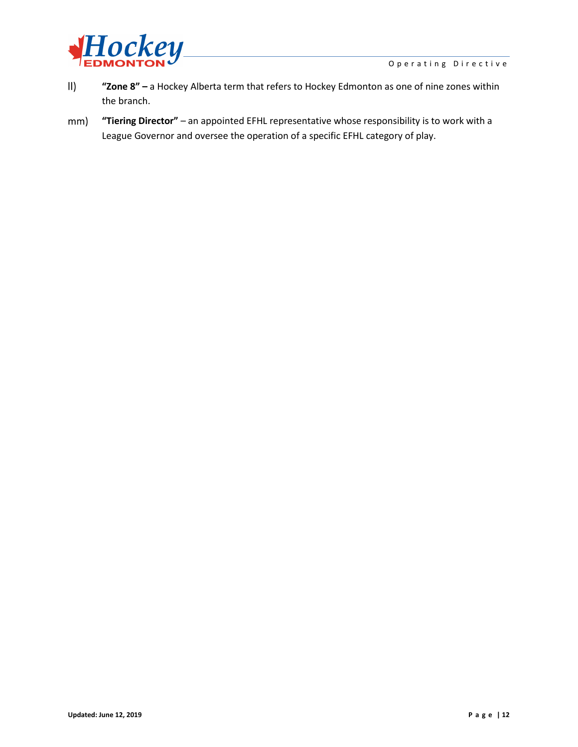ll) **"Zone 8" –** a Hockey Alberta term that refers to Hockey Edmonton as one of nine zones within the branch.

mm) **"Tiering Director"** – an appointed EFHL representative whose responsibility is to work with a League Governor and oversee the operation of a specific EFHL category of play.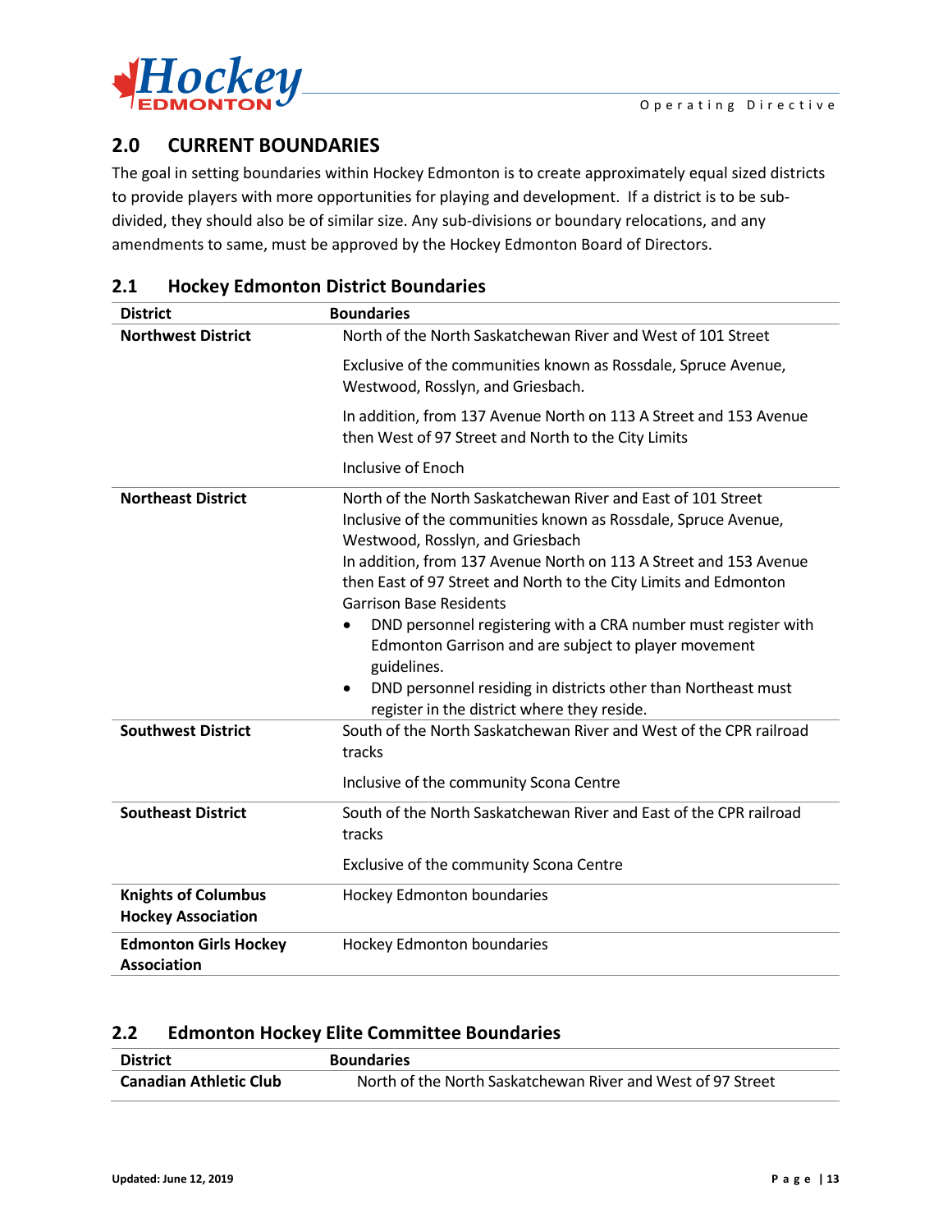## 2.0 CURRENT BOUNDARIES

The goal in setting boundaries within Hockey Edmonton is to create approximately equal sized districts to provide players with more opportunities for playing and development. If a district is to be sub-divided, they should also be of similar size. Any sub-divisions or boundary relocations, and any amendments to same, must be approved by the Hockey Edmonton Board of Directors.

### 2.1 Hockey Edmonton District Boundaries

| District | Boundaries |
|---|---|
| **Northwest District** | North of the North Saskatchewan River and West of 101 Street<br><br>Exclusive of the communities known as Rossdale, Spruce Avenue, Westwood, Rosslyn, and Griesbach.<br><br>In addition, from 137 Avenue North on 113 A Street and 153 Avenue then West of 97 Street and North to the City Limits<br><br>Inclusive of Enoch |
| **Northeast District** | North of the North Saskatchewan River and East of 101 Street Inclusive of the communities known as Rossdale, Spruce Avenue, Westwood, Rosslyn, and Griesbach<br>In addition, from 137 Avenue North on 113 A Street and 153 Avenue then East of 97 Street and North to the City Limits and Edmonton Garrison Base Residents<br>• DND personnel registering with a CRA number must register with Edmonton Garrison and are subject to player movement guidelines.<br>• DND personnel residing in districts other than Northeast must register in the district where they reside. |
| **Southwest District** | South of the North Saskatchewan River and West of the CPR railroad tracks<br><br>Inclusive of the community Scona Centre |
| **Southeast District** | South of the North Saskatchewan River and East of the CPR railroad tracks<br><br>Exclusive of the community Scona Centre |
| **Knights of Columbus Hockey Association** | Hockey Edmonton boundaries |
| **Edmonton Girls Hockey Association** | Hockey Edmonton boundaries |

### 2.2 Edmonton Hockey Elite Committee Boundaries

| District | Boundaries |
|---|---|
| **Canadian Athletic Club** | North of the North Saskatchewan River and West of 97 Street |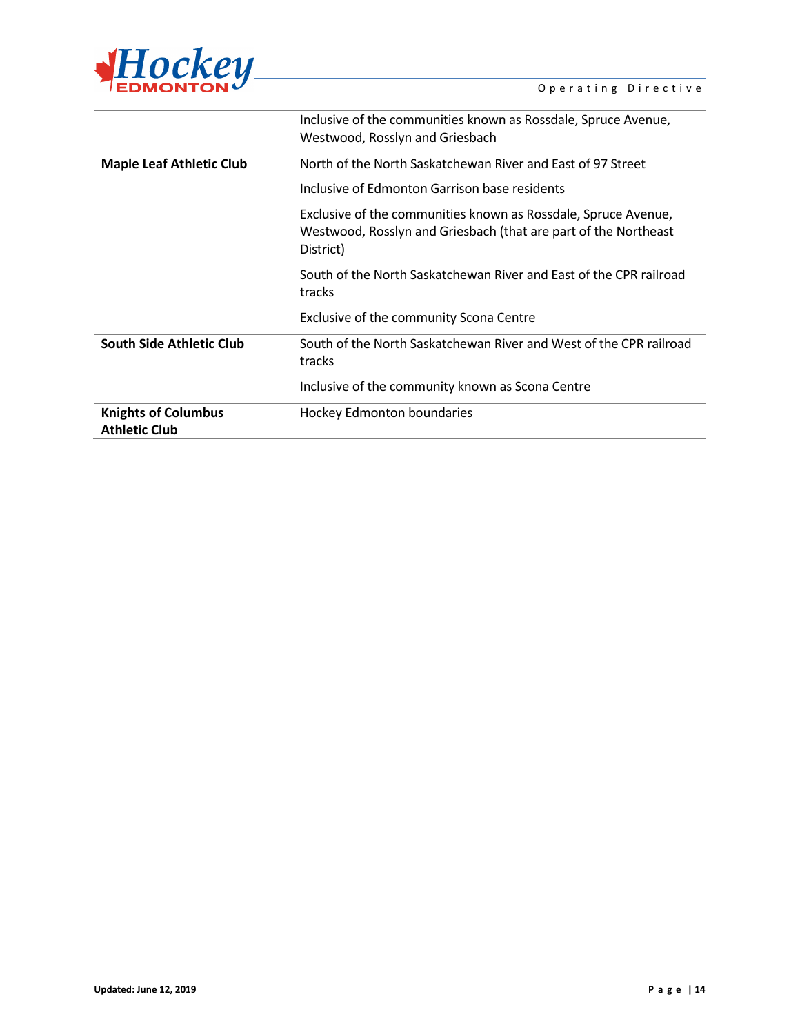| | |
|---|---|
| | Inclusive of the communities known as Rossdale, Spruce Avenue, Westwood, Rosslyn and Griesbach |
| **Maple Leaf Athletic Club** | North of the North Saskatchewan River and East of 97 Street<br><br>Inclusive of Edmonton Garrison base residents<br><br>Exclusive of the communities known as Rossdale, Spruce Avenue, Westwood, Rosslyn and Griesbach (that are part of the Northeast District)<br><br>South of the North Saskatchewan River and East of the CPR railroad tracks<br><br>Exclusive of the community Scona Centre |
| **South Side Athletic Club** | South of the North Saskatchewan River and West of the CPR railroad tracks<br><br>Inclusive of the community known as Scona Centre |
| **Knights of Columbus Athletic Club** | Hockey Edmonton boundaries |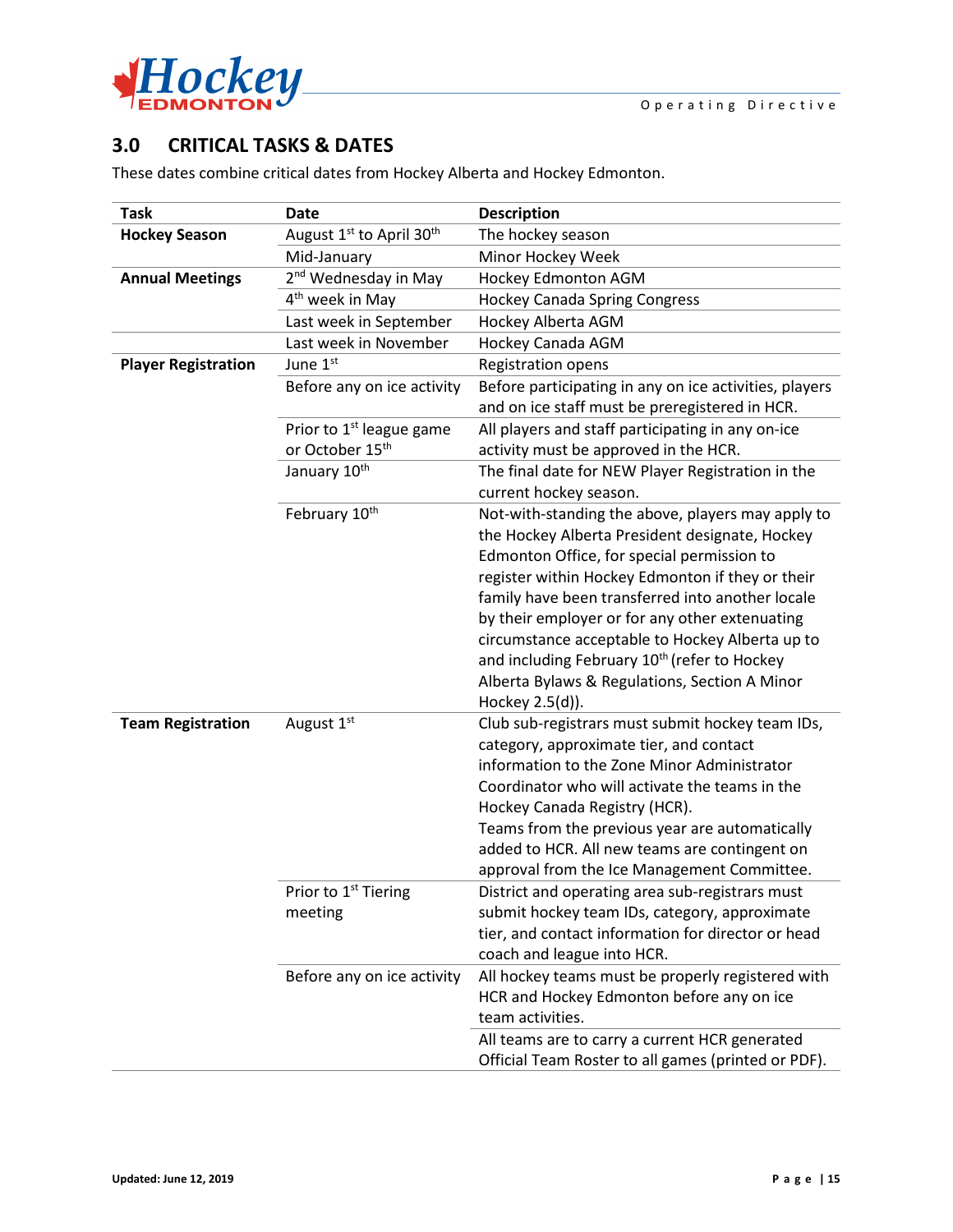## 3.0 CRITICAL TASKS & DATES

These dates combine critical dates from Hockey Alberta and Hockey Edmonton.

| Task | Date | Description |
|---|---|---|
| **Hockey Season** | August 1st to April 30th | The hockey season |
| | Mid-January | Minor Hockey Week |
| **Annual Meetings** | 2nd Wednesday in May | Hockey Edmonton AGM |
| | 4th week in May | Hockey Canada Spring Congress |
| | Last week in September | Hockey Alberta AGM |
| | Last week in November | Hockey Canada AGM |
| **Player Registration** | June 1st | Registration opens |
| | Before any on ice activity | Before participating in any on ice activities, players and on ice staff must be preregistered in HCR. |
| | Prior to 1st league game or October 15th | All players and staff participating in any on-ice activity must be approved in the HCR. |
| | January 10th | The final date for NEW Player Registration in the current hockey season. |
| | February 10th | Not-with-standing the above, players may apply to the Hockey Alberta President designate, Hockey Edmonton Office, for special permission to register within Hockey Edmonton if they or their family have been transferred into another locale by their employer or for any other extenuating circumstance acceptable to Hockey Alberta up to and including February 10th (refer to Hockey Alberta Bylaws & Regulations, Section A Minor Hockey 2.5(d)). |
| **Team Registration** | August 1st | Club sub-registrars must submit hockey team IDs, category, approximate tier, and contact information to the Zone Minor Administrator Coordinator who will activate the teams in the Hockey Canada Registry (HCR). Teams from the previous year are automatically added to HCR. All new teams are contingent on approval from the Ice Management Committee. |
| | Prior to 1st Tiering meeting | District and operating area sub-registrars must submit hockey team IDs, category, approximate tier, and contact information for director or head coach and league into HCR. |
| | Before any on ice activity | All hockey teams must be properly registered with HCR and Hockey Edmonton before any on ice team activities. |
| | | All teams are to carry a current HCR generated Official Team Roster to all games (printed or PDF). |

**Updated: June 12, 2019**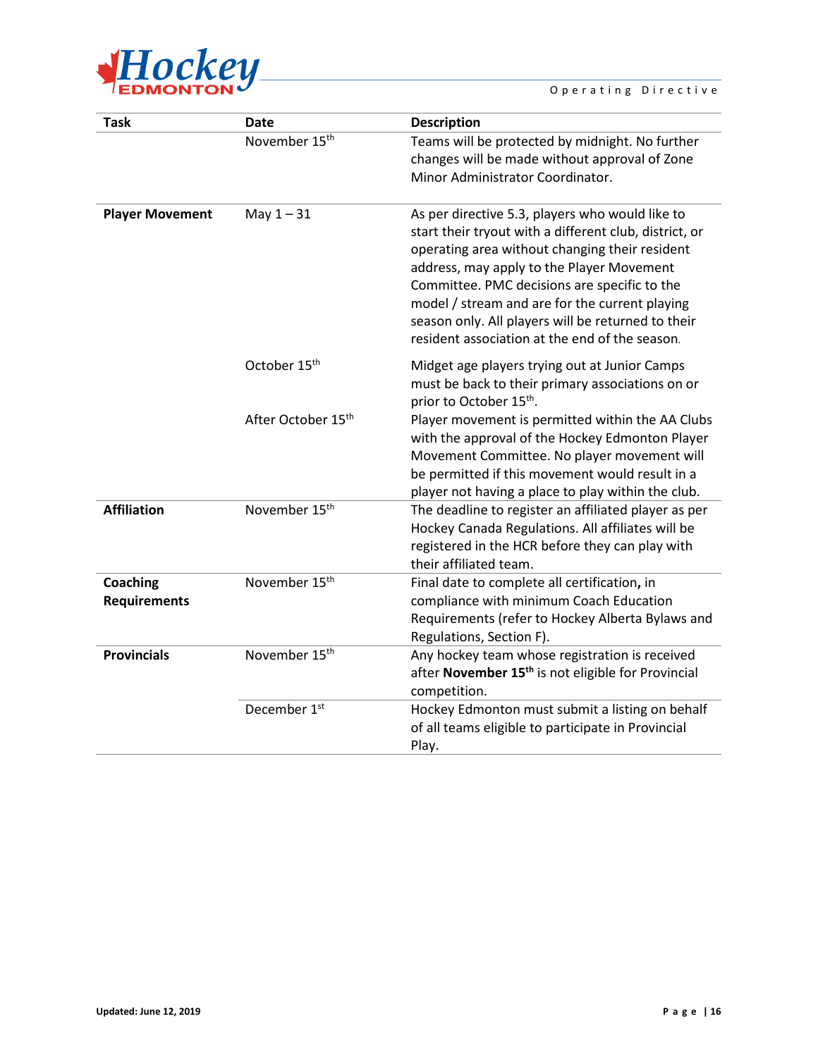| Task | Date | Description |
|---|---|---|
| | November 15th | Teams will be protected by midnight. No further changes will be made without approval of Zone Minor Administrator Coordinator. |
| **Player Movement** | May 1 – 31 | As per directive 5.3, players who would like to start their tryout with a different club, district, or operating area without changing their resident address, may apply to the Player Movement Committee. PMC decisions are specific to the model / stream and are for the current playing season only. All players will be returned to their resident association at the end of the season. |
| | October 15th | Midget age players trying out at Junior Camps must be back to their primary associations on or prior to October 15th. |
| | After October 15th | Player movement is permitted within the AA Clubs with the approval of the Hockey Edmonton Player Movement Committee. No player movement will be permitted if this movement would result in a player not having a place to play within the club. |
| **Affiliation** | November 15th | The deadline to register an affiliated player as per Hockey Canada Regulations. All affiliates will be registered in the HCR before they can play with their affiliated team. |
| **Coaching Requirements** | November 15th | Final date to complete all certification**,** in compliance with minimum Coach Education Requirements (refer to Hockey Alberta Bylaws and Regulations, Section F). |
| **Provincials** | November 15th | Any hockey team whose registration is received after **November 15th** is not eligible for Provincial competition. |
| | December 1st | Hockey Edmonton must submit a listing on behalf of all teams eligible to participate in Provincial Play. |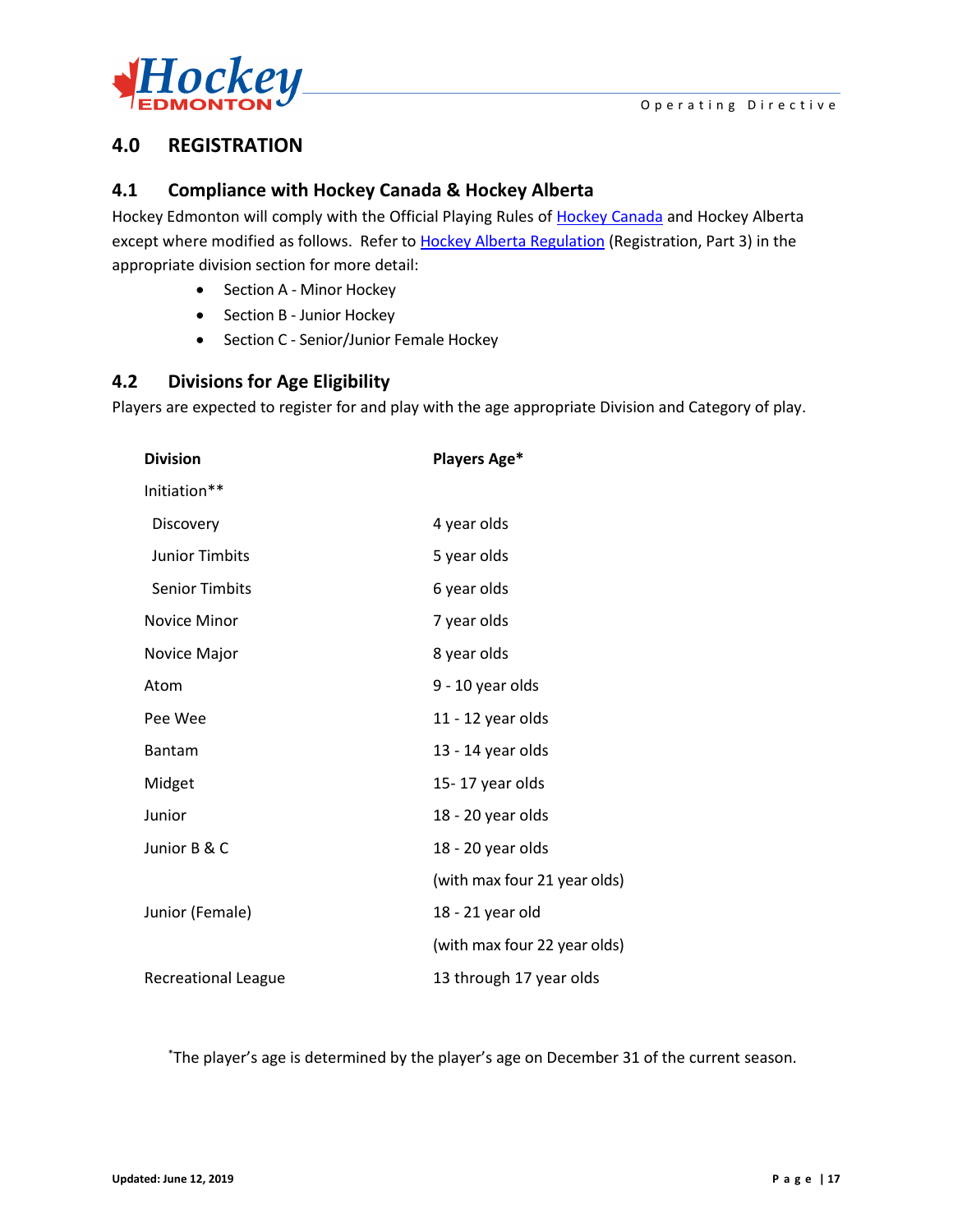## 4.0 REGISTRATION

### 4.1 Compliance with Hockey Canada & Hockey Alberta

Hockey Edmonton will comply with the Official Playing Rules of Hockey Canada and Hockey Alberta except where modified as follows. Refer to Hockey Alberta Regulation (Registration, Part 3) in the appropriate division section for more detail:

- Section A - Minor Hockey
- Section B - Junior Hockey
- Section C - Senior/Junior Female Hockey

### 4.2 Divisions for Age Eligibility

Players are expected to register for and play with the age appropriate Division and Category of play.

| Division | Players Age* |
|---|---|
| Initiation** | |
| Discovery | 4 year olds |
| Junior Timbits | 5 year olds |
| Senior Timbits | 6 year olds |
| Novice Minor | 7 year olds |
| Novice Major | 8 year olds |
| Atom | 9 - 10 year olds |
| Pee Wee | 11 - 12 year olds |
| Bantam | 13 - 14 year olds |
| Midget | 15- 17 year olds |
| Junior | 18 - 20 year olds |
| Junior B & C | 18 - 20 year olds (with max four 21 year olds) |
| Junior (Female) | 18 - 21 year old (with max four 22 year olds) |
| Recreational League | 13 through 17 year olds |

*The player's age is determined by the player's age on December 31 of the current season.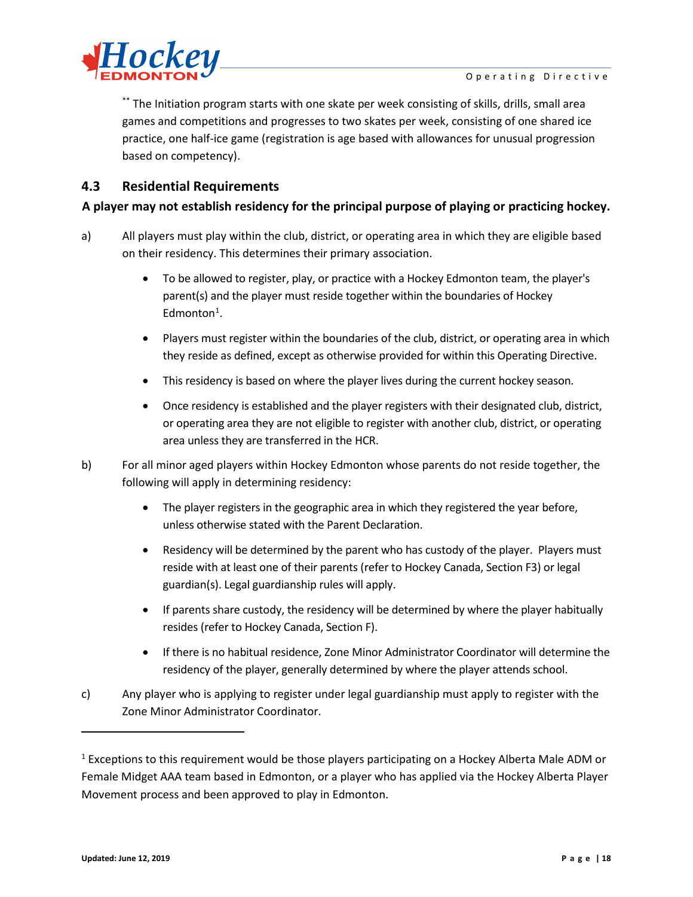** The Initiation program starts with one skate per week consisting of skills, drills, small area games and competitions and progresses to two skates per week, consisting of one shared ice practice, one half-ice game (registration is age based with allowances for unusual progression based on competency).

### 4.3 Residential Requirements

**A player may not establish residency for the principal purpose of playing or practicing hockey.**

a) All players must play within the club, district, or operating area in which they are eligible based on their residency. This determines their primary association.

- To be allowed to register, play, or practice with a Hockey Edmonton team, the player's parent(s) and the player must reside together within the boundaries of Hockey Edmonton[1].
- Players must register within the boundaries of the club, district, or operating area in which they reside as defined, except as otherwise provided for within this Operating Directive.
- This residency is based on where the player lives during the current hockey season.
- Once residency is established and the player registers with their designated club, district, or operating area they are not eligible to register with another club, district, or operating area unless they are transferred in the HCR.

b) For all minor aged players within Hockey Edmonton whose parents do not reside together, the following will apply in determining residency:

- The player registers in the geographic area in which they registered the year before, unless otherwise stated with the Parent Declaration.
- Residency will be determined by the parent who has custody of the player. Players must reside with at least one of their parents (refer to Hockey Canada, Section F3) or legal guardian(s). Legal guardianship rules will apply.
- If parents share custody, the residency will be determined by where the player habitually resides (refer to Hockey Canada, Section F).
- If there is no habitual residence, Zone Minor Administrator Coordinator will determine the residency of the player, generally determined by where the player attends school.

c) Any player who is applying to register under legal guardianship must apply to register with the Zone Minor Administrator Coordinator.

---

[1] Exceptions to this requirement would be those players participating on a Hockey Alberta Male ADM or Female Midget AAA team based in Edmonton, or a player who has applied via the Hockey Alberta Player Movement process and been approved to play in Edmonton.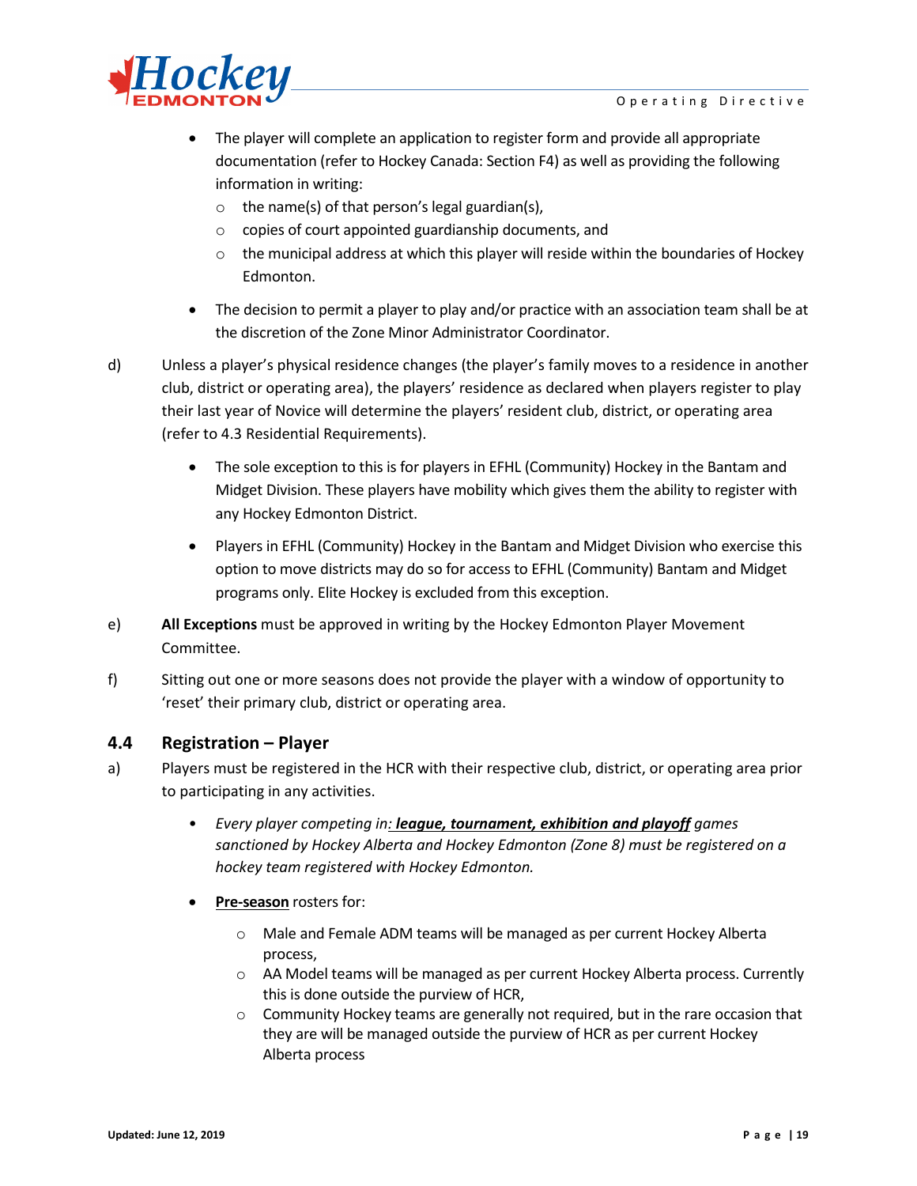- The player will complete an application to register form and provide all appropriate documentation (refer to Hockey Canada: Section F4) as well as providing the following information in writing:
  - the name(s) of that person's legal guardian(s),
  - copies of court appointed guardianship documents, and
  - the municipal address at which this player will reside within the boundaries of Hockey Edmonton.
- The decision to permit a player to play and/or practice with an association team shall be at the discretion of the Zone Minor Administrator Coordinator.

d) Unless a player's physical residence changes (the player's family moves to a residence in another club, district or operating area), the players' residence as declared when players register to play their last year of Novice will determine the players' resident club, district, or operating area (refer to 4.3 Residential Requirements).

- The sole exception to this is for players in EFHL (Community) Hockey in the Bantam and Midget Division. These players have mobility which gives them the ability to register with any Hockey Edmonton District.
- Players in EFHL (Community) Hockey in the Bantam and Midget Division who exercise this option to move districts may do so for access to EFHL (Community) Bantam and Midget programs only. Elite Hockey is excluded from this exception.

e) **All Exceptions** must be approved in writing by the Hockey Edmonton Player Movement Committee.

f) Sitting out one or more seasons does not provide the player with a window of opportunity to 'reset' their primary club, district or operating area.

### 4.4 Registration – Player

a) Players must be registered in the HCR with their respective club, district, or operating area prior to participating in any activities.

- *Every player competing in: **league, tournament, exhibition and playoff** games sanctioned by Hockey Alberta and Hockey Edmonton (Zone 8) must be registered on a hockey team registered with Hockey Edmonton.*
- **Pre-season** rosters for:
  - Male and Female ADM teams will be managed as per current Hockey Alberta process,
  - AA Model teams will be managed as per current Hockey Alberta process. Currently this is done outside the purview of HCR,
  - Community Hockey teams are generally not required, but in the rare occasion that they are will be managed outside the purview of HCR as per current Hockey Alberta process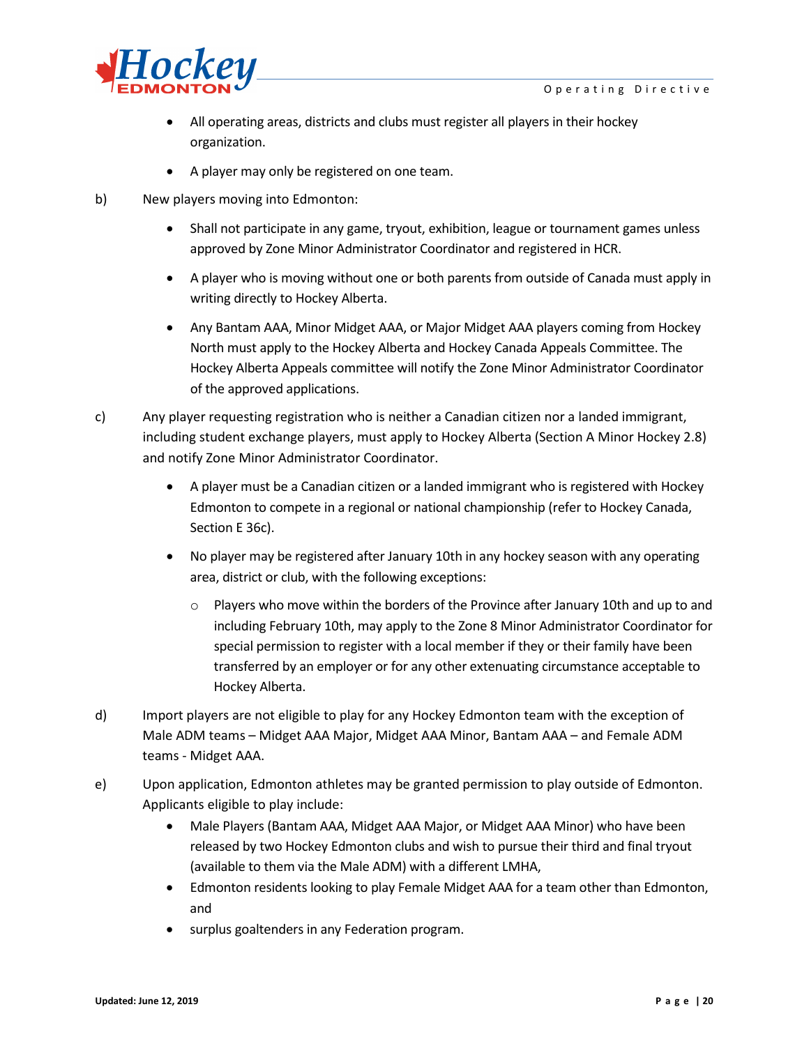- All operating areas, districts and clubs must register all players in their hockey organization.
- A player may only be registered on one team.

b) New players moving into Edmonton:

- Shall not participate in any game, tryout, exhibition, league or tournament games unless approved by Zone Minor Administrator Coordinator and registered in HCR.
- A player who is moving without one or both parents from outside of Canada must apply in writing directly to Hockey Alberta.
- Any Bantam AAA, Minor Midget AAA, or Major Midget AAA players coming from Hockey North must apply to the Hockey Alberta and Hockey Canada Appeals Committee. The Hockey Alberta Appeals committee will notify the Zone Minor Administrator Coordinator of the approved applications.

c) Any player requesting registration who is neither a Canadian citizen nor a landed immigrant, including student exchange players, must apply to Hockey Alberta (Section A Minor Hockey 2.8) and notify Zone Minor Administrator Coordinator.

- A player must be a Canadian citizen or a landed immigrant who is registered with Hockey Edmonton to compete in a regional or national championship (refer to Hockey Canada, Section E 36c).
- No player may be registered after January 10th in any hockey season with any operating area, district or club, with the following exceptions:
  - Players who move within the borders of the Province after January 10th and up to and including February 10th, may apply to the Zone 8 Minor Administrator Coordinator for special permission to register with a local member if they or their family have been transferred by an employer or for any other extenuating circumstance acceptable to Hockey Alberta.

d) Import players are not eligible to play for any Hockey Edmonton team with the exception of Male ADM teams – Midget AAA Major, Midget AAA Minor, Bantam AAA – and Female ADM teams - Midget AAA.

e) Upon application, Edmonton athletes may be granted permission to play outside of Edmonton. Applicants eligible to play include:

- Male Players (Bantam AAA, Midget AAA Major, or Midget AAA Minor) who have been released by two Hockey Edmonton clubs and wish to pursue their third and final tryout (available to them via the Male ADM) with a different LMHA,
- Edmonton residents looking to play Female Midget AAA for a team other than Edmonton, and
- surplus goaltenders in any Federation program.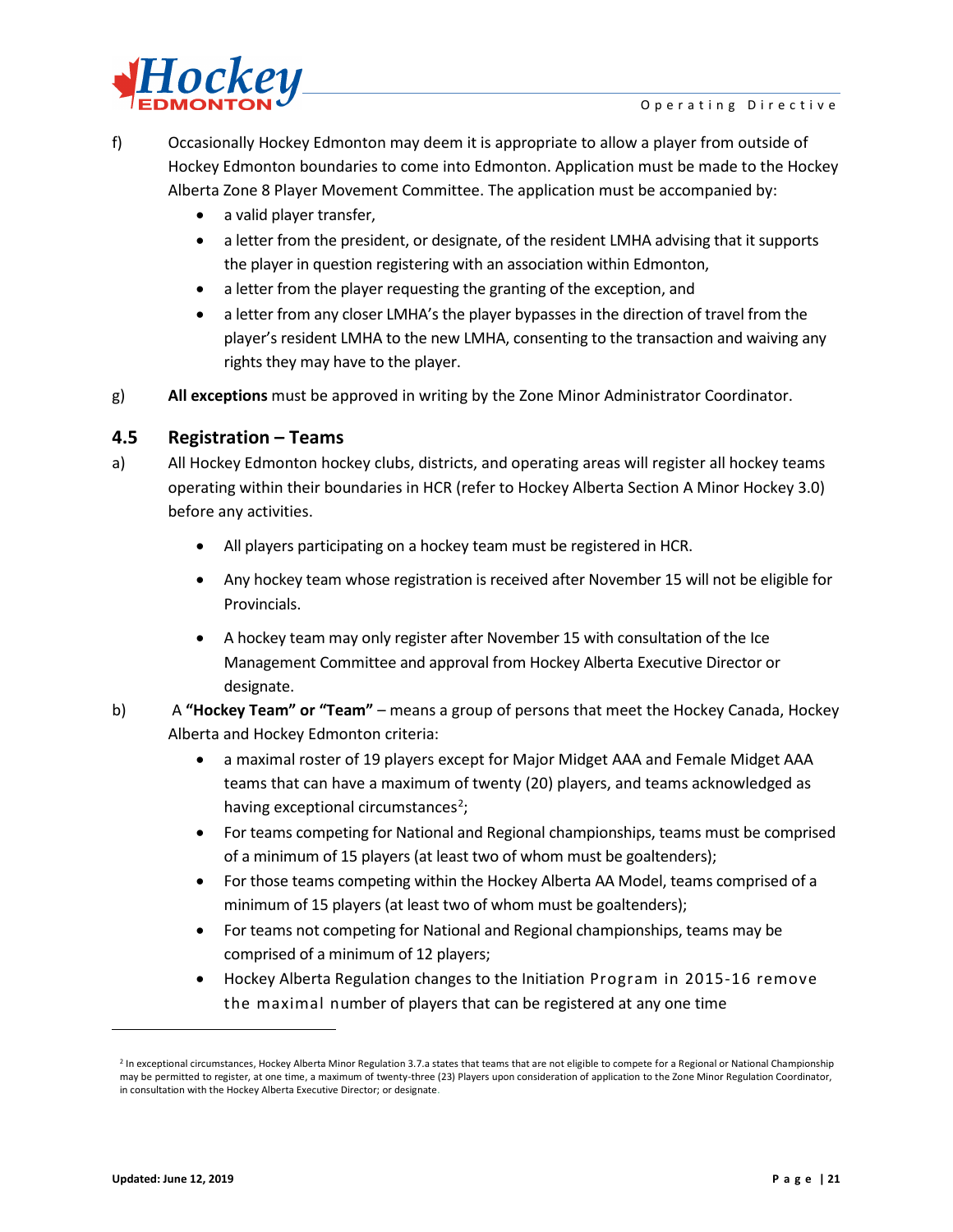f) Occasionally Hockey Edmonton may deem it is appropriate to allow a player from outside of Hockey Edmonton boundaries to come into Edmonton. Application must be made to the Hockey Alberta Zone 8 Player Movement Committee. The application must be accompanied by:

- a valid player transfer,
- a letter from the president, or designate, of the resident LMHA advising that it supports the player in question registering with an association within Edmonton,
- a letter from the player requesting the granting of the exception, and
- a letter from any closer LMHA's the player bypasses in the direction of travel from the player's resident LMHA to the new LMHA, consenting to the transaction and waiving any rights they may have to the player.

g) **All exceptions** must be approved in writing by the Zone Minor Administrator Coordinator.

### 4.5 Registration – Teams

a) All Hockey Edmonton hockey clubs, districts, and operating areas will register all hockey teams operating within their boundaries in HCR (refer to Hockey Alberta Section A Minor Hockey 3.0) before any activities.

- All players participating on a hockey team must be registered in HCR.
- Any hockey team whose registration is received after November 15 will not be eligible for Provincials.
- A hockey team may only register after November 15 with consultation of the Ice Management Committee and approval from Hockey Alberta Executive Director or designate.

b) A **"Hockey Team" or "Team"** – means a group of persons that meet the Hockey Canada, Hockey Alberta and Hockey Edmonton criteria:

- a maximal roster of 19 players except for Major Midget AAA and Female Midget AAA teams that can have a maximum of twenty (20) players, and teams acknowledged as having exceptional circumstances[2];
- For teams competing for National and Regional championships, teams must be comprised of a minimum of 15 players (at least two of whom must be goaltenders);
- For those teams competing within the Hockey Alberta AA Model, teams comprised of a minimum of 15 players (at least two of whom must be goaltenders);
- For teams not competing for National and Regional championships, teams may be comprised of a minimum of 12 players;
- Hockey Alberta Regulation changes to the Initiation Program in 2015-16 remove the maximal number of players that can be registered at any one time

[2] In exceptional circumstances, Hockey Alberta Minor Regulation 3.7.a states that teams that are not eligible to compete for a Regional or National Championship may be permitted to register, at one time, a maximum of twenty-three (23) Players upon consideration of application to the Zone Minor Regulation Coordinator, in consultation with the Hockey Alberta Executive Director; or designate.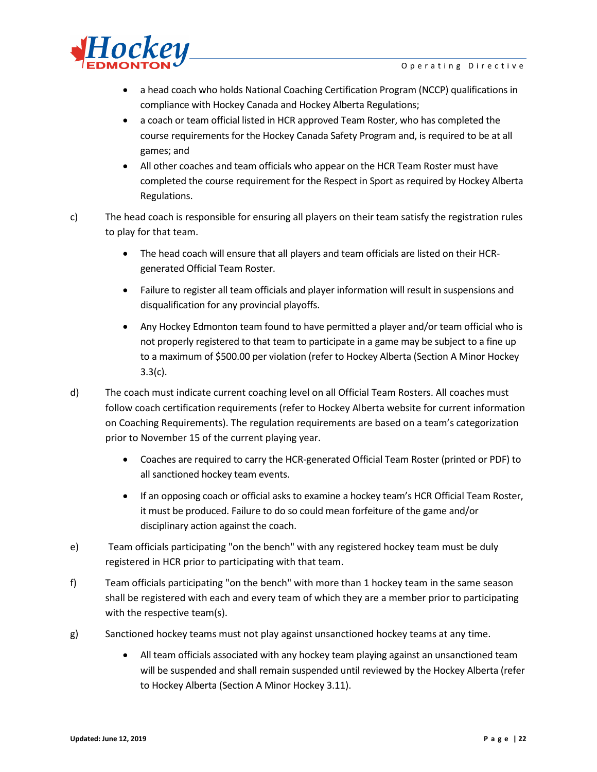- a head coach who holds National Coaching Certification Program (NCCP) qualifications in compliance with Hockey Canada and Hockey Alberta Regulations;
- a coach or team official listed in HCR approved Team Roster, who has completed the course requirements for the Hockey Canada Safety Program and, is required to be at all games; and
- All other coaches and team officials who appear on the HCR Team Roster must have completed the course requirement for the Respect in Sport as required by Hockey Alberta Regulations.

c) The head coach is responsible for ensuring all players on their team satisfy the registration rules to play for that team.

- The head coach will ensure that all players and team officials are listed on their HCR-generated Official Team Roster.
- Failure to register all team officials and player information will result in suspensions and disqualification for any provincial playoffs.
- Any Hockey Edmonton team found to have permitted a player and/or team official who is not properly registered to that team to participate in a game may be subject to a fine up to a maximum of $500.00 per violation (refer to Hockey Alberta (Section A Minor Hockey 3.3(c).

d) The coach must indicate current coaching level on all Official Team Rosters. All coaches must follow coach certification requirements (refer to Hockey Alberta website for current information on Coaching Requirements). The regulation requirements are based on a team's categorization prior to November 15 of the current playing year.

- Coaches are required to carry the HCR-generated Official Team Roster (printed or PDF) to all sanctioned hockey team events.
- If an opposing coach or official asks to examine a hockey team's HCR Official Team Roster, it must be produced. Failure to do so could mean forfeiture of the game and/or disciplinary action against the coach.

e) Team officials participating "on the bench" with any registered hockey team must be duly registered in HCR prior to participating with that team.

f) Team officials participating "on the bench" with more than 1 hockey team in the same season shall be registered with each and every team of which they are a member prior to participating with the respective team(s).

g) Sanctioned hockey teams must not play against unsanctioned hockey teams at any time.

- All team officials associated with any hockey team playing against an unsanctioned team will be suspended and shall remain suspended until reviewed by the Hockey Alberta (refer to Hockey Alberta (Section A Minor Hockey 3.11).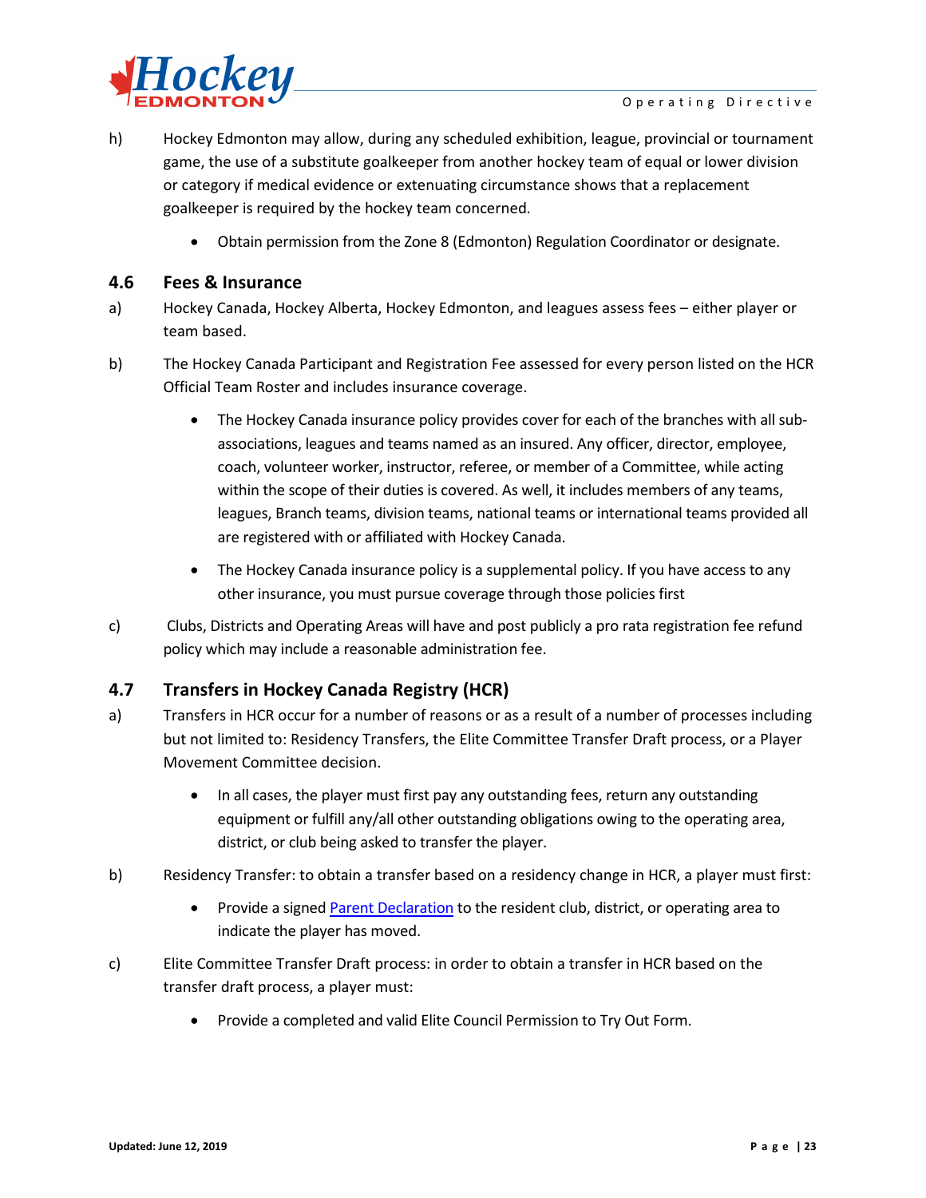h) Hockey Edmonton may allow, during any scheduled exhibition, league, provincial or tournament game, the use of a substitute goalkeeper from another hockey team of equal or lower division or category if medical evidence or extenuating circumstance shows that a replacement goalkeeper is required by the hockey team concerned.

- Obtain permission from the Zone 8 (Edmonton) Regulation Coordinator or designate.

## 4.6 Fees & Insurance

a) Hockey Canada, Hockey Alberta, Hockey Edmonton, and leagues assess fees – either player or team based.

b) The Hockey Canada Participant and Registration Fee assessed for every person listed on the HCR Official Team Roster and includes insurance coverage.

- The Hockey Canada insurance policy provides cover for each of the branches with all sub-associations, leagues and teams named as an insured. Any officer, director, employee, coach, volunteer worker, instructor, referee, or member of a Committee, while acting within the scope of their duties is covered. As well, it includes members of any teams, leagues, Branch teams, division teams, national teams or international teams provided all are registered with or affiliated with Hockey Canada.
- The Hockey Canada insurance policy is a supplemental policy. If you have access to any other insurance, you must pursue coverage through those policies first

c) Clubs, Districts and Operating Areas will have and post publicly a pro rata registration fee refund policy which may include a reasonable administration fee.

## 4.7 Transfers in Hockey Canada Registry (HCR)

a) Transfers in HCR occur for a number of reasons or as a result of a number of processes including but not limited to: Residency Transfers, the Elite Committee Transfer Draft process, or a Player Movement Committee decision.

- In all cases, the player must first pay any outstanding fees, return any outstanding equipment or fulfill any/all other outstanding obligations owing to the operating area, district, or club being asked to transfer the player.

b) Residency Transfer: to obtain a transfer based on a residency change in HCR, a player must first:

- Provide a signed Parent Declaration to the resident club, district, or operating area to indicate the player has moved.

c) Elite Committee Transfer Draft process: in order to obtain a transfer in HCR based on the transfer draft process, a player must:

- Provide a completed and valid Elite Council Permission to Try Out Form.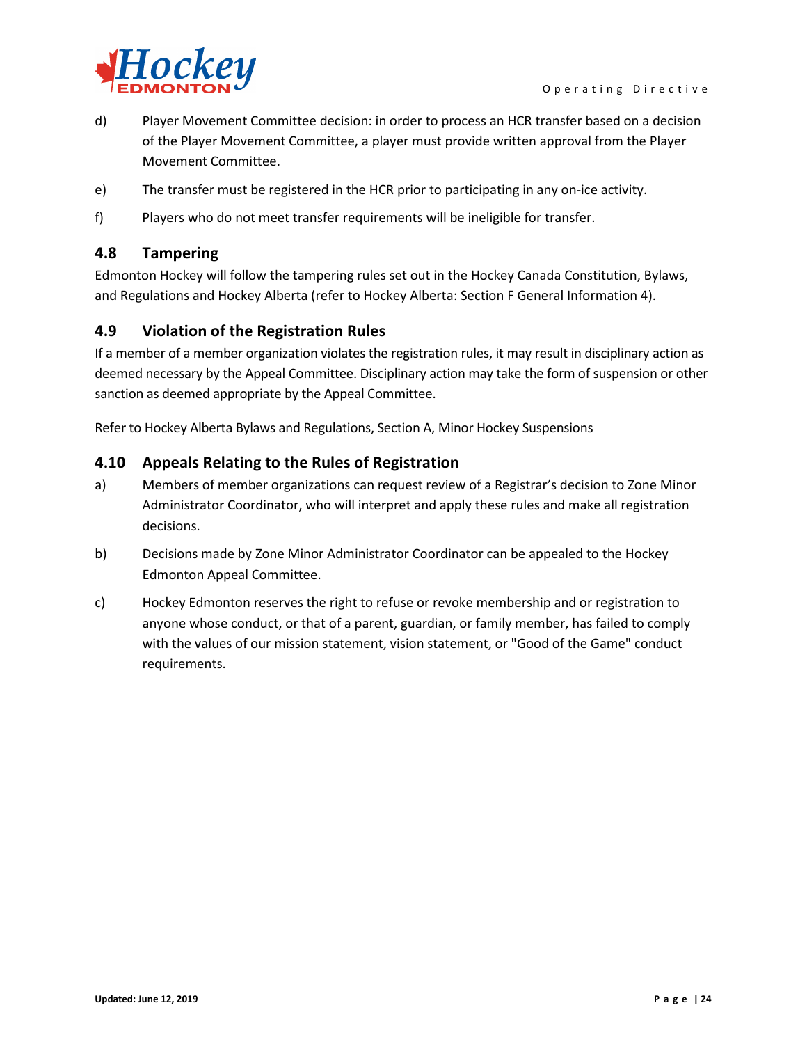d) Player Movement Committee decision: in order to process an HCR transfer based on a decision of the Player Movement Committee, a player must provide written approval from the Player Movement Committee.

e) The transfer must be registered in the HCR prior to participating in any on-ice activity.

f) Players who do not meet transfer requirements will be ineligible for transfer.

## 4.8 Tampering

Edmonton Hockey will follow the tampering rules set out in the Hockey Canada Constitution, Bylaws, and Regulations and Hockey Alberta (refer to Hockey Alberta: Section F General Information 4).

## 4.9 Violation of the Registration Rules

If a member of a member organization violates the registration rules, it may result in disciplinary action as deemed necessary by the Appeal Committee. Disciplinary action may take the form of suspension or other sanction as deemed appropriate by the Appeal Committee.

Refer to Hockey Alberta Bylaws and Regulations, Section A, Minor Hockey Suspensions

## 4.10 Appeals Relating to the Rules of Registration

a) Members of member organizations can request review of a Registrar's decision to Zone Minor Administrator Coordinator, who will interpret and apply these rules and make all registration decisions.

b) Decisions made by Zone Minor Administrator Coordinator can be appealed to the Hockey Edmonton Appeal Committee.

c) Hockey Edmonton reserves the right to refuse or revoke membership and or registration to anyone whose conduct, or that of a parent, guardian, or family member, has failed to comply with the values of our mission statement, vision statement, or "Good of the Game" conduct requirements.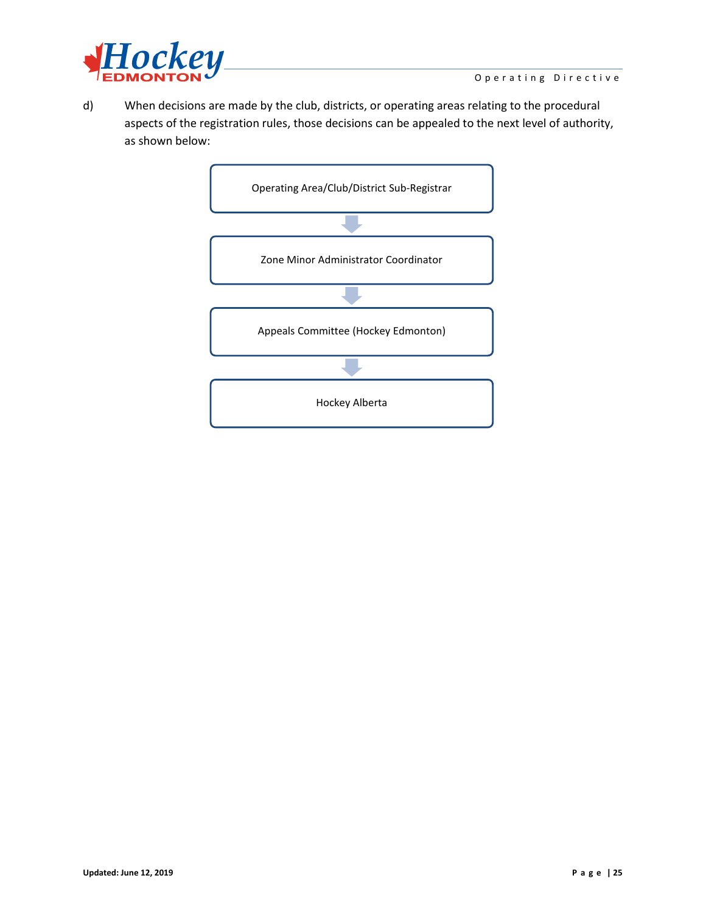d) When decisions are made by the club, districts, or operating areas relating to the procedural aspects of the registration rules, those decisions can be appealed to the next level of authority, as shown below:

Operating Area/Club/District Sub-Registrar

↓

Zone Minor Administrator Coordinator

↓

Appeals Committee (Hockey Edmonton)

↓

Hockey Alberta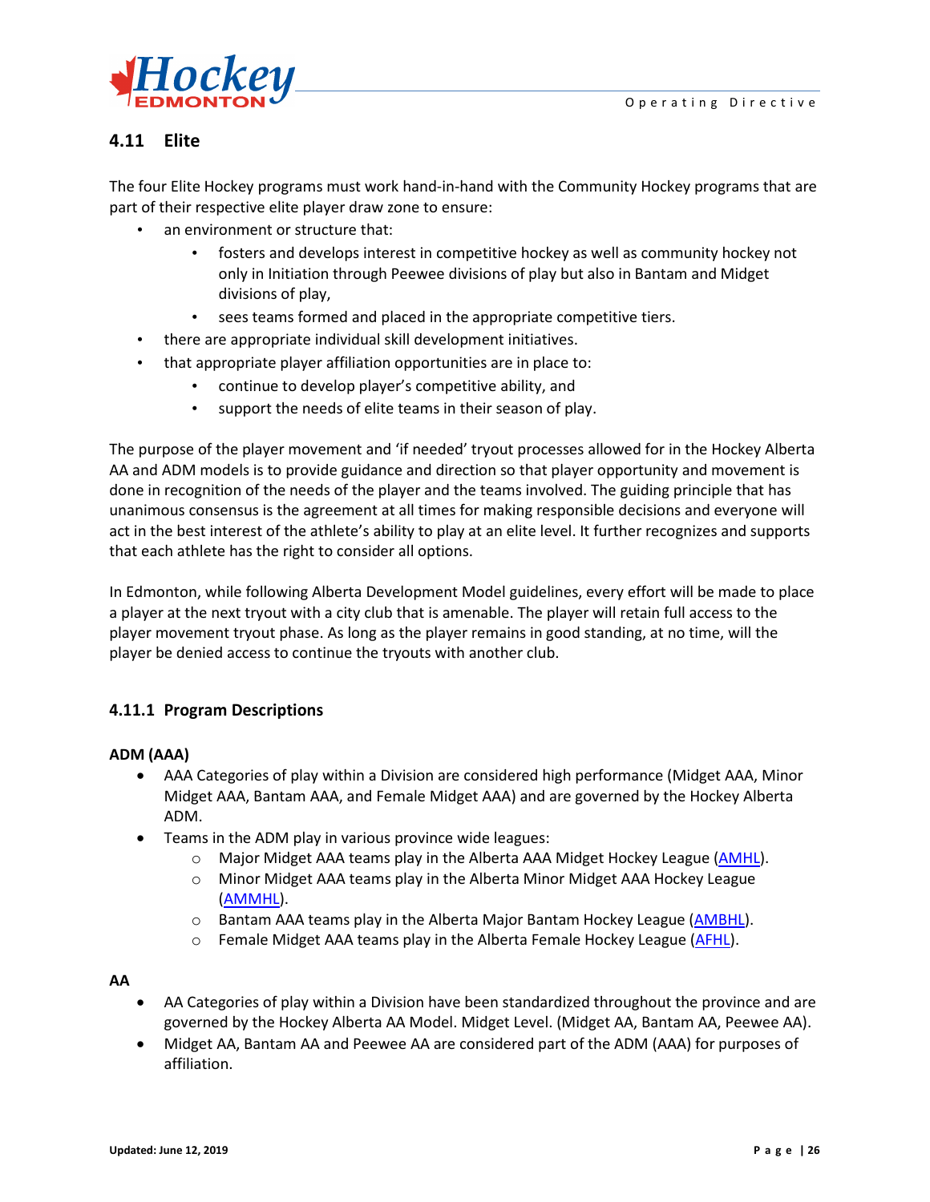## 4.11 Elite

The four Elite Hockey programs must work hand-in-hand with the Community Hockey programs that are part of their respective elite player draw zone to ensure:

- an environment or structure that:
    - fosters and develops interest in competitive hockey as well as community hockey not only in Initiation through Peewee divisions of play but also in Bantam and Midget divisions of play,
    - sees teams formed and placed in the appropriate competitive tiers.
- there are appropriate individual skill development initiatives.
- that appropriate player affiliation opportunities are in place to:
    - continue to develop player's competitive ability, and
    - support the needs of elite teams in their season of play.

The purpose of the player movement and 'if needed' tryout processes allowed for in the Hockey Alberta AA and ADM models is to provide guidance and direction so that player opportunity and movement is done in recognition of the needs of the player and the teams involved. The guiding principle that has unanimous consensus is the agreement at all times for making responsible decisions and everyone will act in the best interest of the athlete's ability to play at an elite level. It further recognizes and supports that each athlete has the right to consider all options.

In Edmonton, while following Alberta Development Model guidelines, every effort will be made to place a player at the next tryout with a city club that is amenable. The player will retain full access to the player movement tryout phase. As long as the player remains in good standing, at no time, will the player be denied access to continue the tryouts with another club.

### 4.11.1 Program Descriptions

**ADM (AAA)**

- AAA Categories of play within a Division are considered high performance (Midget AAA, Minor Midget AAA, Bantam AAA, and Female Midget AAA) and are governed by the Hockey Alberta ADM.
- Teams in the ADM play in various province wide leagues:
    - Major Midget AAA teams play in the Alberta AAA Midget Hockey League (AMHL).
    - Minor Midget AAA teams play in the Alberta Minor Midget AAA Hockey League (AMMHL).
    - Bantam AAA teams play in the Alberta Major Bantam Hockey League (AMBHL).
    - Female Midget AAA teams play in the Alberta Female Hockey League (AFHL).

**AA**

- AA Categories of play within a Division have been standardized throughout the province and are governed by the Hockey Alberta AA Model. Midget Level. (Midget AA, Bantam AA, Peewee AA).
- Midget AA, Bantam AA and Peewee AA are considered part of the ADM (AAA) for purposes of affiliation.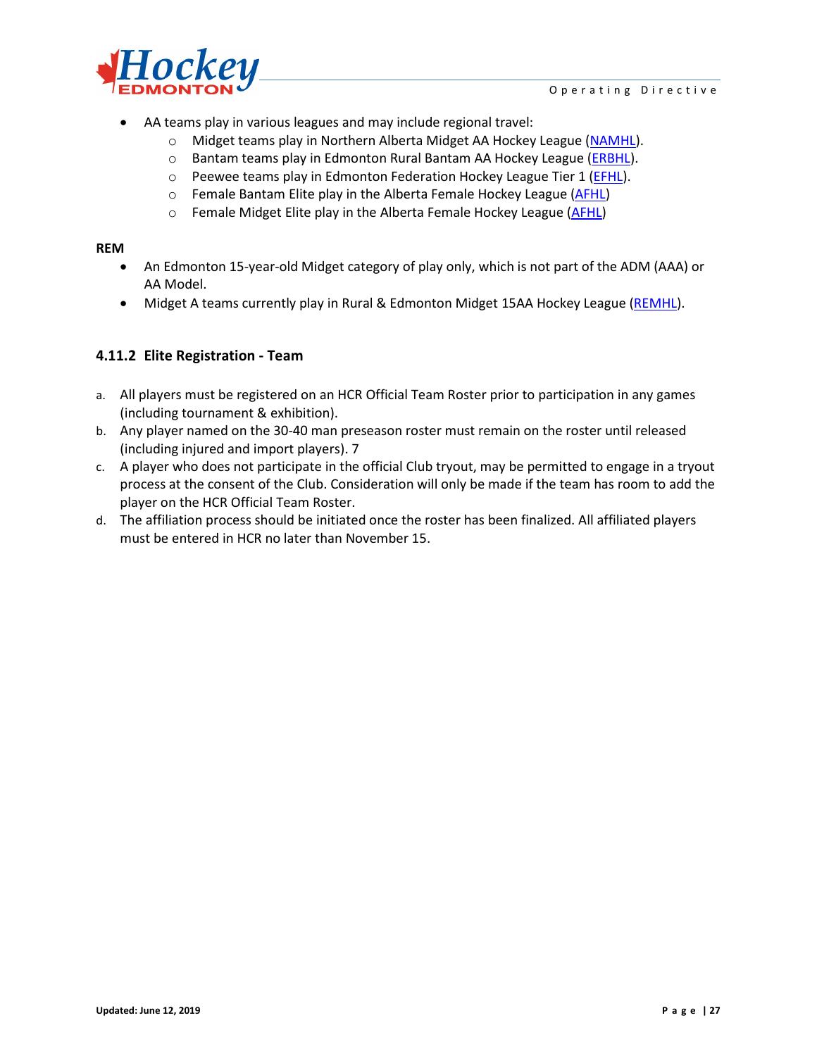- AA teams play in various leagues and may include regional travel:
    - Midget teams play in Northern Alberta Midget AA Hockey League (NAMHL).
    - Bantam teams play in Edmonton Rural Bantam AA Hockey League (ERBHL).
    - Peewee teams play in Edmonton Federation Hockey League Tier 1 (EFHL).
    - Female Bantam Elite play in the Alberta Female Hockey League (AFHL)
    - Female Midget Elite play in the Alberta Female Hockey League (AFHL)

**REM**

- An Edmonton 15-year-old Midget category of play only, which is not part of the ADM (AAA) or AA Model.
- Midget A teams currently play in Rural & Edmonton Midget 15AA Hockey League (REMHL).

### 4.11.2 Elite Registration - Team

a. All players must be registered on an HCR Official Team Roster prior to participation in any games (including tournament & exhibition).

b. Any player named on the 30-40 man preseason roster must remain on the roster until released (including injured and import players). 7

c. A player who does not participate in the official Club tryout, may be permitted to engage in a tryout process at the consent of the Club. Consideration will only be made if the team has room to add the player on the HCR Official Team Roster.

d. The affiliation process should be initiated once the roster has been finalized. All affiliated players must be entered in HCR no later than November 15.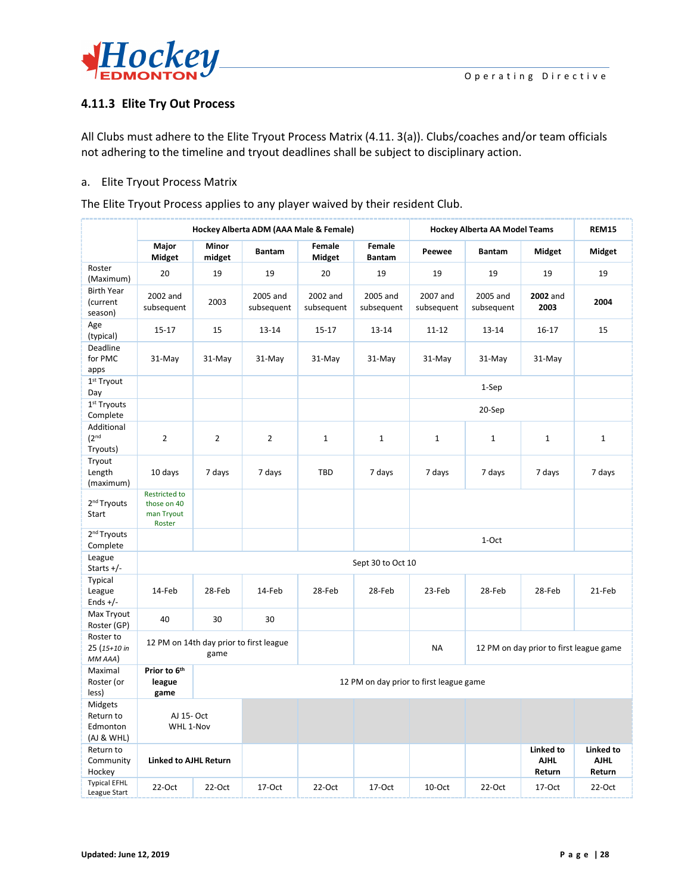### 4.11.3 Elite Try Out Process

All Clubs must adhere to the Elite Tryout Process Matrix (4.11. 3(a)). Clubs/coaches and/or team officials not adhering to the timeline and tryout deadlines shall be subject to disciplinary action.

a. Elite Tryout Process Matrix

The Elite Tryout Process applies to any player waived by their resident Club.

| | Hockey Alberta ADM (AAA Male & Female) | | | | | Hockey Alberta AA Model Teams | | | REM15 |
|---|---|---|---|---|---|---|---|---|---|
| | **Major Midget** | **Minor midget** | **Bantam** | **Female Midget** | **Female Bantam** | **Peewee** | **Bantam** | **Midget** | **Midget** |
| Roster (Maximum) | 20 | 19 | 19 | 20 | 19 | 19 | 19 | 19 | 19 |
| Birth Year (current season) | 2002 and subsequent | 2003 | 2005 and subsequent | 2002 and subsequent | 2005 and subsequent | 2007 and subsequent | 2005 and subsequent | **2002** and **2003** | **2004** |
| Age (typical) | 15-17 | 15 | 13-14 | 15-17 | 13-14 | 11-12 | 13-14 | 16-17 | 15 |
| Deadline for PMC apps | 31-May | 31-May | 31-May | 31-May | 31-May | 31-May | 31-May | 31-May | |
| 1st Tryout Day | | | | | | 1-Sep | | | |
| 1st Tryouts Complete | | | | | | 20-Sep | | | |
| Additional (2nd Tryouts) | 2 | 2 | 2 | 1 | 1 | 1 | 1 | 1 | 1 |
| Tryout Length (maximum) | 10 days | 7 days | 7 days | TBD | 7 days | 7 days | 7 days | 7 days | 7 days |
| 2nd Tryouts Start | Restricted to those on 40 man Tryout Roster | | | | | | | | |
| 2nd Tryouts Complete | | | | | | 1-Oct | | | |
| League Starts +/- | Sept 30 to Oct 10 | | | | | | | | |
| Typical League Ends +/- | 14-Feb | 28-Feb | 14-Feb | 28-Feb | 28-Feb | 23-Feb | 28-Feb | 28-Feb | 21-Feb |
| Max Tryout Roster (GP) | 40 | 30 | 30 | | | | | | |
| Roster to 25 (*15+10 in MM AAA*) | 12 PM on 14th day prior to first league game | | | | | NA | 12 PM on day prior to first league game | | |
| Maximal Roster (or less) | **Prior to 6th league game** | 12 PM on day prior to first league game | | | | | | | |
| Midgets Return to Edmonton (AJ & WHL) | AJ 15- Oct WHL 1-Nov | | | | | | | | |
| Return to Community Hockey | **Linked to AJHL Return** | | | | | | | **Linked to AJHL Return** | **Linked to AJHL Return** |
| Typical EFHL League Start | 22-Oct | 22-Oct | 17-Oct | 22-Oct | 17-Oct | 10-Oct | 22-Oct | 17-Oct | 22-Oct |

**Updated: June 12, 2019**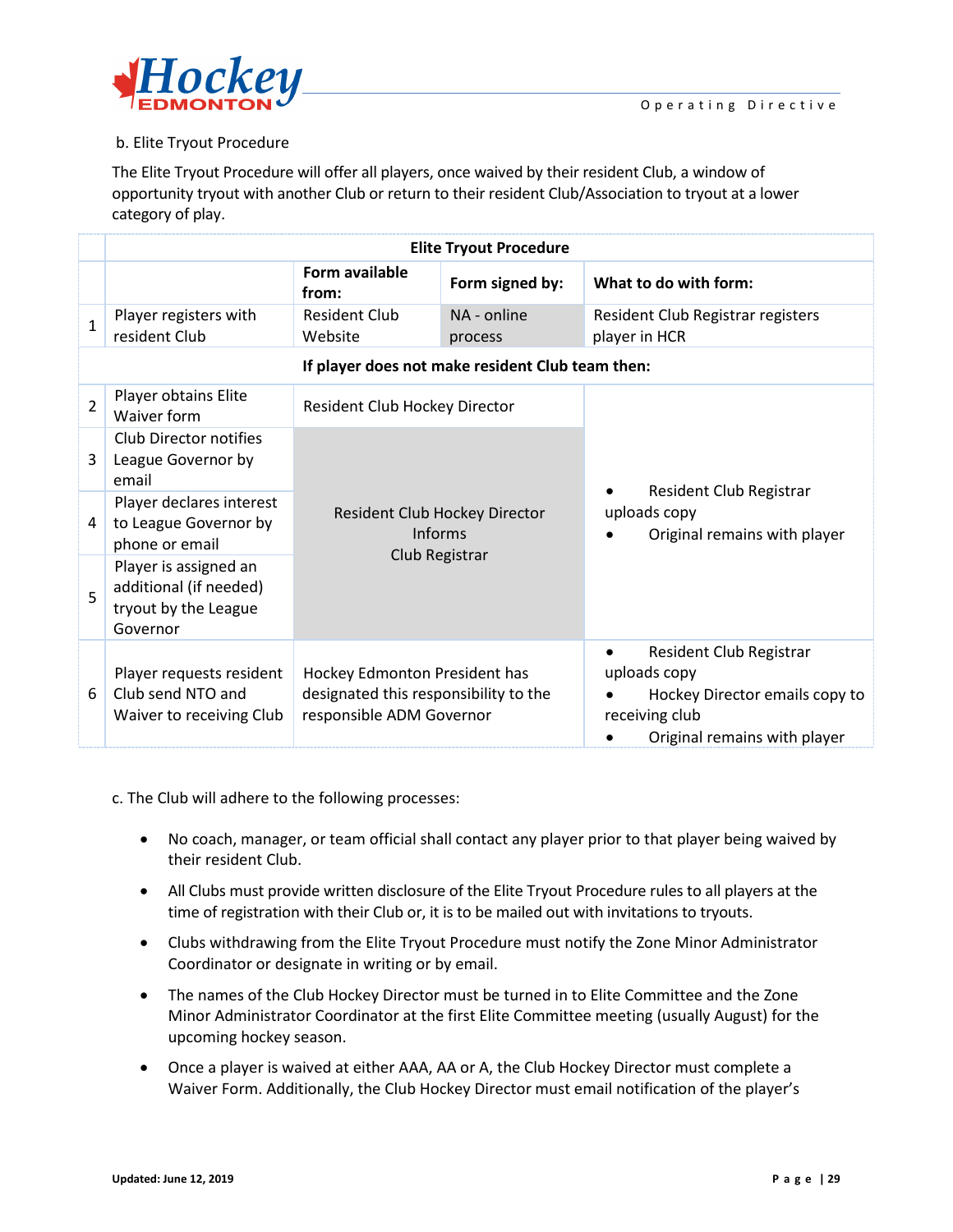b. Elite Tryout Procedure

The Elite Tryout Procedure will offer all players, once waived by their resident Club, a window of opportunity tryout with another Club or return to their resident Club/Association to tryout at a lower category of play.

| | Elite Tryout Procedure | | | |
|---|---|---|---|---|
| | | **Form available from:** | **Form signed by:** | **What to do with form:** |
| 1 | Player registers with resident Club | Resident Club Website | NA - online process | Resident Club Registrar registers player in HCR |
| | **If player does not make resident Club team then:** | | | |
| 2 | Player obtains Elite Waiver form | Resident Club Hockey Director | | • Resident Club Registrar uploads copy<br>• Original remains with player |
| 3 | Club Director notifies League Governor by email | Resident Club Hockey Director Informs Club Registrar | | |
| 4 | Player declares interest to League Governor by phone or email | | | |
| 5 | Player is assigned an additional (if needed) tryout by the League Governor | | | |
| 6 | Player requests resident Club send NTO and Waiver to receiving Club | Hockey Edmonton President has designated this responsibility to the responsible ADM Governor | | • Resident Club Registrar uploads copy<br>• Hockey Director emails copy to receiving club<br>• Original remains with player |

c. The Club will adhere to the following processes:

- No coach, manager, or team official shall contact any player prior to that player being waived by their resident Club.
- All Clubs must provide written disclosure of the Elite Tryout Procedure rules to all players at the time of registration with their Club or, it is to be mailed out with invitations to tryouts.
- Clubs withdrawing from the Elite Tryout Procedure must notify the Zone Minor Administrator Coordinator or designate in writing or by email.
- The names of the Club Hockey Director must be turned in to Elite Committee and the Zone Minor Administrator Coordinator at the first Elite Committee meeting (usually August) for the upcoming hockey season.
- Once a player is waived at either AAA, AA or A, the Club Hockey Director must complete a Waiver Form. Additionally, the Club Hockey Director must email notification of the player's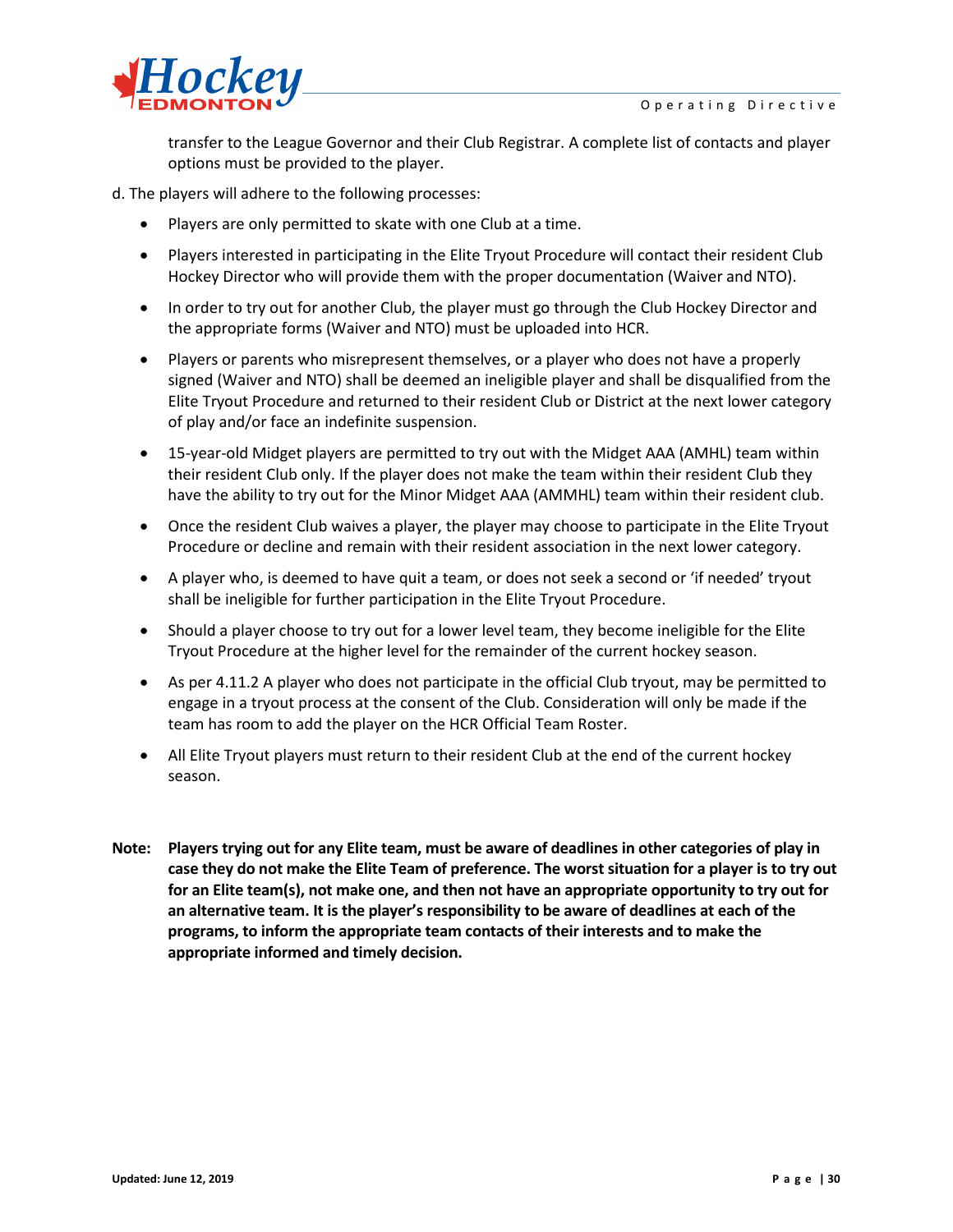transfer to the League Governor and their Club Registrar. A complete list of contacts and player options must be provided to the player.

d. The players will adhere to the following processes:

- Players are only permitted to skate with one Club at a time.
- Players interested in participating in the Elite Tryout Procedure will contact their resident Club Hockey Director who will provide them with the proper documentation (Waiver and NTO).
- In order to try out for another Club, the player must go through the Club Hockey Director and the appropriate forms (Waiver and NTO) must be uploaded into HCR.
- Players or parents who misrepresent themselves, or a player who does not have a properly signed (Waiver and NTO) shall be deemed an ineligible player and shall be disqualified from the Elite Tryout Procedure and returned to their resident Club or District at the next lower category of play and/or face an indefinite suspension.
- 15-year-old Midget players are permitted to try out with the Midget AAA (AMHL) team within their resident Club only. If the player does not make the team within their resident Club they have the ability to try out for the Minor Midget AAA (AMMHL) team within their resident club.
- Once the resident Club waives a player, the player may choose to participate in the Elite Tryout Procedure or decline and remain with their resident association in the next lower category.
- A player who, is deemed to have quit a team, or does not seek a second or 'if needed' tryout shall be ineligible for further participation in the Elite Tryout Procedure.
- Should a player choose to try out for a lower level team, they become ineligible for the Elite Tryout Procedure at the higher level for the remainder of the current hockey season.
- As per 4.11.2 A player who does not participate in the official Club tryout, may be permitted to engage in a tryout process at the consent of the Club. Consideration will only be made if the team has room to add the player on the HCR Official Team Roster.
- All Elite Tryout players must return to their resident Club at the end of the current hockey season.

**Note: Players trying out for any Elite team, must be aware of deadlines in other categories of play in case they do not make the Elite Team of preference. The worst situation for a player is to try out for an Elite team(s), not make one, and then not have an appropriate opportunity to try out for an alternative team. It is the player's responsibility to be aware of deadlines at each of the programs, to inform the appropriate team contacts of their interests and to make the appropriate informed and timely decision.**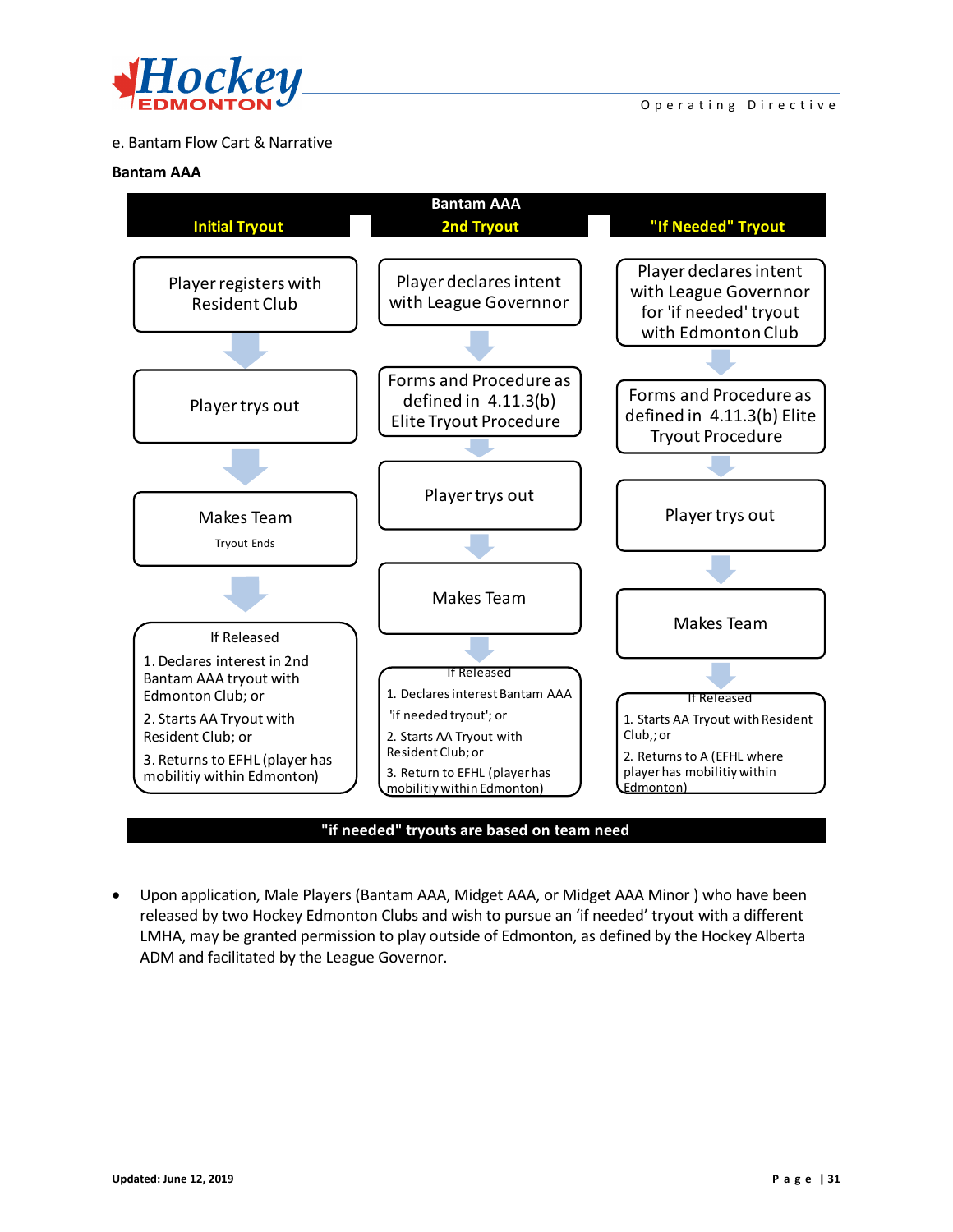e. Bantam Flow Cart & Narrative

**Bantam AAA**

**Bantam AAA**

| Initial Tryout | 2nd Tryout | "If Needed" Tryout |
|---|---|---|
| Player registers with Resident Club | Player declares intent with League Governnor | Player declares intent with League Governnor for 'if needed' tryout with Edmonton Club |
| ↓ | ↓ | ↓ |
| Player trys out | Forms and Procedure as defined in 4.11.3(b) Elite Tryout Procedure | Forms and Procedure as defined in 4.11.3(b) Elite Tryout Procedure |
| ↓ | ↓ | ↓ |
| Makes Team<br>Tryout Ends | Player trys out | Player trys out |
| ↓ | ↓ | ↓ |
| If Released<br>1. Declares interest in 2nd Bantam AAA tryout with Edmonton Club; or<br>2. Starts AA Tryout with Resident Club; or<br>3. Returns to EFHL (player has mobilitiy within Edmonton) | Makes Team | Makes Team |
| | ↓ | ↓ |
| | If Released<br>1. Declares interest Bantam AAA 'if needed tryout'; or<br>2. Starts AA Tryout with Resident Club; or<br>3. Return to EFHL (player has mobilitiy within Edmonton) | If Released<br>1. Starts AA Tryout with Resident Club,; or<br>2. Returns to A (EFHL where player has mobilitiy within Edmonton) |

**"if needed" tryouts are based on team need**

- Upon application, Male Players (Bantam AAA, Midget AAA, or Midget AAA Minor ) who have been released by two Hockey Edmonton Clubs and wish to pursue an 'if needed' tryout with a different LMHA, may be granted permission to play outside of Edmonton, as defined by the Hockey Alberta ADM and facilitated by the League Governor.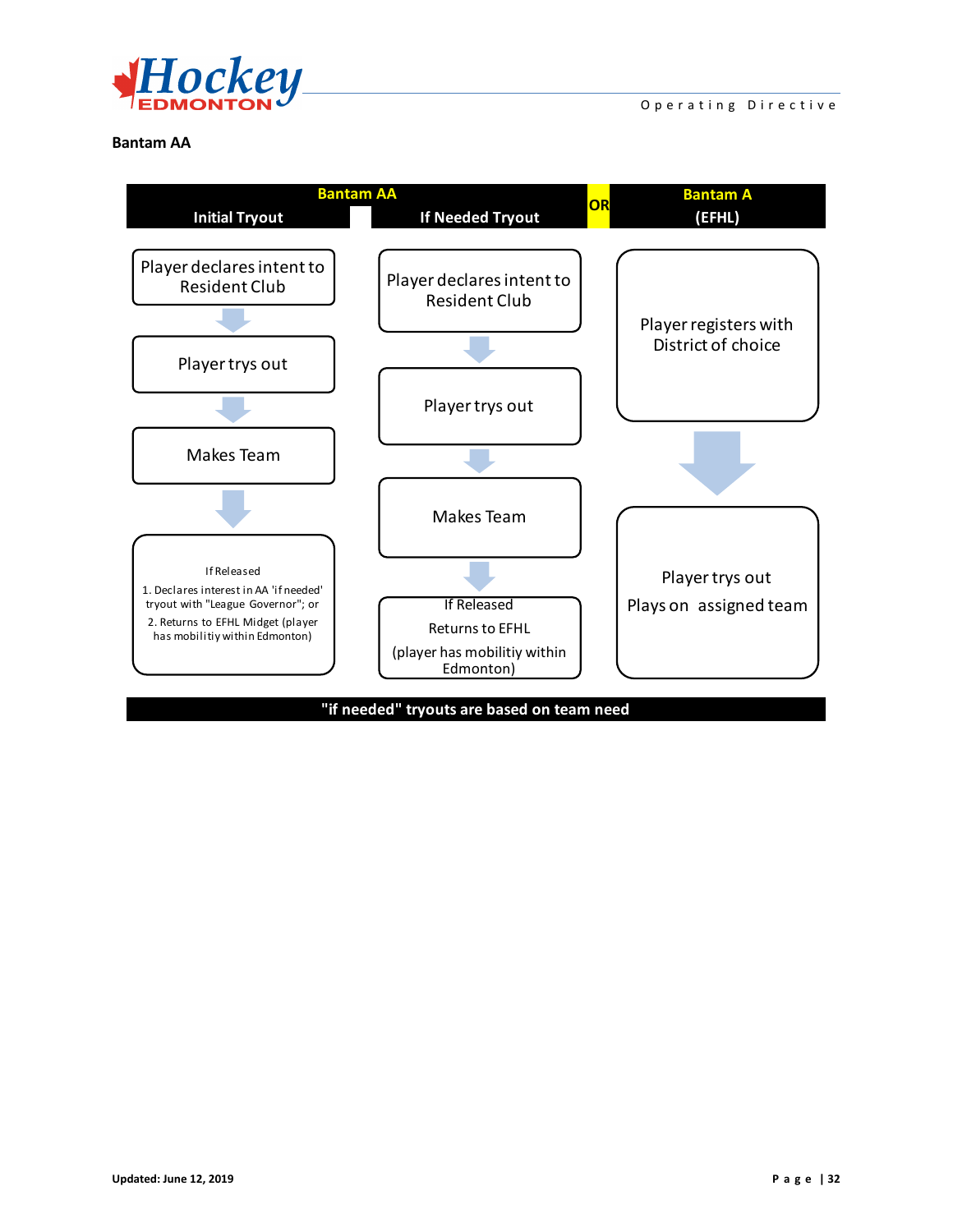**Bantam AA**

| Bantam AA | | OR | Bantam A |
|---|---|---|---|
| Initial Tryout | If Needed Tryout | | (EFHL) |
| Player declares intent to Resident Club | Player declares intent to Resident Club | | Player registers with District of choice |
| ↓ | ↓ | | ↓ |
| Player trys out | Player trys out | | Player trys out<br>Plays on assigned team |
| ↓ | ↓ | | |
| Makes Team | Makes Team | | |
| ↓ | ↓ | | |
| If Released<br>1. Declares interest in AA 'if needed' tryout with "League Governor"; or<br>2. Returns to EFHL Midget (player has mobilitiy within Edmonton) | If Released<br>Returns to EFHL<br>(player has mobilitiy within Edmonton) | | |

**"if needed" tryouts are based on team need**

Updated: June 12, 2019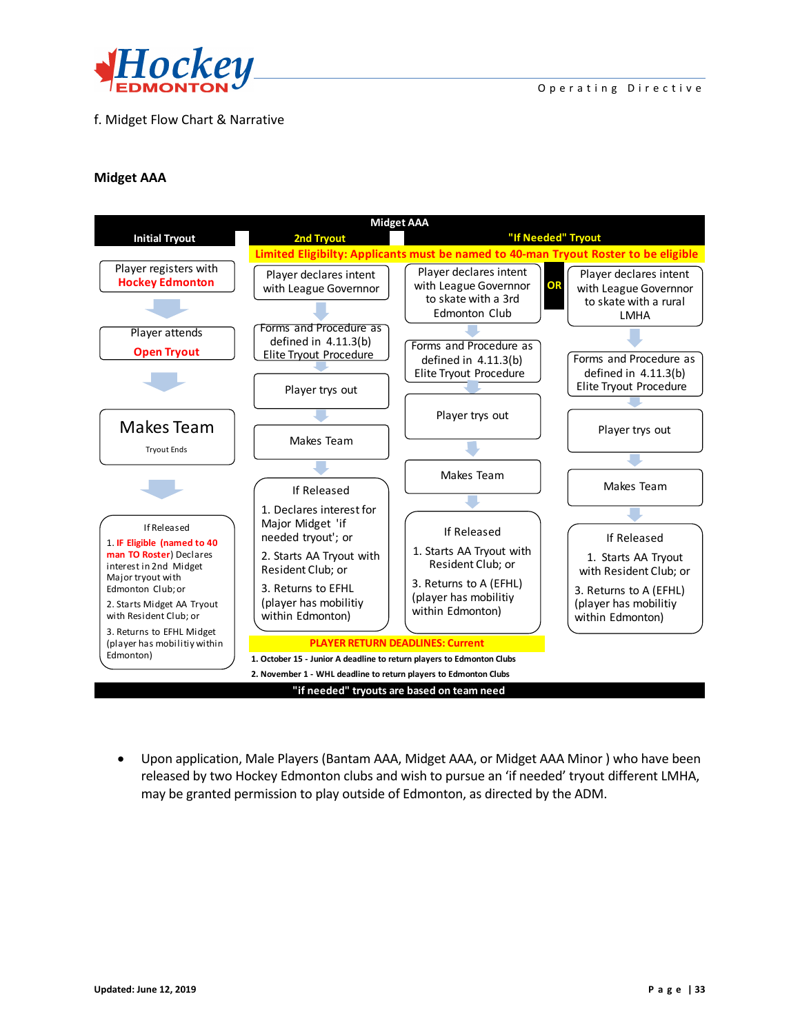f. Midget Flow Chart & Narrative

## Midget AAA

**Midget AAA**

| Initial Tryout | 2nd Tryout | "If Needed" Tryout | | |
|---|---|---|---|---|
| | **Limited Eligibilty: Applicants must be named to 40-man Tryout Roster to be eligible** | | | |
| Player registers with **Hockey Edmonton** | Player declares intent with League Governor | Player declares intent with League Governnor to skate with a 3rd Edmonton Club | **OR** | Player declares intent with League Governnor to skate with a rural LMHA |
| Player attends **Open Tryout** | Forms and Procedure as defined in 4.11.3(b) Elite Tryout Procedure | Forms and Procedure as defined in 4.11.3(b) Elite Tryout Procedure | | Forms and Procedure as defined in 4.11.3(b) Elite Tryout Procedure |
| **Makes Team** Tryout Ends | Player trys out | Player trys out | | Player trys out |
| | Makes Team | Makes Team | | Makes Team |
| If Released 1. **IF Eligible (named to 40 man TO Roster)** Declares interest in 2nd Midget Major tryout with Edmonton Club; or 2. Starts Midget AA Tryout with Resident Club; or 3. Returns to EFHL Midget (player has mobilitiy within Edmonton) | If Released 1. Declares interest for Major Midget 'if needed tryout'; or 2. Starts AA Tryout with Resident Club; or 3. Returns to EFHL (player has mobilitiy within Edmonton) | If Released 1. Starts AA Tryout with Resident Club; or 3. Returns to A (EFHL) (player has mobilitiy within Edmonton) | | If Released 1. Starts AA Tryout with Resident Club; or 3. Returns to A (EFHL) (player has mobilitiy within Edmonton) |

**PLAYER RETURN DEADLINES: Current**

1. **October 15 - Junior A deadline to return players to Edmonton Clubs**
2. **November 1 - WHL deadline to return players to Edmonton Clubs**

**"if needed" tryouts are based on team need**

- Upon application, Male Players (Bantam AAA, Midget AAA, or Midget AAA Minor ) who have been released by two Hockey Edmonton clubs and wish to pursue an 'if needed' tryout different LMHA, may be granted permission to play outside of Edmonton, as directed by the ADM.

Updated: June 12, 2019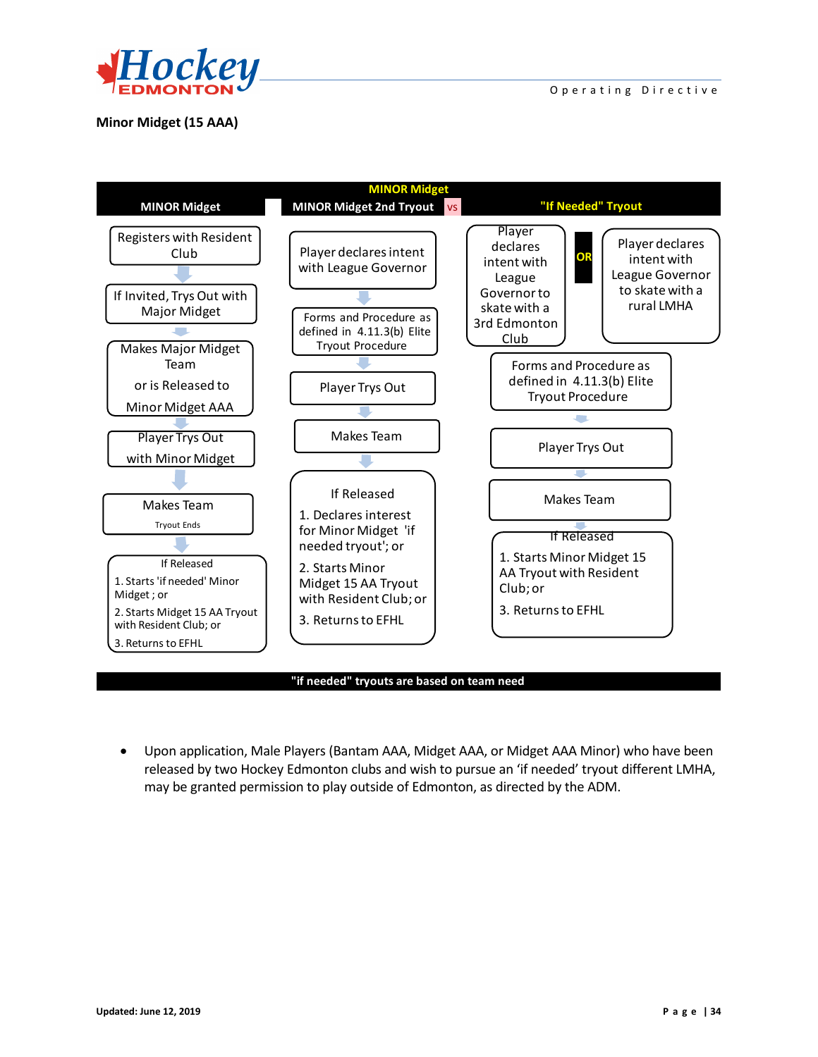## Minor Midget (15 AAA)

**MINOR Midget**

| MINOR Midget | MINOR Midget 2nd Tryout | vs | "If Needed" Tryout | | |
|---|---|---|---|---|---|
| Registers with Resident Club | Player declares intent with League Governor | | Player declares intent with League Governor to skate with a 3rd Edmonton Club | OR | Player declares intent with League Governor to skate with a rural LMHA |
| If Invited, Trys Out with Major Midget | Forms and Procedure as defined in 4.11.3(b) Elite Tryout Procedure | | Forms and Procedure as defined in 4.11.3(b) Elite Tryout Procedure | | |
| Makes Major Midget Team or is Released to Minor Midget AAA | Player Trys Out | | Player Trys Out | | |
| Player Trys Out with Minor Midget | Makes Team | | Makes Team | | |
| Makes Team (Tryout Ends) | If Released: 1. Declares interest for Minor Midget 'if needed tryout'; or 2. Starts Minor Midget 15 AA Tryout with Resident Club; or 3. Returns to EFHL | | If Released: 1. Starts Minor Midget 15 AA Tryout with Resident Club; or 3. Returns to EFHL | | |
| If Released: 1. Starts 'if needed' Minor Midget; or 2. Starts Midget 15 AA Tryout with Resident Club; or 3. Returns to EFHL | | | | | |

**"if needed" tryouts are based on team need**

- Upon application, Male Players (Bantam AAA, Midget AAA, or Midget AAA Minor) who have been released by two Hockey Edmonton clubs and wish to pursue an 'if needed' tryout different LMHA, may be granted permission to play outside of Edmonton, as directed by the ADM.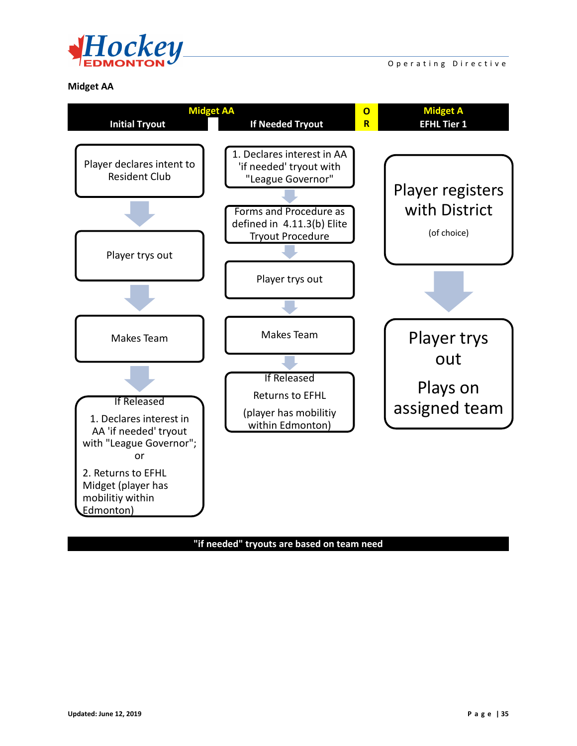**Midget AA**

| Midget AA — Initial Tryout | Midget AA — If Needed Tryout | OR | Midget A — EFHL Tier 1 |
|---|---|---|---|
| Player declares intent to Resident Club | 1. Declares interest in AA 'if needed' tryout with "League Governor" | | Player registers with District (of choice) |
| ↓ | ↓ | | ↓ |
| Player trys out | Forms and Procedure as defined in 4.11.3(b) Elite Tryout Procedure | | Player trys out Plays on assigned team |
| ↓ | ↓ | | |
| Makes Team | Player trys out | | |
| ↓ | ↓ | | |
| If Released 1. Declares interest in AA 'if needed' tryout with "League Governor"; or 2. Returns to EFHL Midget (player has mobilitiy within Edmonton) | Makes Team | | |
| | ↓ | | |
| | If Released Returns to EFHL (player has mobilitiy within Edmonton) | | |

**"if needed" tryouts are based on team need**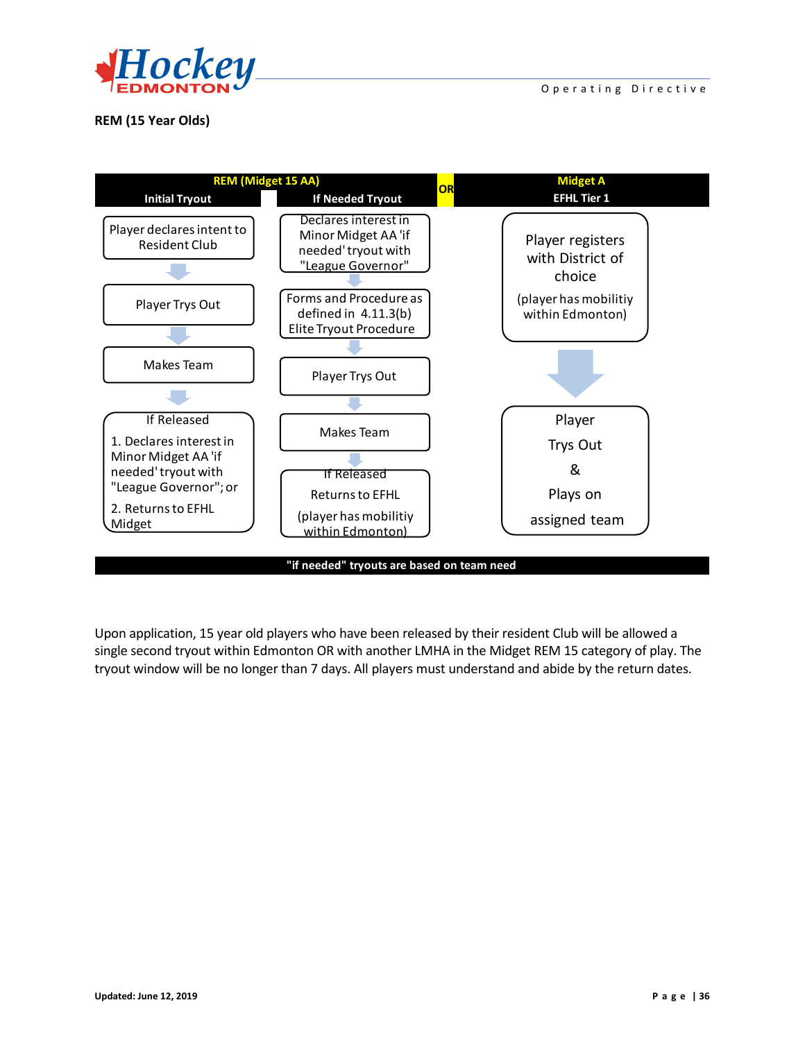## REM (15 Year Olds)

| REM (Midget 15 AA) | | OR | Midget A |
|---|---|---|---|
| **Initial Tryout** | **If Needed Tryout** | | **EFHL Tier 1** |
| Player declares intent to Resident Club | Declares interest in Minor Midget AA 'if needed' tryout with "League Governor" | | Player registers with District of choice (player has mobilitiy within Edmonton) |
| ↓ | ↓ | | ↓ |
| Player Trys Out | Forms and Procedure as defined in 4.11.3(b) Elite Tryout Procedure | | Player Trys Out & Plays on assigned team |
| ↓ | ↓ | | |
| Makes Team | Player Trys Out | | |
| ↓ | ↓ | | |
| If Released<br>1. Declares interest in Minor Midget AA 'if needed' tryout with "League Governor"; or<br>2. Returns to EFHL Midget | Makes Team | | |
| | ↓ | | |
| | If Released<br>Returns to EFHL<br>(player has mobilitiy within Edmonton) | | |

**"if needed" tryouts are based on team need**

Upon application, 15 year old players who have been released by their resident Club will be allowed a single second tryout within Edmonton OR with another LMHA in the Midget REM 15 category of play. The tryout window will be no longer than 7 days. All players must understand and abide by the return dates.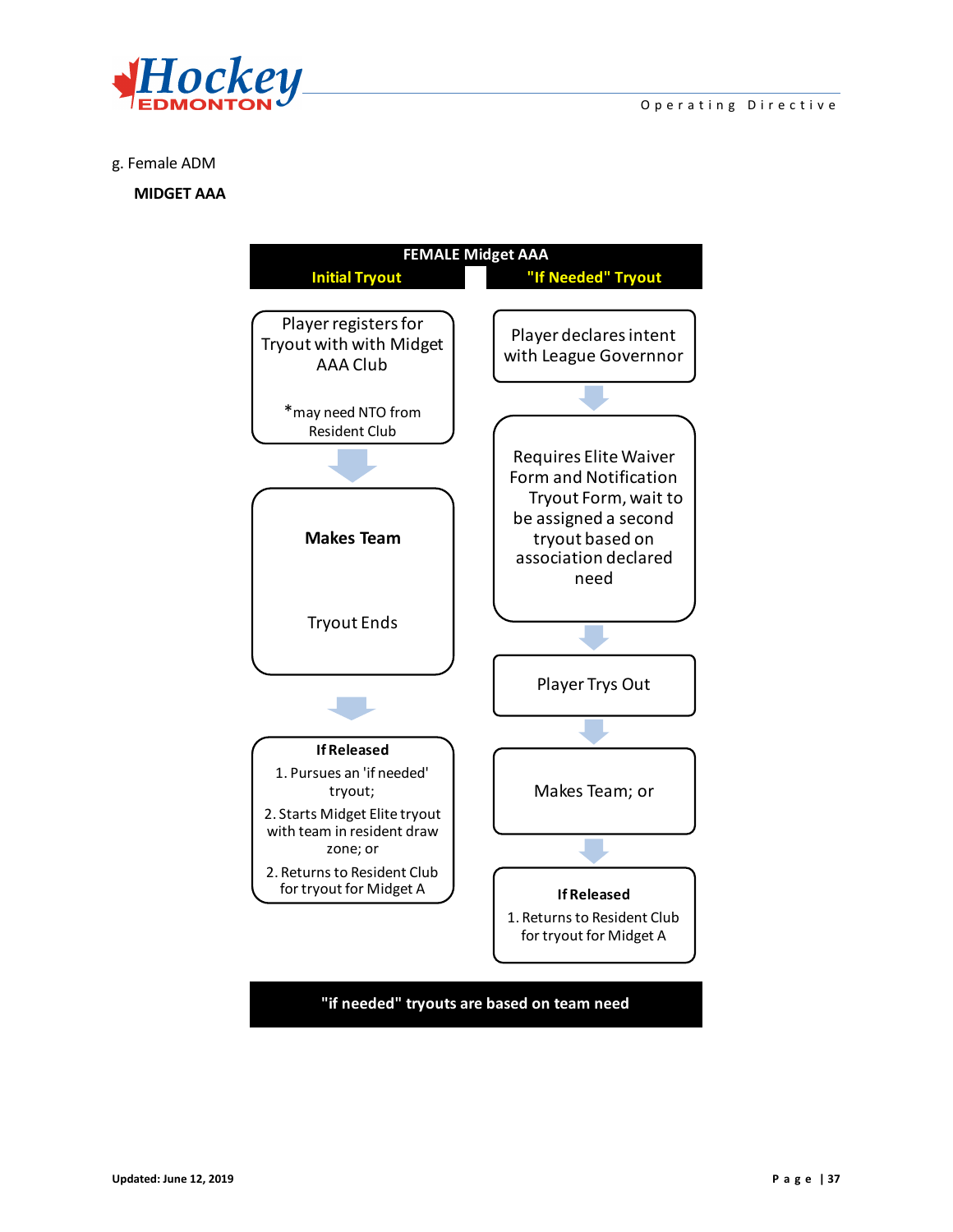g. Female ADM

**MIDGET AAA**

**FEMALE Midget AAA**

| **Initial Tryout** | **"If Needed" Tryout** |
|---|---|
| Player registers for Tryout with with Midget AAA Club<br><br>*may need NTO from Resident Club | Player declares intent with League Governnor |
| ↓ | ↓ |
| **Makes Team**<br><br>Tryout Ends | Requires Elite Waiver Form and Notification Tryout Form, wait to be assigned a second tryout based on association declared need |
| ↓ | ↓ |
| **If Released**<br>1. Pursues an 'if needed' tryout;<br>2. Starts Midget Elite tryout with team in resident draw zone; or<br>2. Returns to Resident Club for tryout for Midget A | Player Trys Out |
| | ↓ |
| | Makes Team; or |
| | ↓ |
| | **If Released**<br>1. Returns to Resident Club for tryout for Midget A |

**"if needed" tryouts are based on team need**

Updated: June 12, 2019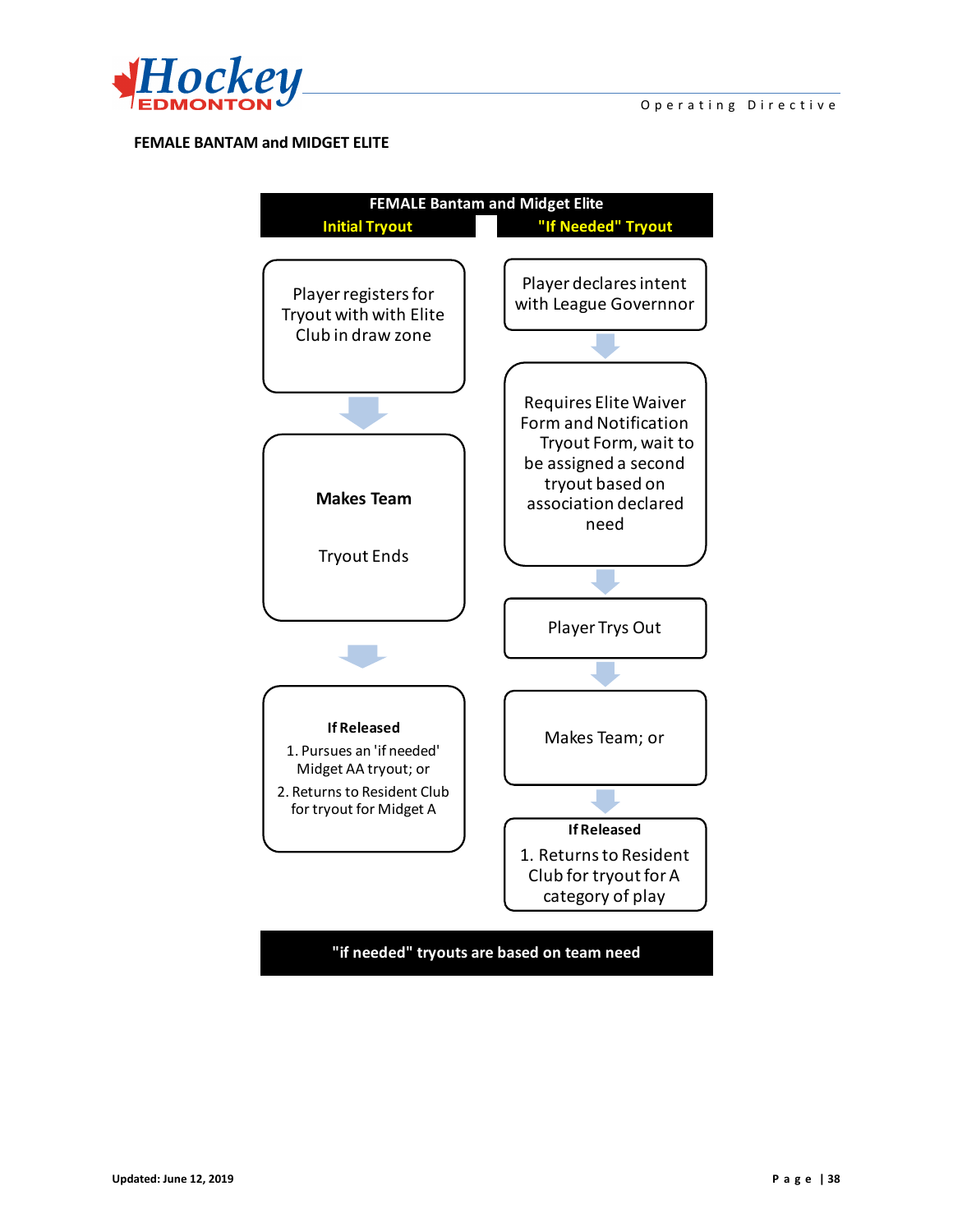**FEMALE BANTAM and MIDGET ELITE**

**FEMALE Bantam and Midget Elite**

| Initial Tryout | "If Needed" Tryout |
|---|---|
| Player registers for Tryout with Elite Club in draw zone | Player declares intent with League Governnor |
| **Makes Team**<br><br>Tryout Ends | Requires Elite Waiver Form and Notification Tryout Form, wait to be assigned a second tryout based on association declared need |
| | Player Trys Out |
| **If Released**<br>1. Pursues an 'if needed' Midget AA tryout; or<br>2. Returns to Resident Club for tryout for Midget A | Makes Team; or |
| | **If Released**<br>1. Returns to Resident Club for tryout for A category of play |

**"if needed" tryouts are based on team need**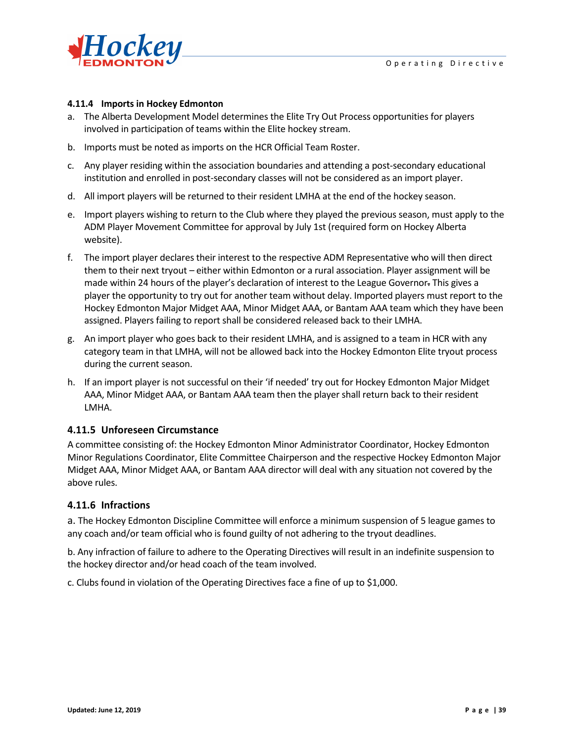### 4.11.4 Imports in Hockey Edmonton

a. The Alberta Development Model determines the Elite Try Out Process opportunities for players involved in participation of teams within the Elite hockey stream.

b. Imports must be noted as imports on the HCR Official Team Roster.

c. Any player residing within the association boundaries and attending a post-secondary educational institution and enrolled in post-secondary classes will not be considered as an import player.

d. All import players will be returned to their resident LMHA at the end of the hockey season.

e. Import players wishing to return to the Club where they played the previous season, must apply to the ADM Player Movement Committee for approval by July 1st (required form on Hockey Alberta website).

f. The import player declares their interest to the respective ADM Representative who will then direct them to their next tryout – either within Edmonton or a rural association. Player assignment will be made within 24 hours of the player's declaration of interest to the League Governor. This gives a player the opportunity to try out for another team without delay. Imported players must report to the Hockey Edmonton Major Midget AAA, Minor Midget AAA, or Bantam AAA team which they have been assigned. Players failing to report shall be considered released back to their LMHA.

g. An import player who goes back to their resident LMHA, and is assigned to a team in HCR with any category team in that LMHA, will not be allowed back into the Hockey Edmonton Elite tryout process during the current season.

h. If an import player is not successful on their 'if needed' try out for Hockey Edmonton Major Midget AAA, Minor Midget AAA, or Bantam AAA team then the player shall return back to their resident LMHA.

### 4.11.5 Unforeseen Circumstance

A committee consisting of: the Hockey Edmonton Minor Administrator Coordinator, Hockey Edmonton Minor Regulations Coordinator, Elite Committee Chairperson and the respective Hockey Edmonton Major Midget AAA, Minor Midget AAA, or Bantam AAA director will deal with any situation not covered by the above rules.

### 4.11.6 Infractions

a. The Hockey Edmonton Discipline Committee will enforce a minimum suspension of 5 league games to any coach and/or team official who is found guilty of not adhering to the tryout deadlines.

b. Any infraction of failure to adhere to the Operating Directives will result in an indefinite suspension to the hockey director and/or head coach of the team involved.

c. Clubs found in violation of the Operating Directives face a fine of up to $1,000.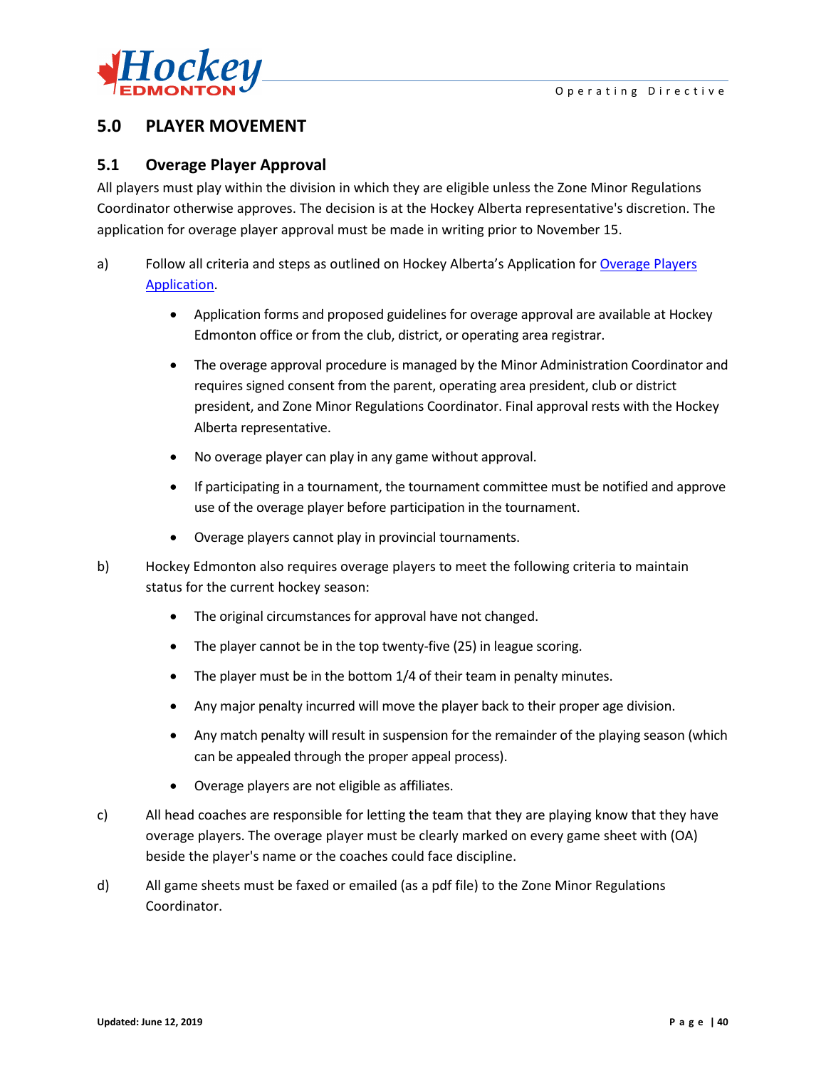## 5.0 PLAYER MOVEMENT

### 5.1 Overage Player Approval

All players must play within the division in which they are eligible unless the Zone Minor Regulations Coordinator otherwise approves. The decision is at the Hockey Alberta representative's discretion. The application for overage player approval must be made in writing prior to November 15.

a) Follow all criteria and steps as outlined on Hockey Alberta's Application for Overage Players Application.

- Application forms and proposed guidelines for overage approval are available at Hockey Edmonton office or from the club, district, or operating area registrar.
- The overage approval procedure is managed by the Minor Administration Coordinator and requires signed consent from the parent, operating area president, club or district president, and Zone Minor Regulations Coordinator. Final approval rests with the Hockey Alberta representative.
- No overage player can play in any game without approval.
- If participating in a tournament, the tournament committee must be notified and approve use of the overage player before participation in the tournament.
- Overage players cannot play in provincial tournaments.

b) Hockey Edmonton also requires overage players to meet the following criteria to maintain status for the current hockey season:

- The original circumstances for approval have not changed.
- The player cannot be in the top twenty-five (25) in league scoring.
- The player must be in the bottom 1/4 of their team in penalty minutes.
- Any major penalty incurred will move the player back to their proper age division.
- Any match penalty will result in suspension for the remainder of the playing season (which can be appealed through the proper appeal process).
- Overage players are not eligible as affiliates.

c) All head coaches are responsible for letting the team that they are playing know that they have overage players. The overage player must be clearly marked on every game sheet with (OA) beside the player's name or the coaches could face discipline.

d) All game sheets must be faxed or emailed (as a pdf file) to the Zone Minor Regulations Coordinator.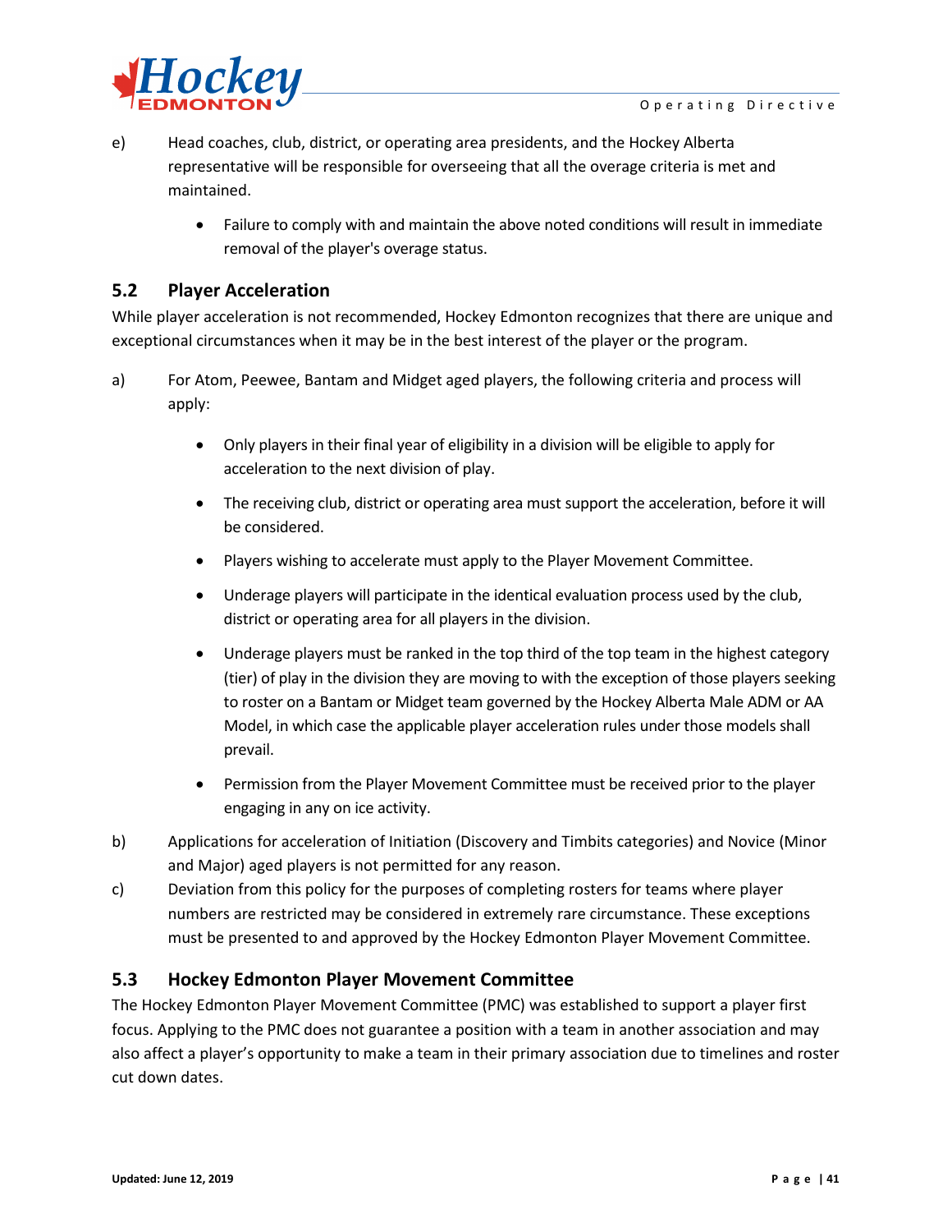e) Head coaches, club, district, or operating area presidents, and the Hockey Alberta representative will be responsible for overseeing that all the overage criteria is met and maintained.

- Failure to comply with and maintain the above noted conditions will result in immediate removal of the player's overage status.

## 5.2 Player Acceleration

While player acceleration is not recommended, Hockey Edmonton recognizes that there are unique and exceptional circumstances when it may be in the best interest of the player or the program.

a) For Atom, Peewee, Bantam and Midget aged players, the following criteria and process will apply:

- Only players in their final year of eligibility in a division will be eligible to apply for acceleration to the next division of play.
- The receiving club, district or operating area must support the acceleration, before it will be considered.
- Players wishing to accelerate must apply to the Player Movement Committee.
- Underage players will participate in the identical evaluation process used by the club, district or operating area for all players in the division.
- Underage players must be ranked in the top third of the top team in the highest category (tier) of play in the division they are moving to with the exception of those players seeking to roster on a Bantam or Midget team governed by the Hockey Alberta Male ADM or AA Model, in which case the applicable player acceleration rules under those models shall prevail.
- Permission from the Player Movement Committee must be received prior to the player engaging in any on ice activity.

b) Applications for acceleration of Initiation (Discovery and Timbits categories) and Novice (Minor and Major) aged players is not permitted for any reason.

c) Deviation from this policy for the purposes of completing rosters for teams where player numbers are restricted may be considered in extremely rare circumstance. These exceptions must be presented to and approved by the Hockey Edmonton Player Movement Committee.

## 5.3 Hockey Edmonton Player Movement Committee

The Hockey Edmonton Player Movement Committee (PMC) was established to support a player first focus. Applying to the PMC does not guarantee a position with a team in another association and may also affect a player's opportunity to make a team in their primary association due to timelines and roster cut down dates.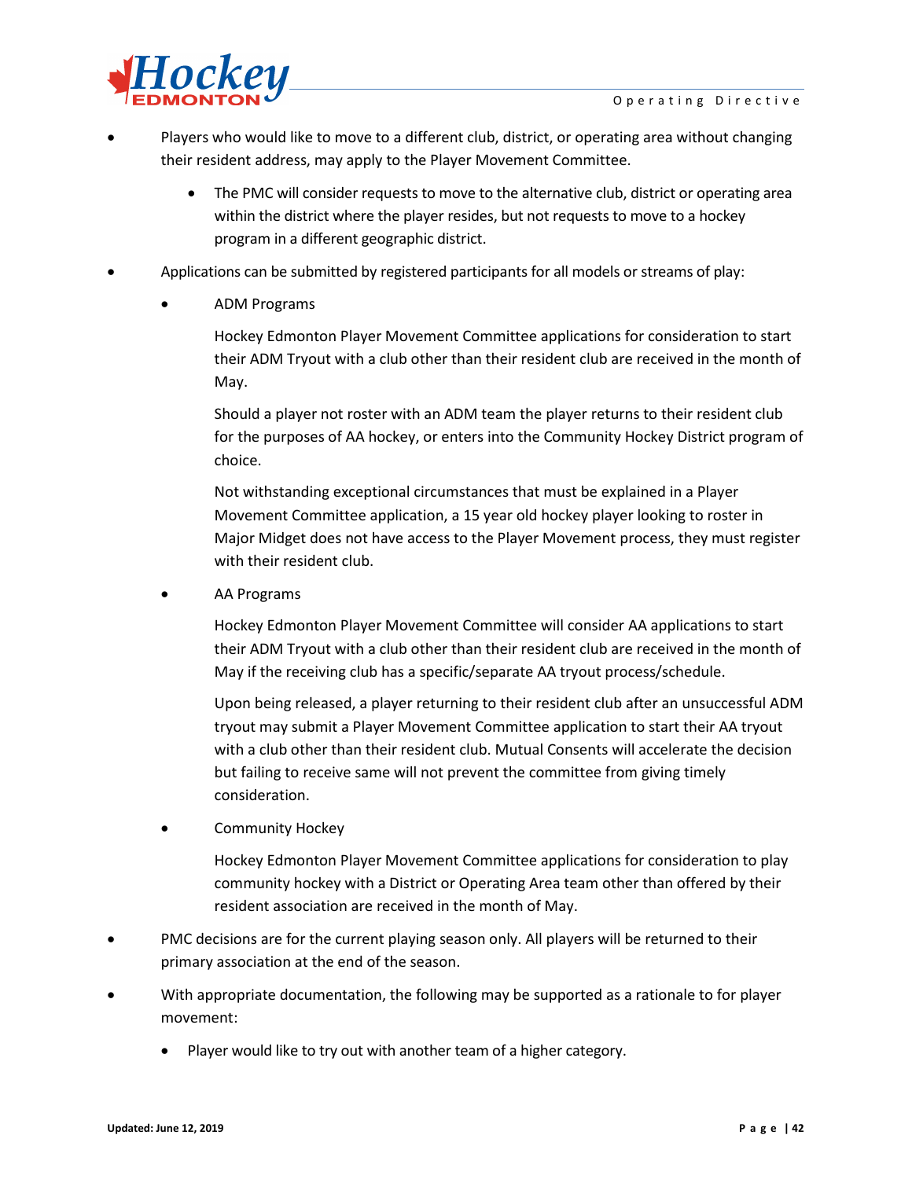- Players who would like to move to a different club, district, or operating area without changing their resident address, may apply to the Player Movement Committee.
  - The PMC will consider requests to move to the alternative club, district or operating area within the district where the player resides, but not requests to move to a hockey program in a different geographic district.
- Applications can be submitted by registered participants for all models or streams of play:
  - ADM Programs

    Hockey Edmonton Player Movement Committee applications for consideration to start their ADM Tryout with a club other than their resident club are received in the month of May.

    Should a player not roster with an ADM team the player returns to their resident club for the purposes of AA hockey, or enters into the Community Hockey District program of choice.

    Not withstanding exceptional circumstances that must be explained in a Player Movement Committee application, a 15 year old hockey player looking to roster in Major Midget does not have access to the Player Movement process, they must register with their resident club.

  - AA Programs

    Hockey Edmonton Player Movement Committee will consider AA applications to start their ADM Tryout with a club other than their resident club are received in the month of May if the receiving club has a specific/separate AA tryout process/schedule.

    Upon being released, a player returning to their resident club after an unsuccessful ADM tryout may submit a Player Movement Committee application to start their AA tryout with a club other than their resident club. Mutual Consents will accelerate the decision but failing to receive same will not prevent the committee from giving timely consideration.

  - Community Hockey

    Hockey Edmonton Player Movement Committee applications for consideration to play community hockey with a District or Operating Area team other than offered by their resident association are received in the month of May.

- PMC decisions are for the current playing season only. All players will be returned to their primary association at the end of the season.
- With appropriate documentation, the following may be supported as a rationale to for player movement:
  - Player would like to try out with another team of a higher category.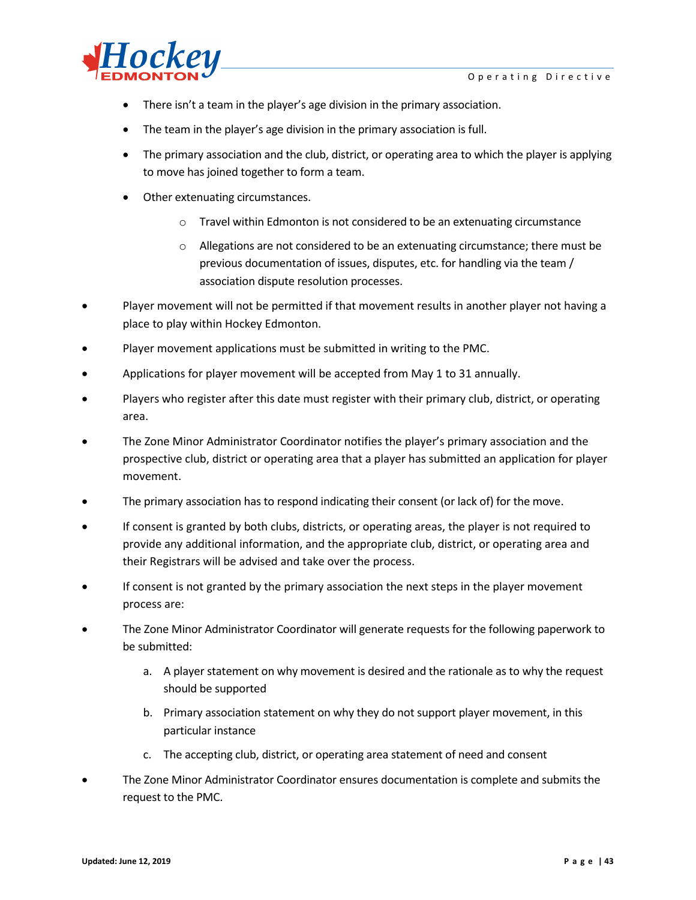- There isn't a team in the player's age division in the primary association.
  - The team in the player's age division in the primary association is full.
  - The primary association and the club, district, or operating area to which the player is applying to move has joined together to form a team.
  - Other extenuating circumstances.
    - Travel within Edmonton is not considered to be an extenuating circumstance
    - Allegations are not considered to be an extenuating circumstance; there must be previous documentation of issues, disputes, etc. for handling via the team / association dispute resolution processes.
- Player movement will not be permitted if that movement results in another player not having a place to play within Hockey Edmonton.
- Player movement applications must be submitted in writing to the PMC.
- Applications for player movement will be accepted from May 1 to 31 annually.
- Players who register after this date must register with their primary club, district, or operating area.
- The Zone Minor Administrator Coordinator notifies the player's primary association and the prospective club, district or operating area that a player has submitted an application for player movement.
- The primary association has to respond indicating their consent (or lack of) for the move.
- If consent is granted by both clubs, districts, or operating areas, the player is not required to provide any additional information, and the appropriate club, district, or operating area and their Registrars will be advised and take over the process.
- If consent is not granted by the primary association the next steps in the player movement process are:
- The Zone Minor Administrator Coordinator will generate requests for the following paperwork to be submitted:
  a. A player statement on why movement is desired and the rationale as to why the request should be supported
  b. Primary association statement on why they do not support player movement, in this particular instance
  c. The accepting club, district, or operating area statement of need and consent
- The Zone Minor Administrator Coordinator ensures documentation is complete and submits the request to the PMC.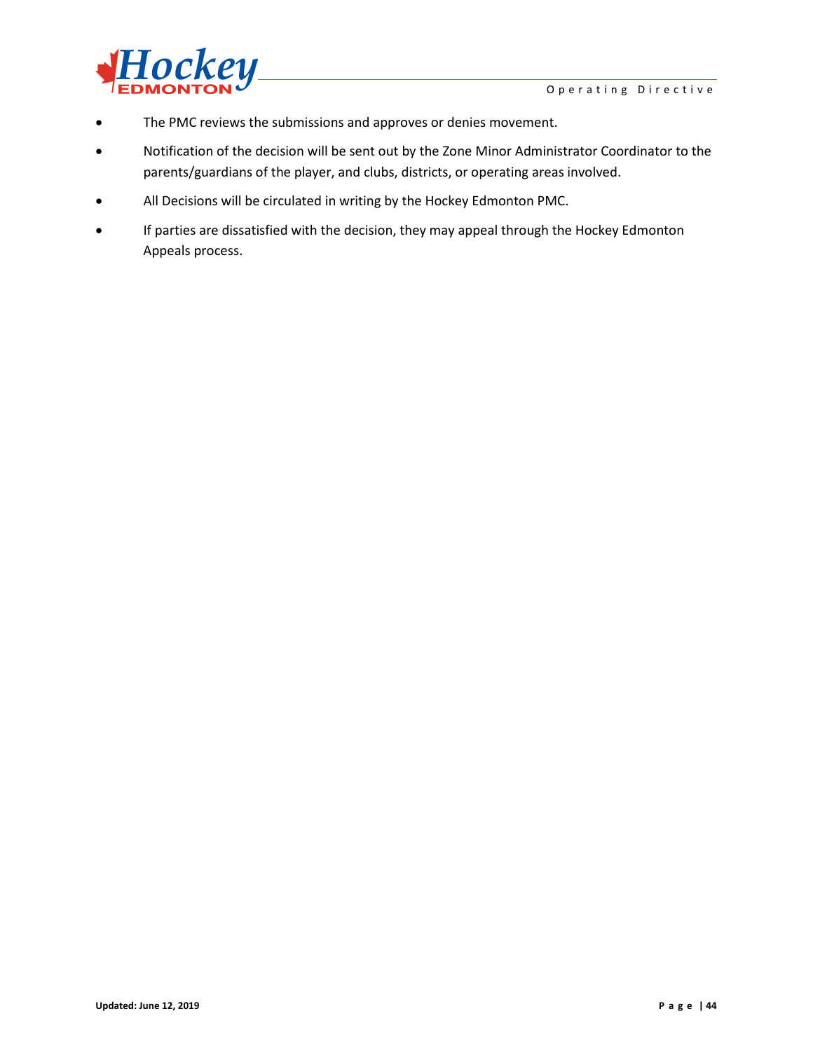- The PMC reviews the submissions and approves or denies movement.
- Notification of the decision will be sent out by the Zone Minor Administrator Coordinator to the parents/guardians of the player, and clubs, districts, or operating areas involved.
- All Decisions will be circulated in writing by the Hockey Edmonton PMC.
- If parties are dissatisfied with the decision, they may appeal through the Hockey Edmonton Appeals process.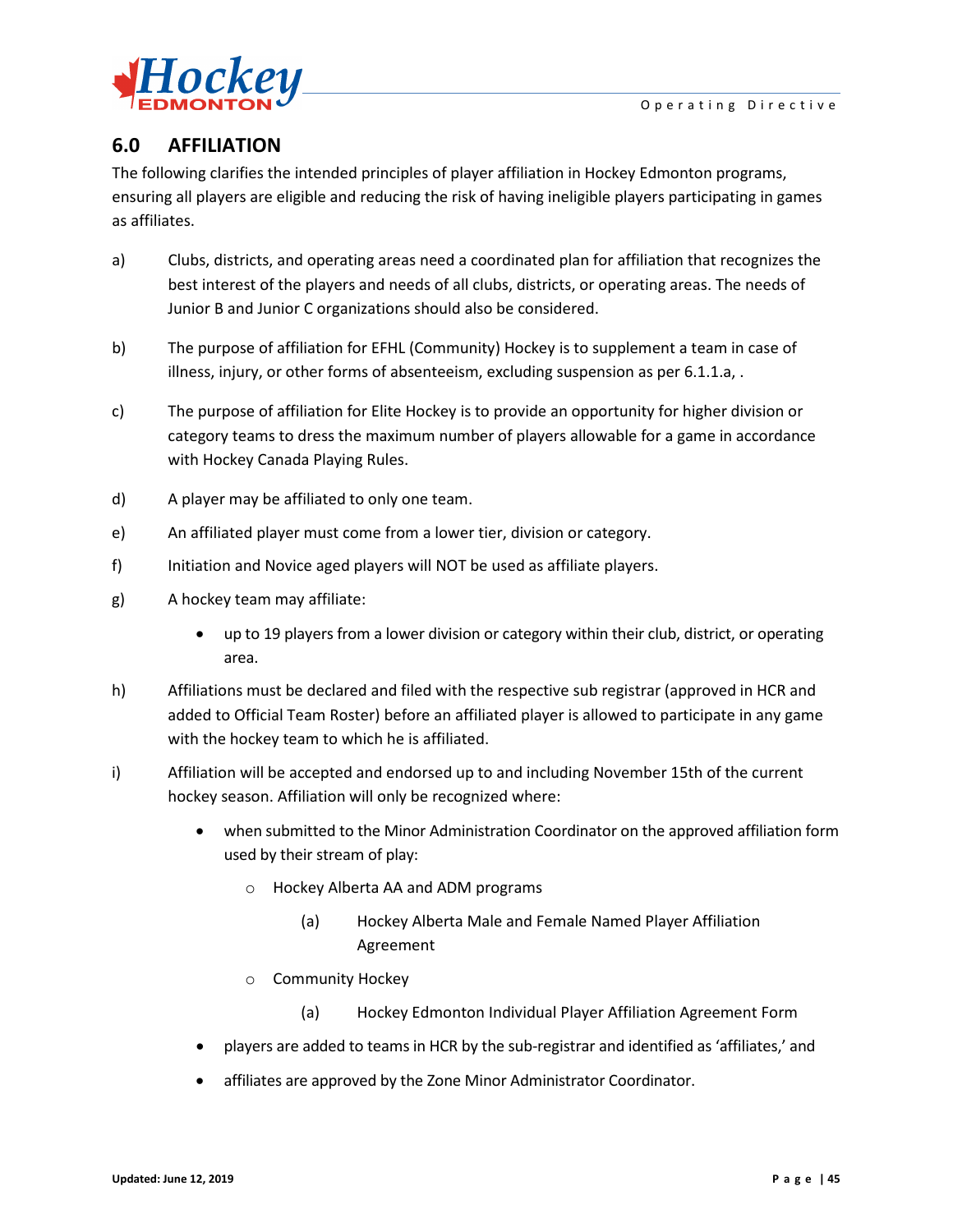## 6.0 AFFILIATION

The following clarifies the intended principles of player affiliation in Hockey Edmonton programs, ensuring all players are eligible and reducing the risk of having ineligible players participating in games as affiliates.

a) Clubs, districts, and operating areas need a coordinated plan for affiliation that recognizes the best interest of the players and needs of all clubs, districts, or operating areas. The needs of Junior B and Junior C organizations should also be considered.

b) The purpose of affiliation for EFHL (Community) Hockey is to supplement a team in case of illness, injury, or other forms of absenteeism, excluding suspension as per 6.1.1.a, .

c) The purpose of affiliation for Elite Hockey is to provide an opportunity for higher division or category teams to dress the maximum number of players allowable for a game in accordance with Hockey Canada Playing Rules.

d) A player may be affiliated to only one team.

e) An affiliated player must come from a lower tier, division or category.

f) Initiation and Novice aged players will NOT be used as affiliate players.

g) A hockey team may affiliate:

- up to 19 players from a lower division or category within their club, district, or operating area.

h) Affiliations must be declared and filed with the respective sub registrar (approved in HCR and added to Official Team Roster) before an affiliated player is allowed to participate in any game with the hockey team to which he is affiliated.

i) Affiliation will be accepted and endorsed up to and including November 15th of the current hockey season. Affiliation will only be recognized where:

- when submitted to the Minor Administration Coordinator on the approved affiliation form used by their stream of play:
  - Hockey Alberta AA and ADM programs
    - (a) Hockey Alberta Male and Female Named Player Affiliation Agreement
  - Community Hockey
    - (a) Hockey Edmonton Individual Player Affiliation Agreement Form
- players are added to teams in HCR by the sub-registrar and identified as 'affiliates,' and
- affiliates are approved by the Zone Minor Administrator Coordinator.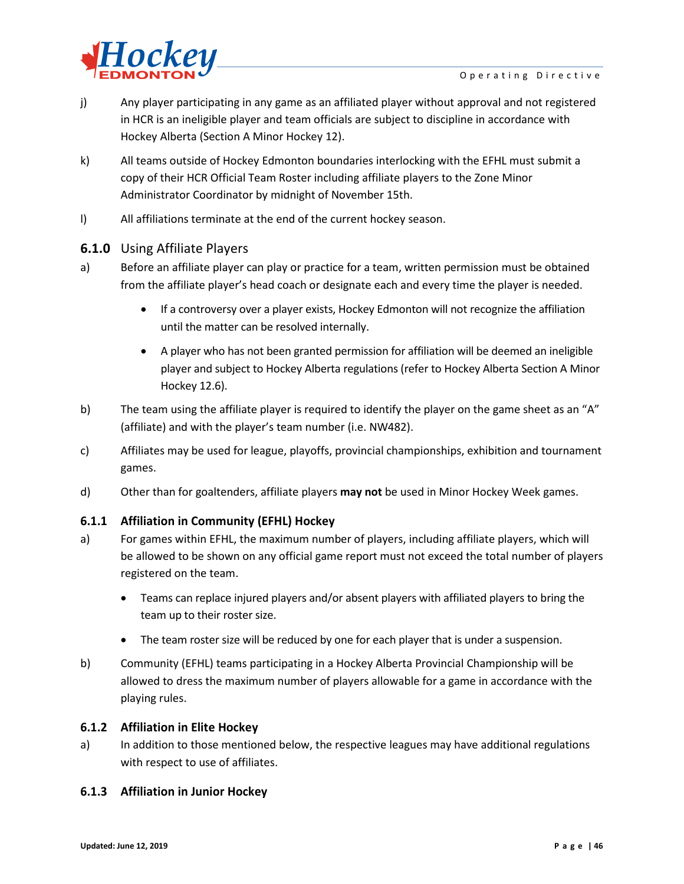j) Any player participating in any game as an affiliated player without approval and not registered in HCR is an ineligible player and team officials are subject to discipline in accordance with Hockey Alberta (Section A Minor Hockey 12).

k) All teams outside of Hockey Edmonton boundaries interlocking with the EFHL must submit a copy of their HCR Official Team Roster including affiliate players to the Zone Minor Administrator Coordinator by midnight of November 15th.

l) All affiliations terminate at the end of the current hockey season.

### 6.1.0 Using Affiliate Players

a) Before an affiliate player can play or practice for a team, written permission must be obtained from the affiliate player's head coach or designate each and every time the player is needed.

- If a controversy over a player exists, Hockey Edmonton will not recognize the affiliation until the matter can be resolved internally.
- A player who has not been granted permission for affiliation will be deemed an ineligible player and subject to Hockey Alberta regulations (refer to Hockey Alberta Section A Minor Hockey 12.6).

b) The team using the affiliate player is required to identify the player on the game sheet as an "A" (affiliate) and with the player's team number (i.e. NW482).

c) Affiliates may be used for league, playoffs, provincial championships, exhibition and tournament games.

d) Other than for goaltenders, affiliate players **may not** be used in Minor Hockey Week games.

### 6.1.1 Affiliation in Community (EFHL) Hockey

a) For games within EFHL, the maximum number of players, including affiliate players, which will be allowed to be shown on any official game report must not exceed the total number of players registered on the team.

- Teams can replace injured players and/or absent players with affiliated players to bring the team up to their roster size.
- The team roster size will be reduced by one for each player that is under a suspension.

b) Community (EFHL) teams participating in a Hockey Alberta Provincial Championship will be allowed to dress the maximum number of players allowable for a game in accordance with the playing rules.

### 6.1.2 Affiliation in Elite Hockey

a) In addition to those mentioned below, the respective leagues may have additional regulations with respect to use of affiliates.

### 6.1.3 Affiliation in Junior Hockey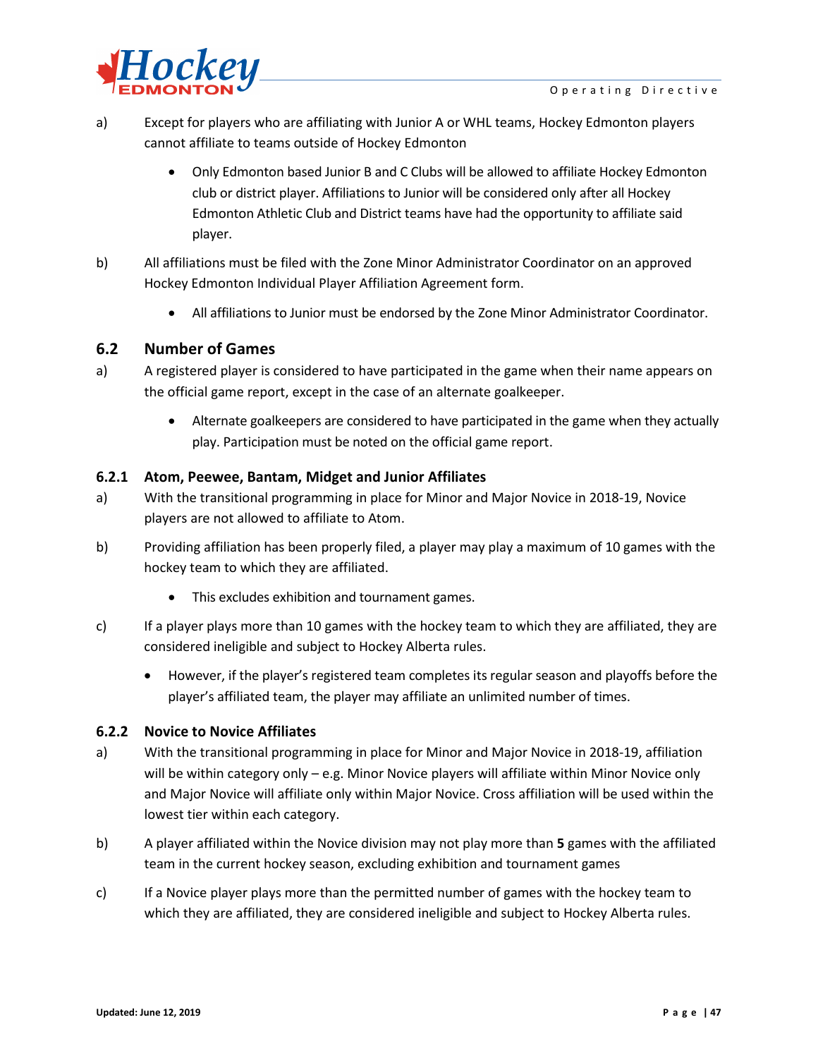a) Except for players who are affiliating with Junior A or WHL teams, Hockey Edmonton players cannot affiliate to teams outside of Hockey Edmonton

- Only Edmonton based Junior B and C Clubs will be allowed to affiliate Hockey Edmonton club or district player. Affiliations to Junior will be considered only after all Hockey Edmonton Athletic Club and District teams have had the opportunity to affiliate said player.

b) All affiliations must be filed with the Zone Minor Administrator Coordinator on an approved Hockey Edmonton Individual Player Affiliation Agreement form.

- All affiliations to Junior must be endorsed by the Zone Minor Administrator Coordinator.

## 6.2 Number of Games

a) A registered player is considered to have participated in the game when their name appears on the official game report, except in the case of an alternate goalkeeper.

- Alternate goalkeepers are considered to have participated in the game when they actually play. Participation must be noted on the official game report.

### 6.2.1 Atom, Peewee, Bantam, Midget and Junior Affiliates

a) With the transitional programming in place for Minor and Major Novice in 2018-19, Novice players are not allowed to affiliate to Atom.

b) Providing affiliation has been properly filed, a player may play a maximum of 10 games with the hockey team to which they are affiliated.

- This excludes exhibition and tournament games.

c) If a player plays more than 10 games with the hockey team to which they are affiliated, they are considered ineligible and subject to Hockey Alberta rules.

- However, if the player's registered team completes its regular season and playoffs before the player's affiliated team, the player may affiliate an unlimited number of times.

### 6.2.2 Novice to Novice Affiliates

a) With the transitional programming in place for Minor and Major Novice in 2018-19, affiliation will be within category only – e.g. Minor Novice players will affiliate within Minor Novice only and Major Novice will affiliate only within Major Novice. Cross affiliation will be used within the lowest tier within each category.

b) A player affiliated within the Novice division may not play more than **5** games with the affiliated team in the current hockey season, excluding exhibition and tournament games

c) If a Novice player plays more than the permitted number of games with the hockey team to which they are affiliated, they are considered ineligible and subject to Hockey Alberta rules.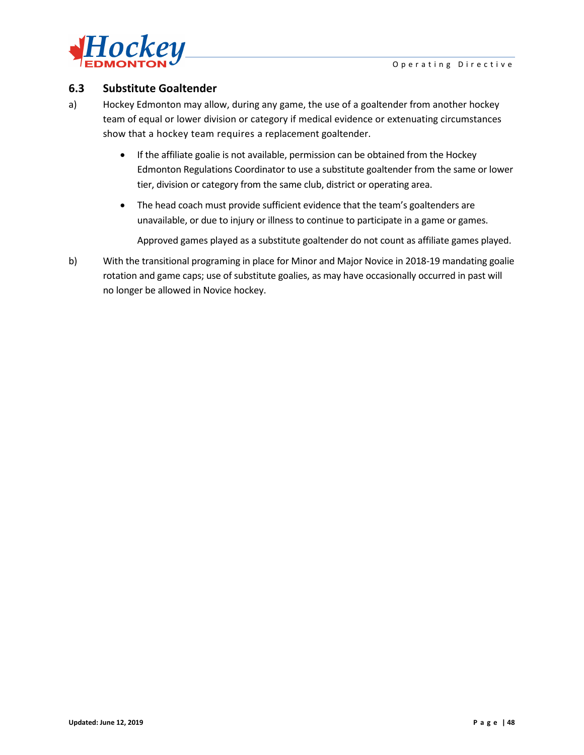### 6.3 Substitute Goaltender

a) Hockey Edmonton may allow, during any game, the use of a goaltender from another hockey team of equal or lower division or category if medical evidence or extenuating circumstances show that a hockey team requires a replacement goaltender.

- If the affiliate goalie is not available, permission can be obtained from the Hockey Edmonton Regulations Coordinator to use a substitute goaltender from the same or lower tier, division or category from the same club, district or operating area.
- The head coach must provide sufficient evidence that the team's goaltenders are unavailable, or due to injury or illness to continue to participate in a game or games.

  Approved games played as a substitute goaltender do not count as affiliate games played.

b) With the transitional programing in place for Minor and Major Novice in 2018-19 mandating goalie rotation and game caps; use of substitute goalies, as may have occasionally occurred in past will no longer be allowed in Novice hockey.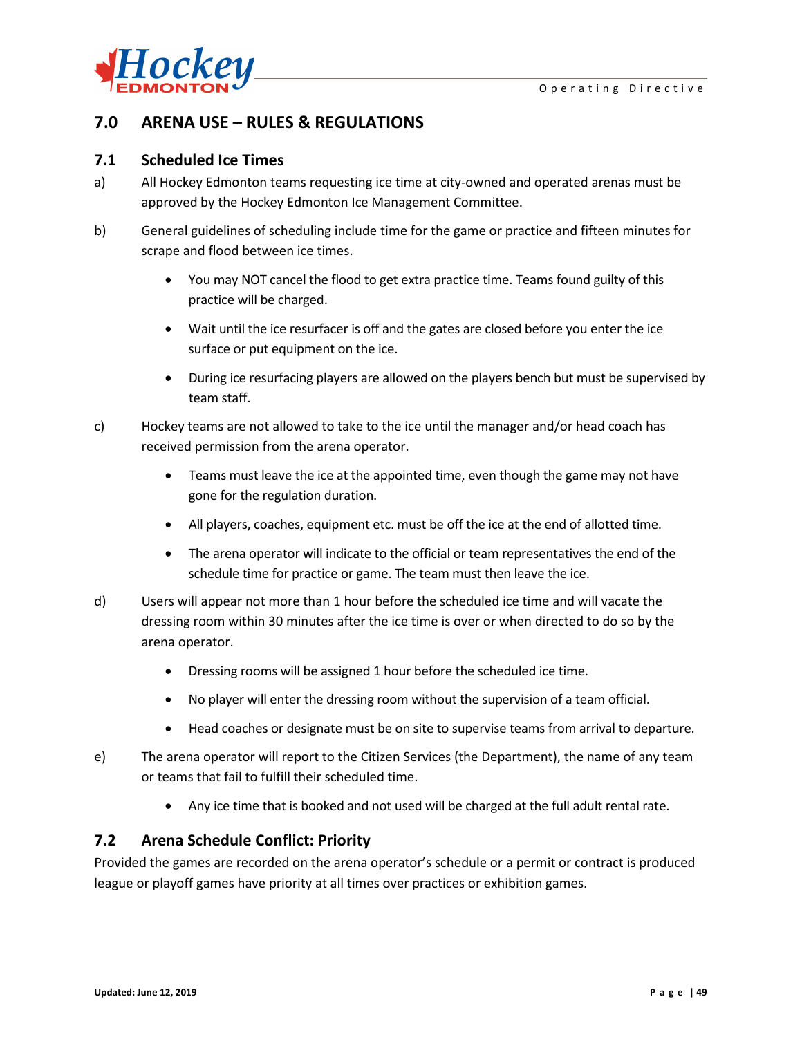## 7.0 ARENA USE – RULES & REGULATIONS

### 7.1 Scheduled Ice Times

a) All Hockey Edmonton teams requesting ice time at city-owned and operated arenas must be approved by the Hockey Edmonton Ice Management Committee.

b) General guidelines of scheduling include time for the game or practice and fifteen minutes for scrape and flood between ice times.

- You may NOT cancel the flood to get extra practice time. Teams found guilty of this practice will be charged.
- Wait until the ice resurfacer is off and the gates are closed before you enter the ice surface or put equipment on the ice.
- During ice resurfacing players are allowed on the players bench but must be supervised by team staff.

c) Hockey teams are not allowed to take to the ice until the manager and/or head coach has received permission from the arena operator.

- Teams must leave the ice at the appointed time, even though the game may not have gone for the regulation duration.
- All players, coaches, equipment etc. must be off the ice at the end of allotted time.
- The arena operator will indicate to the official or team representatives the end of the schedule time for practice or game. The team must then leave the ice.

d) Users will appear not more than 1 hour before the scheduled ice time and will vacate the dressing room within 30 minutes after the ice time is over or when directed to do so by the arena operator.

- Dressing rooms will be assigned 1 hour before the scheduled ice time.
- No player will enter the dressing room without the supervision of a team official.
- Head coaches or designate must be on site to supervise teams from arrival to departure.

e) The arena operator will report to the Citizen Services (the Department), the name of any team or teams that fail to fulfill their scheduled time.

- Any ice time that is booked and not used will be charged at the full adult rental rate.

### 7.2 Arena Schedule Conflict: Priority

Provided the games are recorded on the arena operator's schedule or a permit or contract is produced league or playoff games have priority at all times over practices or exhibition games.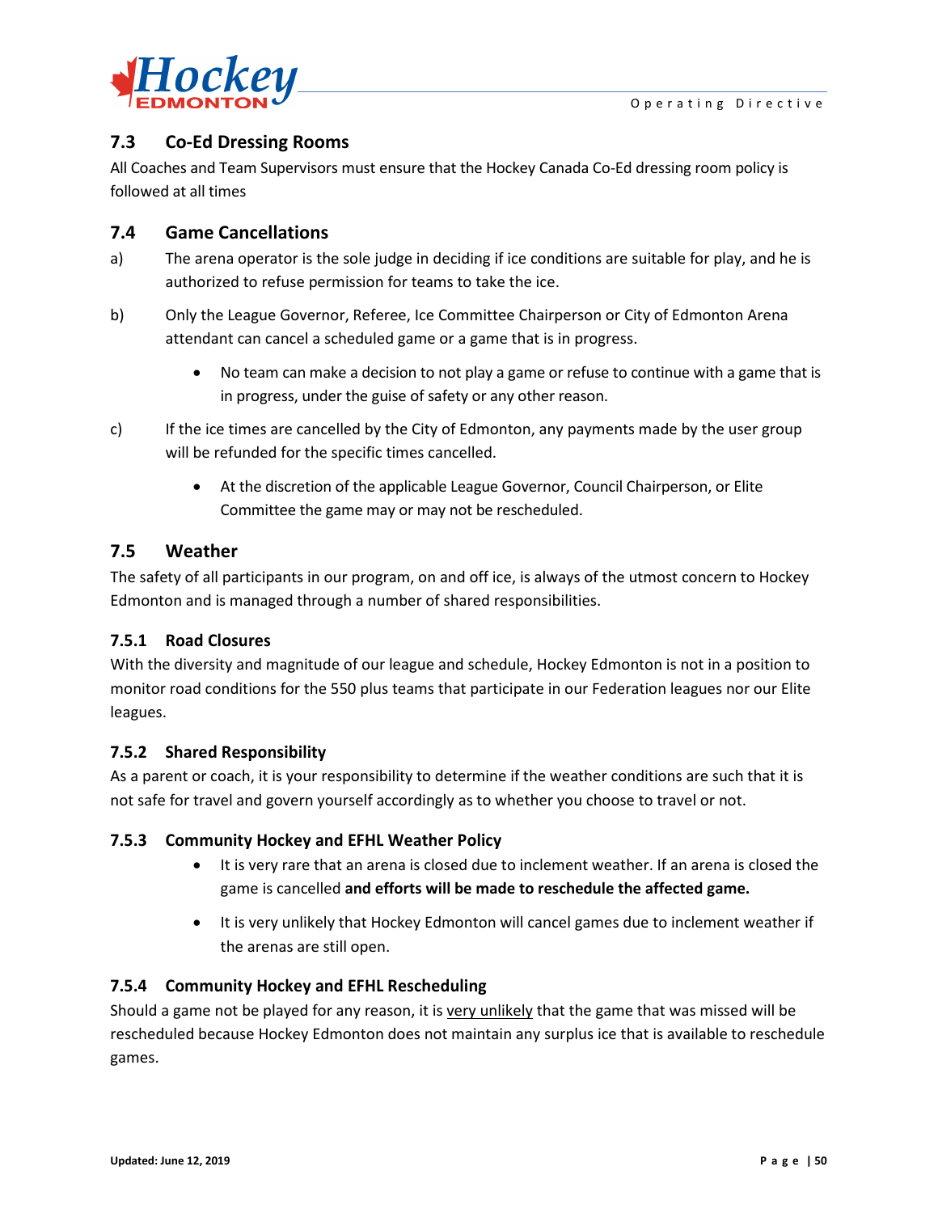## 7.3 Co-Ed Dressing Rooms

All Coaches and Team Supervisors must ensure that the Hockey Canada Co-Ed dressing room policy is followed at all times

## 7.4 Game Cancellations

a) The arena operator is the sole judge in deciding if ice conditions are suitable for play, and he is authorized to refuse permission for teams to take the ice.

b) Only the League Governor, Referee, Ice Committee Chairperson or City of Edmonton Arena attendant can cancel a scheduled game or a game that is in progress.

- No team can make a decision to not play a game or refuse to continue with a game that is in progress, under the guise of safety or any other reason.

c) If the ice times are cancelled by the City of Edmonton, any payments made by the user group will be refunded for the specific times cancelled.

- At the discretion of the applicable League Governor, Council Chairperson, or Elite Committee the game may or may not be rescheduled.

## 7.5 Weather

The safety of all participants in our program, on and off ice, is always of the utmost concern to Hockey Edmonton and is managed through a number of shared responsibilities.

### 7.5.1 Road Closures

With the diversity and magnitude of our league and schedule, Hockey Edmonton is not in a position to monitor road conditions for the 550 plus teams that participate in our Federation leagues nor our Elite leagues.

### 7.5.2 Shared Responsibility

As a parent or coach, it is your responsibility to determine if the weather conditions are such that it is not safe for travel and govern yourself accordingly as to whether you choose to travel or not.

### 7.5.3 Community Hockey and EFHL Weather Policy

- It is very rare that an arena is closed due to inclement weather. If an arena is closed the game is cancelled **and efforts will be made to reschedule the affected game.**
- It is very unlikely that Hockey Edmonton will cancel games due to inclement weather if the arenas are still open.

### 7.5.4 Community Hockey and EFHL Rescheduling

Should a game not be played for any reason, it is <u>very unlikely</u> that the game that was missed will be rescheduled because Hockey Edmonton does not maintain any surplus ice that is available to reschedule games.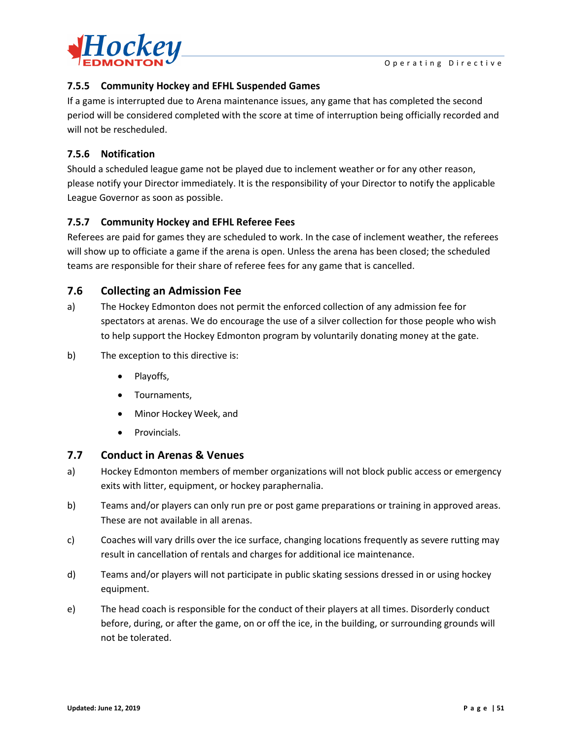### 7.5.5 Community Hockey and EFHL Suspended Games

If a game is interrupted due to Arena maintenance issues, any game that has completed the second period will be considered completed with the score at time of interruption being officially recorded and will not be rescheduled.

### 7.5.6 Notification

Should a scheduled league game not be played due to inclement weather or for any other reason, please notify your Director immediately. It is the responsibility of your Director to notify the applicable League Governor as soon as possible.

### 7.5.7 Community Hockey and EFHL Referee Fees

Referees are paid for games they are scheduled to work. In the case of inclement weather, the referees will show up to officiate a game if the arena is open. Unless the arena has been closed; the scheduled teams are responsible for their share of referee fees for any game that is cancelled.

## 7.6 Collecting an Admission Fee

a) The Hockey Edmonton does not permit the enforced collection of any admission fee for spectators at arenas. We do encourage the use of a silver collection for those people who wish to help support the Hockey Edmonton program by voluntarily donating money at the gate.

b) The exception to this directive is:

- Playoffs,
- Tournaments,
- Minor Hockey Week, and
- Provincials.

## 7.7 Conduct in Arenas & Venues

a) Hockey Edmonton members of member organizations will not block public access or emergency exits with litter, equipment, or hockey paraphernalia.

b) Teams and/or players can only run pre or post game preparations or training in approved areas. These are not available in all arenas.

c) Coaches will vary drills over the ice surface, changing locations frequently as severe rutting may result in cancellation of rentals and charges for additional ice maintenance.

d) Teams and/or players will not participate in public skating sessions dressed in or using hockey equipment.

e) The head coach is responsible for the conduct of their players at all times. Disorderly conduct before, during, or after the game, on or off the ice, in the building, or surrounding grounds will not be tolerated.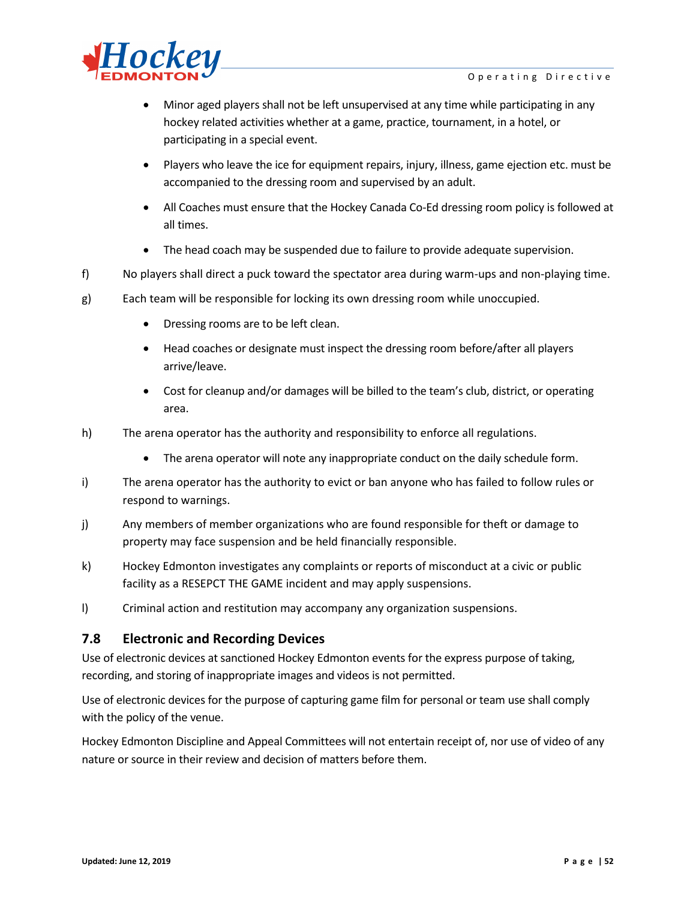- Minor aged players shall not be left unsupervised at any time while participating in any hockey related activities whether at a game, practice, tournament, in a hotel, or participating in a special event.
- Players who leave the ice for equipment repairs, injury, illness, game ejection etc. must be accompanied to the dressing room and supervised by an adult.
- All Coaches must ensure that the Hockey Canada Co-Ed dressing room policy is followed at all times.
- The head coach may be suspended due to failure to provide adequate supervision.

f) No players shall direct a puck toward the spectator area during warm-ups and non-playing time.

g) Each team will be responsible for locking its own dressing room while unoccupied.

- Dressing rooms are to be left clean.
- Head coaches or designate must inspect the dressing room before/after all players arrive/leave.
- Cost for cleanup and/or damages will be billed to the team's club, district, or operating area.

h) The arena operator has the authority and responsibility to enforce all regulations.

- The arena operator will note any inappropriate conduct on the daily schedule form.

i) The arena operator has the authority to evict or ban anyone who has failed to follow rules or respond to warnings.

j) Any members of member organizations who are found responsible for theft or damage to property may face suspension and be held financially responsible.

k) Hockey Edmonton investigates any complaints or reports of misconduct at a civic or public facility as a RESEPCT THE GAME incident and may apply suspensions.

l) Criminal action and restitution may accompany any organization suspensions.

## 7.8 Electronic and Recording Devices

Use of electronic devices at sanctioned Hockey Edmonton events for the express purpose of taking, recording, and storing of inappropriate images and videos is not permitted.

Use of electronic devices for the purpose of capturing game film for personal or team use shall comply with the policy of the venue.

Hockey Edmonton Discipline and Appeal Committees will not entertain receipt of, nor use of video of any nature or source in their review and decision of matters before them.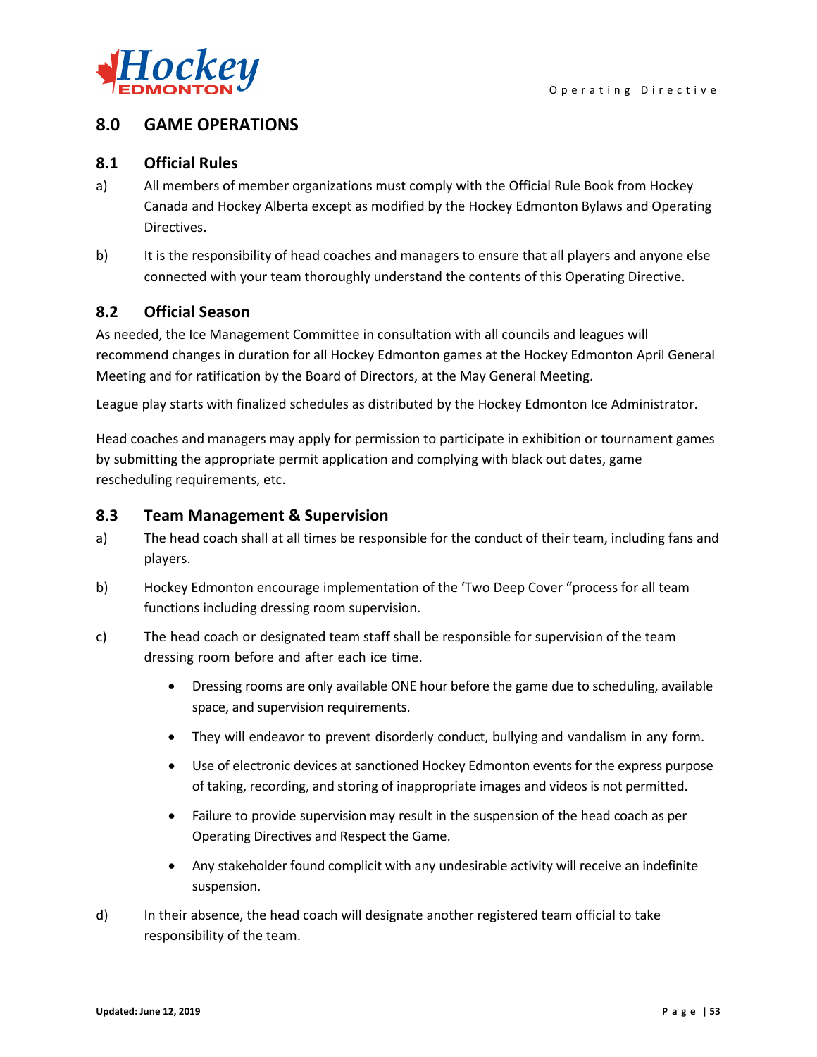# 8.0 GAME OPERATIONS

## 8.1 Official Rules

a) All members of member organizations must comply with the Official Rule Book from Hockey Canada and Hockey Alberta except as modified by the Hockey Edmonton Bylaws and Operating Directives.

b) It is the responsibility of head coaches and managers to ensure that all players and anyone else connected with your team thoroughly understand the contents of this Operating Directive.

## 8.2 Official Season

As needed, the Ice Management Committee in consultation with all councils and leagues will recommend changes in duration for all Hockey Edmonton games at the Hockey Edmonton April General Meeting and for ratification by the Board of Directors, at the May General Meeting.

League play starts with finalized schedules as distributed by the Hockey Edmonton Ice Administrator.

Head coaches and managers may apply for permission to participate in exhibition or tournament games by submitting the appropriate permit application and complying with black out dates, game rescheduling requirements, etc.

## 8.3 Team Management & Supervision

a) The head coach shall at all times be responsible for the conduct of their team, including fans and players.

b) Hockey Edmonton encourage implementation of the 'Two Deep Cover "process for all team functions including dressing room supervision.

c) The head coach or designated team staff shall be responsible for supervision of the team dressing room before and after each ice time.

- Dressing rooms are only available ONE hour before the game due to scheduling, available space, and supervision requirements.
- They will endeavor to prevent disorderly conduct, bullying and vandalism in any form.
- Use of electronic devices at sanctioned Hockey Edmonton events for the express purpose of taking, recording, and storing of inappropriate images and videos is not permitted.
- Failure to provide supervision may result in the suspension of the head coach as per Operating Directives and Respect the Game.
- Any stakeholder found complicit with any undesirable activity will receive an indefinite suspension.

d) In their absence, the head coach will designate another registered team official to take responsibility of the team.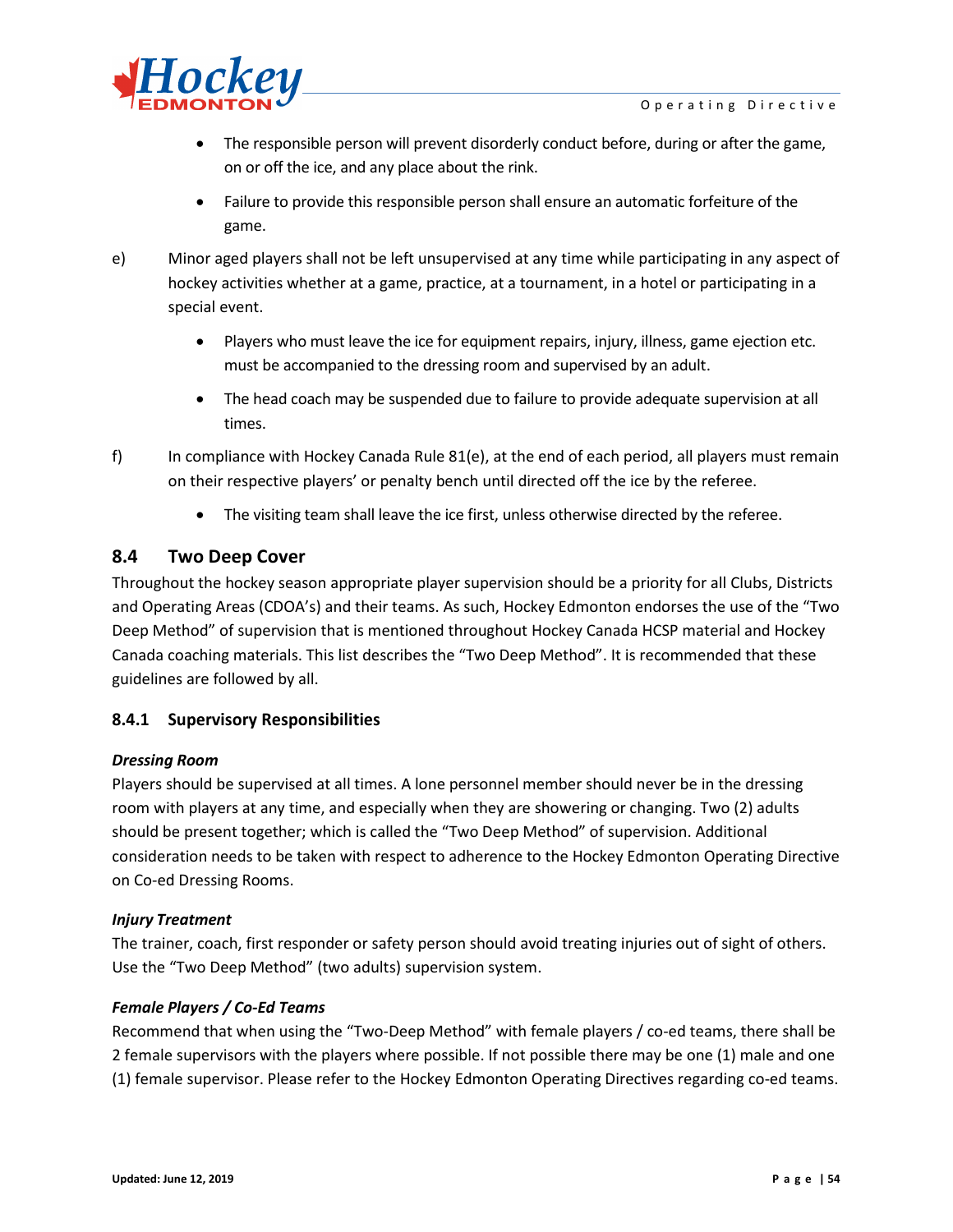- The responsible person will prevent disorderly conduct before, during or after the game, on or off the ice, and any place about the rink.
- Failure to provide this responsible person shall ensure an automatic forfeiture of the game.

e) Minor aged players shall not be left unsupervised at any time while participating in any aspect of hockey activities whether at a game, practice, at a tournament, in a hotel or participating in a special event.

- Players who must leave the ice for equipment repairs, injury, illness, game ejection etc. must be accompanied to the dressing room and supervised by an adult.
- The head coach may be suspended due to failure to provide adequate supervision at all times.

f) In compliance with Hockey Canada Rule 81(e), at the end of each period, all players must remain on their respective players' or penalty bench until directed off the ice by the referee.

- The visiting team shall leave the ice first, unless otherwise directed by the referee.

## 8.4 Two Deep Cover

Throughout the hockey season appropriate player supervision should be a priority for all Clubs, Districts and Operating Areas (CDOA's) and their teams. As such, Hockey Edmonton endorses the use of the "Two Deep Method" of supervision that is mentioned throughout Hockey Canada HCSP material and Hockey Canada coaching materials. This list describes the "Two Deep Method". It is recommended that these guidelines are followed by all.

### 8.4.1 Supervisory Responsibilities

***Dressing Room***

Players should be supervised at all times. A lone personnel member should never be in the dressing room with players at any time, and especially when they are showering or changing. Two (2) adults should be present together; which is called the "Two Deep Method" of supervision. Additional consideration needs to be taken with respect to adherence to the Hockey Edmonton Operating Directive on Co-ed Dressing Rooms.

***Injury Treatment***

The trainer, coach, first responder or safety person should avoid treating injuries out of sight of others. Use the "Two Deep Method" (two adults) supervision system.

***Female Players / Co-Ed Teams***

Recommend that when using the "Two-Deep Method" with female players / co-ed teams, there shall be 2 female supervisors with the players where possible. If not possible there may be one (1) male and one (1) female supervisor. Please refer to the Hockey Edmonton Operating Directives regarding co-ed teams.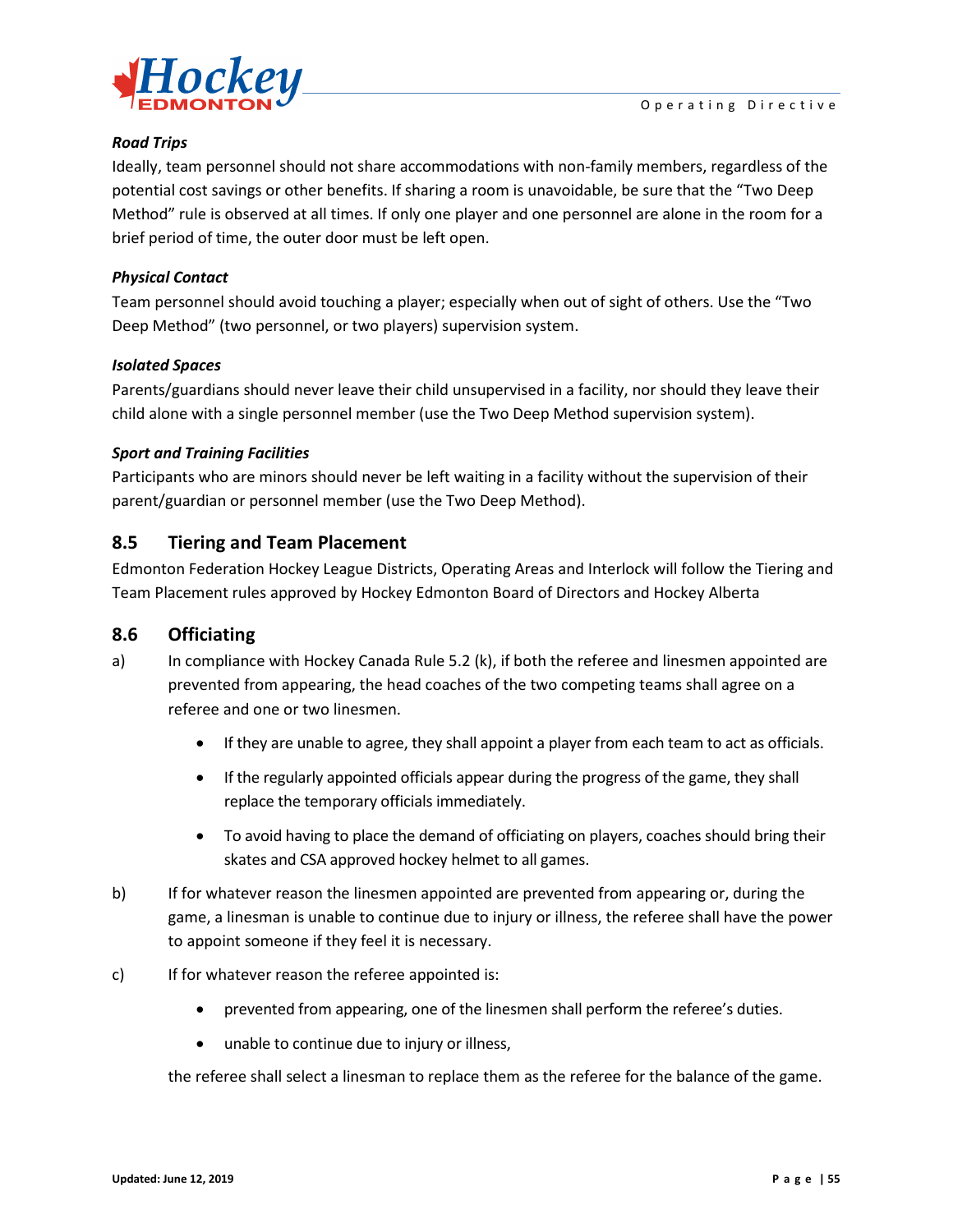***Road Trips***

Ideally, team personnel should not share accommodations with non-family members, regardless of the potential cost savings or other benefits. If sharing a room is unavoidable, be sure that the "Two Deep Method" rule is observed at all times. If only one player and one personnel are alone in the room for a brief period of time, the outer door must be left open.

***Physical Contact***

Team personnel should avoid touching a player; especially when out of sight of others. Use the "Two Deep Method" (two personnel, or two players) supervision system.

***Isolated Spaces***

Parents/guardians should never leave their child unsupervised in a facility, nor should they leave their child alone with a single personnel member (use the Two Deep Method supervision system).

***Sport and Training Facilities***

Participants who are minors should never be left waiting in a facility without the supervision of their parent/guardian or personnel member (use the Two Deep Method).

## 8.5 Tiering and Team Placement

Edmonton Federation Hockey League Districts, Operating Areas and Interlock will follow the Tiering and Team Placement rules approved by Hockey Edmonton Board of Directors and Hockey Alberta

## 8.6 Officiating

a) In compliance with Hockey Canada Rule 5.2 (k), if both the referee and linesmen appointed are prevented from appearing, the head coaches of the two competing teams shall agree on a referee and one or two linesmen.

- If they are unable to agree, they shall appoint a player from each team to act as officials.
- If the regularly appointed officials appear during the progress of the game, they shall replace the temporary officials immediately.
- To avoid having to place the demand of officiating on players, coaches should bring their skates and CSA approved hockey helmet to all games.

b) If for whatever reason the linesmen appointed are prevented from appearing or, during the game, a linesman is unable to continue due to injury or illness, the referee shall have the power to appoint someone if they feel it is necessary.

c) If for whatever reason the referee appointed is:

- prevented from appearing, one of the linesmen shall perform the referee's duties.
- unable to continue due to injury or illness,

the referee shall select a linesman to replace them as the referee for the balance of the game.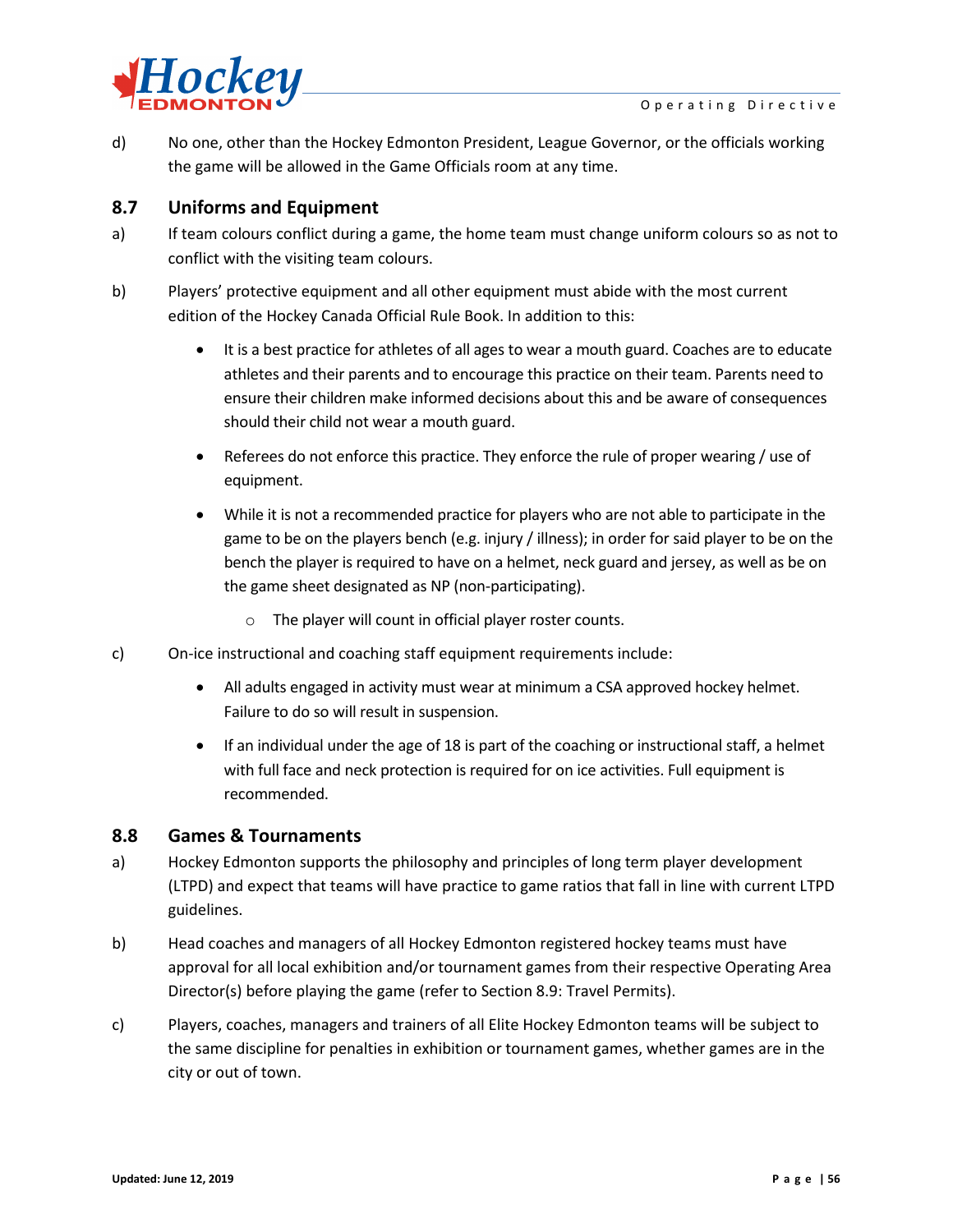d) No one, other than the Hockey Edmonton President, League Governor, or the officials working the game will be allowed in the Game Officials room at any time.

## 8.7 Uniforms and Equipment

a) If team colours conflict during a game, the home team must change uniform colours so as not to conflict with the visiting team colours.

b) Players' protective equipment and all other equipment must abide with the most current edition of the Hockey Canada Official Rule Book. In addition to this:

- It is a best practice for athletes of all ages to wear a mouth guard. Coaches are to educate athletes and their parents and to encourage this practice on their team. Parents need to ensure their children make informed decisions about this and be aware of consequences should their child not wear a mouth guard.
- Referees do not enforce this practice. They enforce the rule of proper wearing / use of equipment.
- While it is not a recommended practice for players who are not able to participate in the game to be on the players bench (e.g. injury / illness); in order for said player to be on the bench the player is required to have on a helmet, neck guard and jersey, as well as be on the game sheet designated as NP (non-participating).
  - The player will count in official player roster counts.

c) On-ice instructional and coaching staff equipment requirements include:

- All adults engaged in activity must wear at minimum a CSA approved hockey helmet. Failure to do so will result in suspension.
- If an individual under the age of 18 is part of the coaching or instructional staff, a helmet with full face and neck protection is required for on ice activities. Full equipment is recommended.

## 8.8 Games & Tournaments

a) Hockey Edmonton supports the philosophy and principles of long term player development (LTPD) and expect that teams will have practice to game ratios that fall in line with current LTPD guidelines.

b) Head coaches and managers of all Hockey Edmonton registered hockey teams must have approval for all local exhibition and/or tournament games from their respective Operating Area Director(s) before playing the game (refer to Section 8.9: Travel Permits).

c) Players, coaches, managers and trainers of all Elite Hockey Edmonton teams will be subject to the same discipline for penalties in exhibition or tournament games, whether games are in the city or out of town.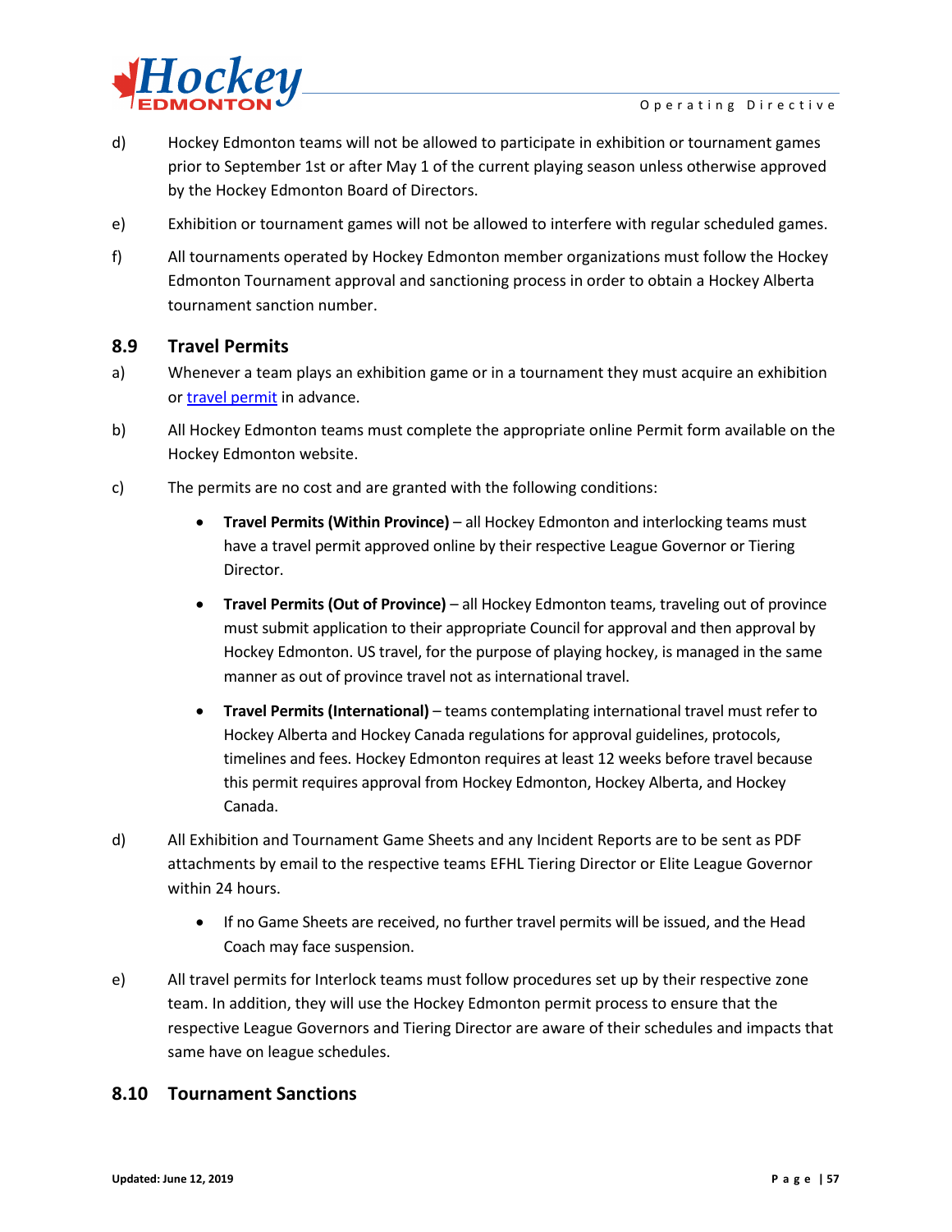d) Hockey Edmonton teams will not be allowed to participate in exhibition or tournament games prior to September 1st or after May 1 of the current playing season unless otherwise approved by the Hockey Edmonton Board of Directors.

e) Exhibition or tournament games will not be allowed to interfere with regular scheduled games.

f) All tournaments operated by Hockey Edmonton member organizations must follow the Hockey Edmonton Tournament approval and sanctioning process in order to obtain a Hockey Alberta tournament sanction number.

## 8.9 Travel Permits

a) Whenever a team plays an exhibition game or in a tournament they must acquire an exhibition or travel permit in advance.

b) All Hockey Edmonton teams must complete the appropriate online Permit form available on the Hockey Edmonton website.

c) The permits are no cost and are granted with the following conditions:

- **Travel Permits (Within Province)** – all Hockey Edmonton and interlocking teams must have a travel permit approved online by their respective League Governor or Tiering Director.
- **Travel Permits (Out of Province)** – all Hockey Edmonton teams, traveling out of province must submit application to their appropriate Council for approval and then approval by Hockey Edmonton. US travel, for the purpose of playing hockey, is managed in the same manner as out of province travel not as international travel.
- **Travel Permits (International)** – teams contemplating international travel must refer to Hockey Alberta and Hockey Canada regulations for approval guidelines, protocols, timelines and fees. Hockey Edmonton requires at least 12 weeks before travel because this permit requires approval from Hockey Edmonton, Hockey Alberta, and Hockey Canada.

d) All Exhibition and Tournament Game Sheets and any Incident Reports are to be sent as PDF attachments by email to the respective teams EFHL Tiering Director or Elite League Governor within 24 hours.

- If no Game Sheets are received, no further travel permits will be issued, and the Head Coach may face suspension.

e) All travel permits for Interlock teams must follow procedures set up by their respective zone team. In addition, they will use the Hockey Edmonton permit process to ensure that the respective League Governors and Tiering Director are aware of their schedules and impacts that same have on league schedules.

## 8.10 Tournament Sanctions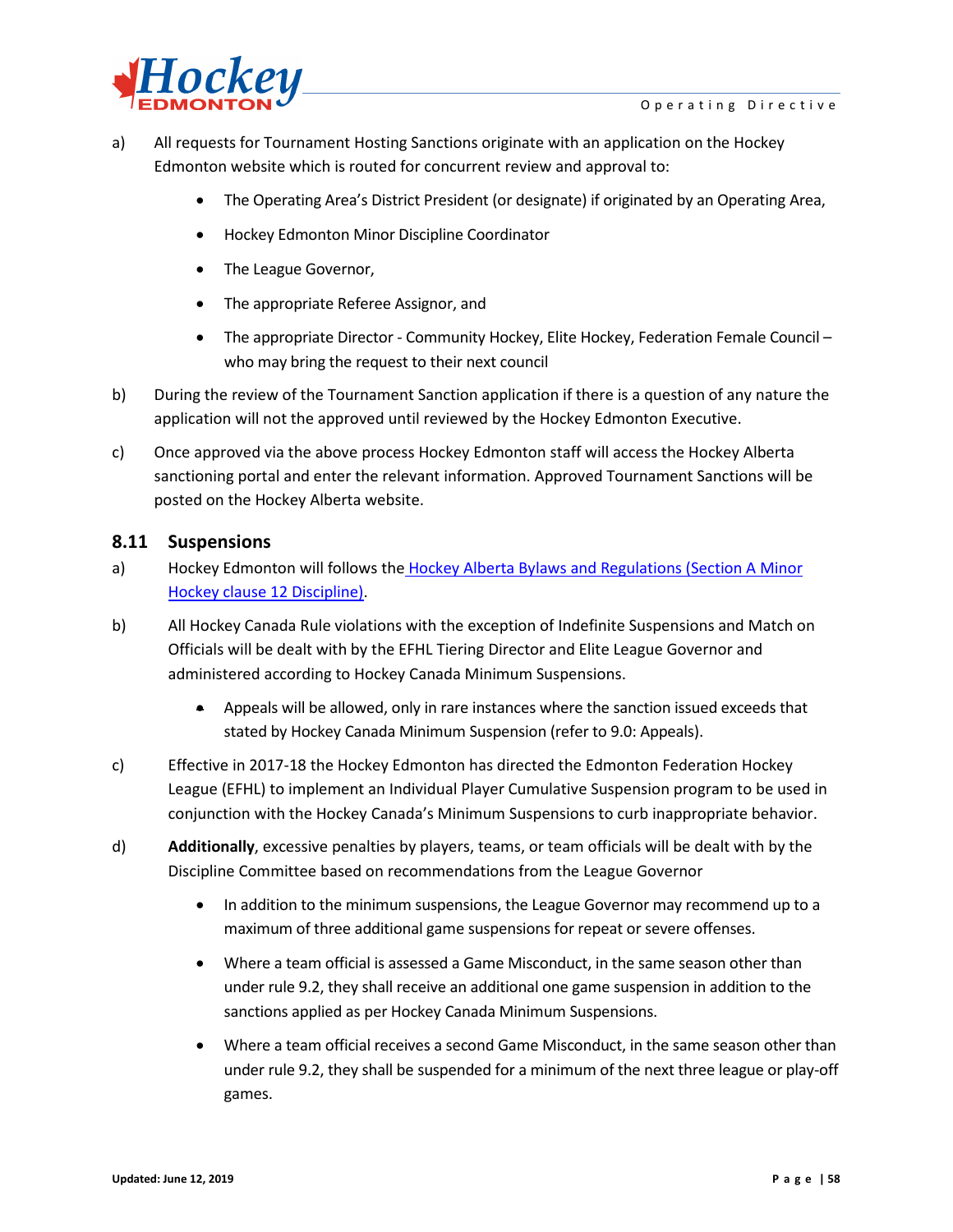a) All requests for Tournament Hosting Sanctions originate with an application on the Hockey Edmonton website which is routed for concurrent review and approval to:

   - The Operating Area's District President (or designate) if originated by an Operating Area,
   - Hockey Edmonton Minor Discipline Coordinator
   - The League Governor,
   - The appropriate Referee Assignor, and
   - The appropriate Director - Community Hockey, Elite Hockey, Federation Female Council – who may bring the request to their next council

b) During the review of the Tournament Sanction application if there is a question of any nature the application will not the approved until reviewed by the Hockey Edmonton Executive.

c) Once approved via the above process Hockey Edmonton staff will access the Hockey Alberta sanctioning portal and enter the relevant information. Approved Tournament Sanctions will be posted on the Hockey Alberta website.

## 8.11 Suspensions

a) Hockey Edmonton will follows the Hockey Alberta Bylaws and Regulations (Section A Minor Hockey clause 12 Discipline).

b) All Hockey Canada Rule violations with the exception of Indefinite Suspensions and Match on Officials will be dealt with by the EFHL Tiering Director and Elite League Governor and administered according to Hockey Canada Minimum Suspensions.

   - Appeals will be allowed, only in rare instances where the sanction issued exceeds that stated by Hockey Canada Minimum Suspension (refer to 9.0: Appeals).

c) Effective in 2017-18 the Hockey Edmonton has directed the Edmonton Federation Hockey League (EFHL) to implement an Individual Player Cumulative Suspension program to be used in conjunction with the Hockey Canada's Minimum Suspensions to curb inappropriate behavior.

d) **Additionally**, excessive penalties by players, teams, or team officials will be dealt with by the Discipline Committee based on recommendations from the League Governor

   - In addition to the minimum suspensions, the League Governor may recommend up to a maximum of three additional game suspensions for repeat or severe offenses.
   - Where a team official is assessed a Game Misconduct, in the same season other than under rule 9.2, they shall receive an additional one game suspension in addition to the sanctions applied as per Hockey Canada Minimum Suspensions.
   - Where a team official receives a second Game Misconduct, in the same season other than under rule 9.2, they shall be suspended for a minimum of the next three league or play-off games.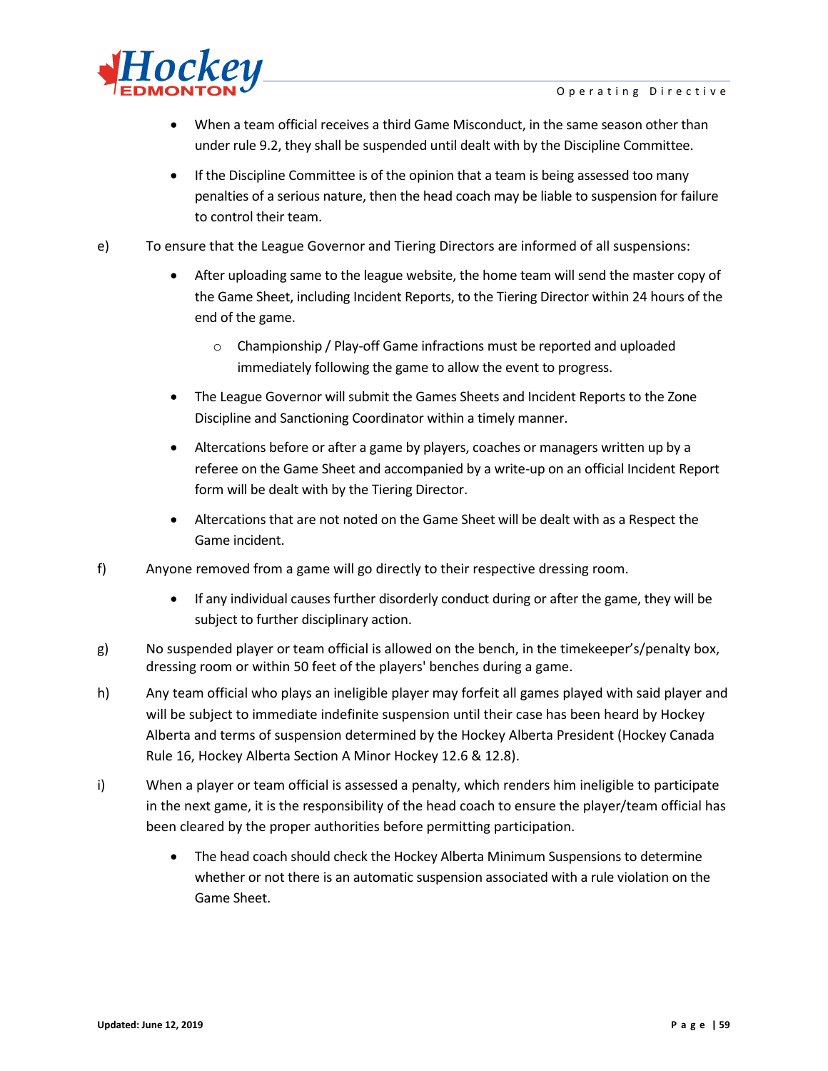- When a team official receives a third Game Misconduct, in the same season other than under rule 9.2, they shall be suspended until dealt with by the Discipline Committee.
- If the Discipline Committee is of the opinion that a team is being assessed too many penalties of a serious nature, then the head coach may be liable to suspension for failure to control their team.

e) To ensure that the League Governor and Tiering Directors are informed of all suspensions:

- After uploading same to the league website, the home team will send the master copy of the Game Sheet, including Incident Reports, to the Tiering Director within 24 hours of the end of the game.
    - Championship / Play-off Game infractions must be reported and uploaded immediately following the game to allow the event to progress.
- The League Governor will submit the Games Sheets and Incident Reports to the Zone Discipline and Sanctioning Coordinator within a timely manner.
- Altercations before or after a game by players, coaches or managers written up by a referee on the Game Sheet and accompanied by a write-up on an official Incident Report form will be dealt with by the Tiering Director.
- Altercations that are not noted on the Game Sheet will be dealt with as a Respect the Game incident.

f) Anyone removed from a game will go directly to their respective dressing room.

- If any individual causes further disorderly conduct during or after the game, they will be subject to further disciplinary action.

g) No suspended player or team official is allowed on the bench, in the timekeeper's/penalty box, dressing room or within 50 feet of the players' benches during a game.

h) Any team official who plays an ineligible player may forfeit all games played with said player and will be subject to immediate indefinite suspension until their case has been heard by Hockey Alberta and terms of suspension determined by the Hockey Alberta President (Hockey Canada Rule 16, Hockey Alberta Section A Minor Hockey 12.6 & 12.8).

i) When a player or team official is assessed a penalty, which renders him ineligible to participate in the next game, it is the responsibility of the head coach to ensure the player/team official has been cleared by the proper authorities before permitting participation.

- The head coach should check the Hockey Alberta Minimum Suspensions to determine whether or not there is an automatic suspension associated with a rule violation on the Game Sheet.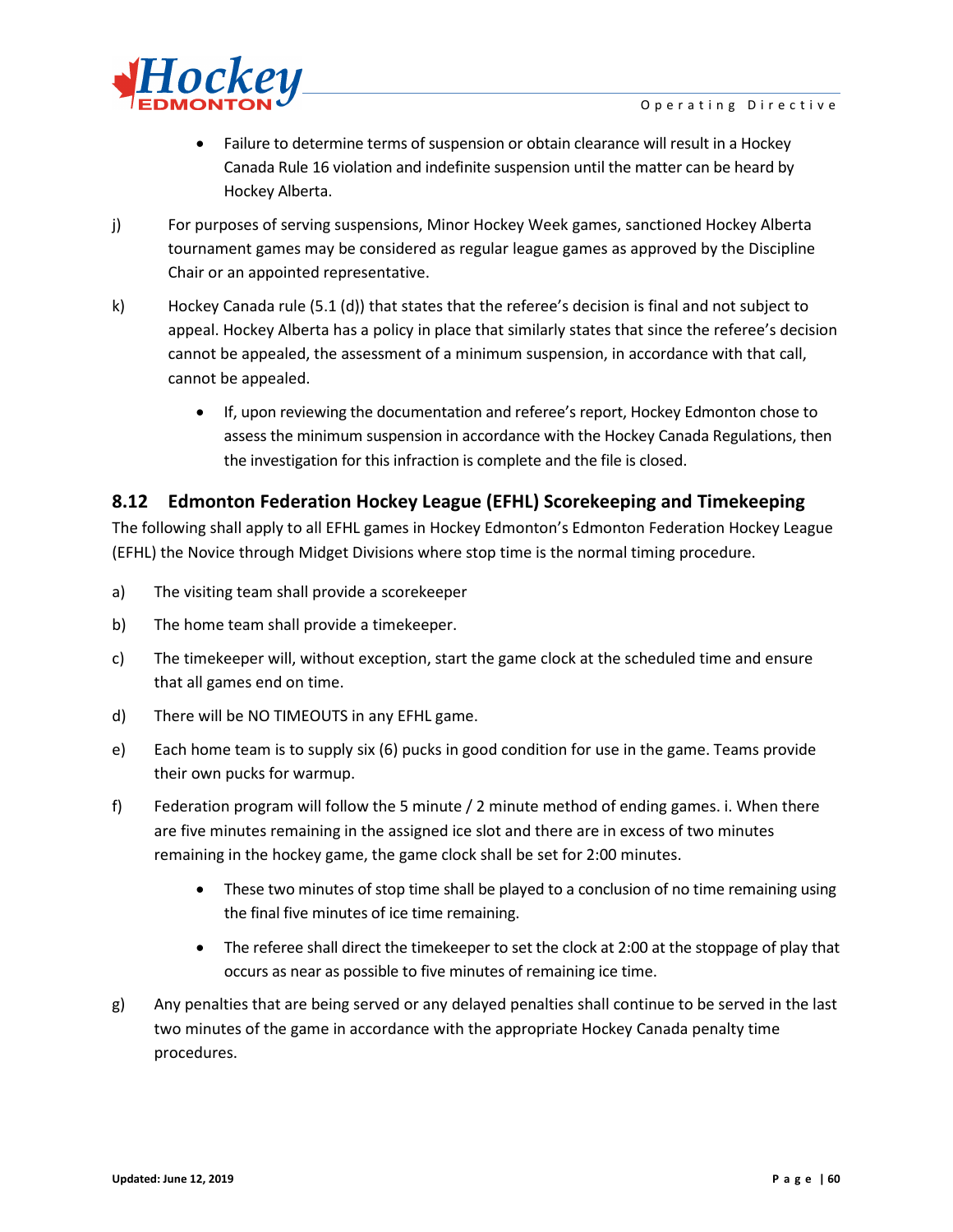- Failure to determine terms of suspension or obtain clearance will result in a Hockey Canada Rule 16 violation and indefinite suspension until the matter can be heard by Hockey Alberta.

j) For purposes of serving suspensions, Minor Hockey Week games, sanctioned Hockey Alberta tournament games may be considered as regular league games as approved by the Discipline Chair or an appointed representative.

k) Hockey Canada rule (5.1 (d)) that states that the referee's decision is final and not subject to appeal. Hockey Alberta has a policy in place that similarly states that since the referee's decision cannot be appealed, the assessment of a minimum suspension, in accordance with that call, cannot be appealed.

- If, upon reviewing the documentation and referee's report, Hockey Edmonton chose to assess the minimum suspension in accordance with the Hockey Canada Regulations, then the investigation for this infraction is complete and the file is closed.

## 8.12 Edmonton Federation Hockey League (EFHL) Scorekeeping and Timekeeping

The following shall apply to all EFHL games in Hockey Edmonton's Edmonton Federation Hockey League (EFHL) the Novice through Midget Divisions where stop time is the normal timing procedure.

a) The visiting team shall provide a scorekeeper

b) The home team shall provide a timekeeper.

c) The timekeeper will, without exception, start the game clock at the scheduled time and ensure that all games end on time.

d) There will be NO TIMEOUTS in any EFHL game.

e) Each home team is to supply six (6) pucks in good condition for use in the game. Teams provide their own pucks for warmup.

f) Federation program will follow the 5 minute / 2 minute method of ending games. i. When there are five minutes remaining in the assigned ice slot and there are in excess of two minutes remaining in the hockey game, the game clock shall be set for 2:00 minutes.

- These two minutes of stop time shall be played to a conclusion of no time remaining using the final five minutes of ice time remaining.
- The referee shall direct the timekeeper to set the clock at 2:00 at the stoppage of play that occurs as near as possible to five minutes of remaining ice time.

g) Any penalties that are being served or any delayed penalties shall continue to be served in the last two minutes of the game in accordance with the appropriate Hockey Canada penalty time procedures.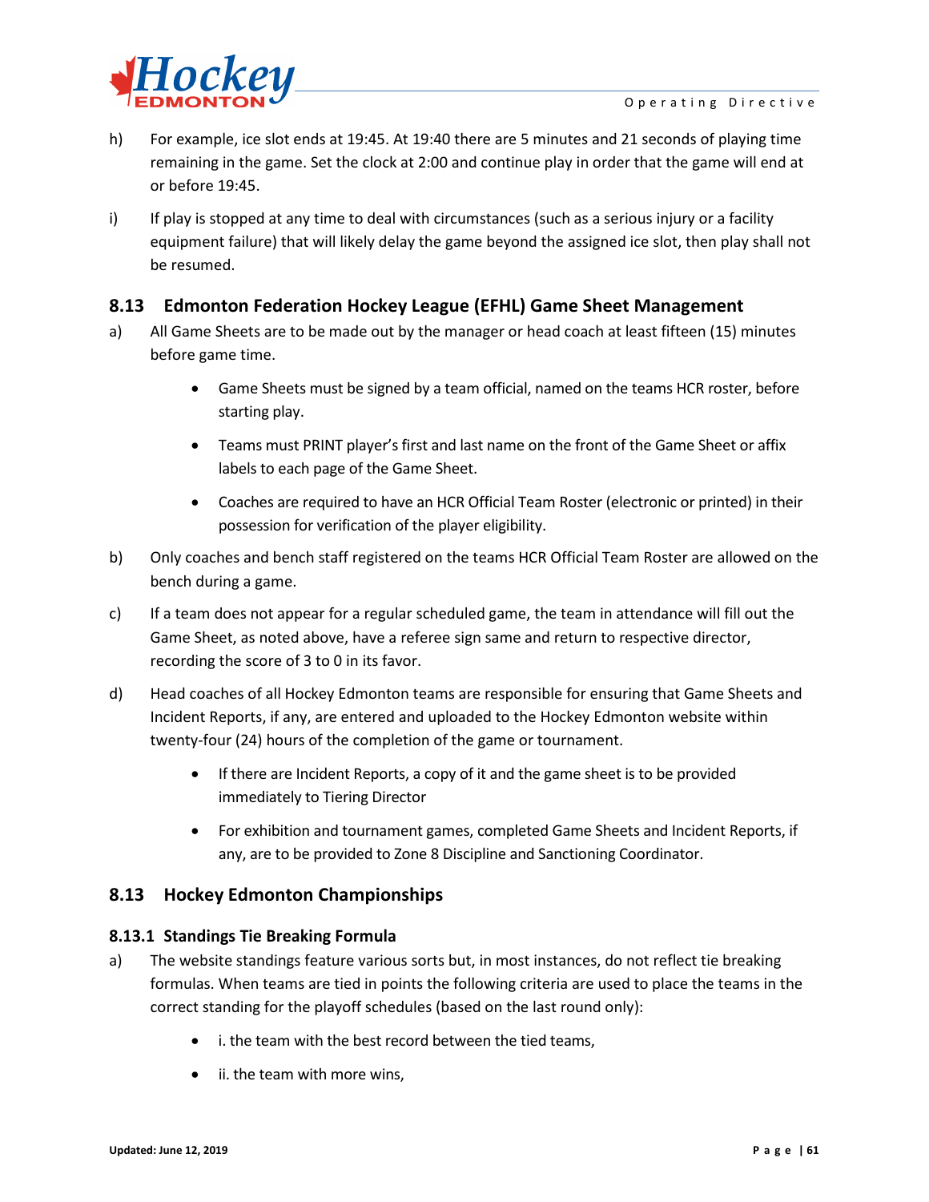h) For example, ice slot ends at 19:45. At 19:40 there are 5 minutes and 21 seconds of playing time remaining in the game. Set the clock at 2:00 and continue play in order that the game will end at or before 19:45.

i) If play is stopped at any time to deal with circumstances (such as a serious injury or a facility equipment failure) that will likely delay the game beyond the assigned ice slot, then play shall not be resumed.

## 8.13 Edmonton Federation Hockey League (EFHL) Game Sheet Management

a) All Game Sheets are to be made out by the manager or head coach at least fifteen (15) minutes before game time.

- Game Sheets must be signed by a team official, named on the teams HCR roster, before starting play.
- Teams must PRINT player's first and last name on the front of the Game Sheet or affix labels to each page of the Game Sheet.
- Coaches are required to have an HCR Official Team Roster (electronic or printed) in their possession for verification of the player eligibility.

b) Only coaches and bench staff registered on the teams HCR Official Team Roster are allowed on the bench during a game.

c) If a team does not appear for a regular scheduled game, the team in attendance will fill out the Game Sheet, as noted above, have a referee sign same and return to respective director, recording the score of 3 to 0 in its favor.

d) Head coaches of all Hockey Edmonton teams are responsible for ensuring that Game Sheets and Incident Reports, if any, are entered and uploaded to the Hockey Edmonton website within twenty-four (24) hours of the completion of the game or tournament.

- If there are Incident Reports, a copy of it and the game sheet is to be provided immediately to Tiering Director
- For exhibition and tournament games, completed Game Sheets and Incident Reports, if any, are to be provided to Zone 8 Discipline and Sanctioning Coordinator.

## 8.13 Hockey Edmonton Championships

### 8.13.1 Standings Tie Breaking Formula

a) The website standings feature various sorts but, in most instances, do not reflect tie breaking formulas. When teams are tied in points the following criteria are used to place the teams in the correct standing for the playoff schedules (based on the last round only):

- i. the team with the best record between the tied teams,
- ii. the team with more wins,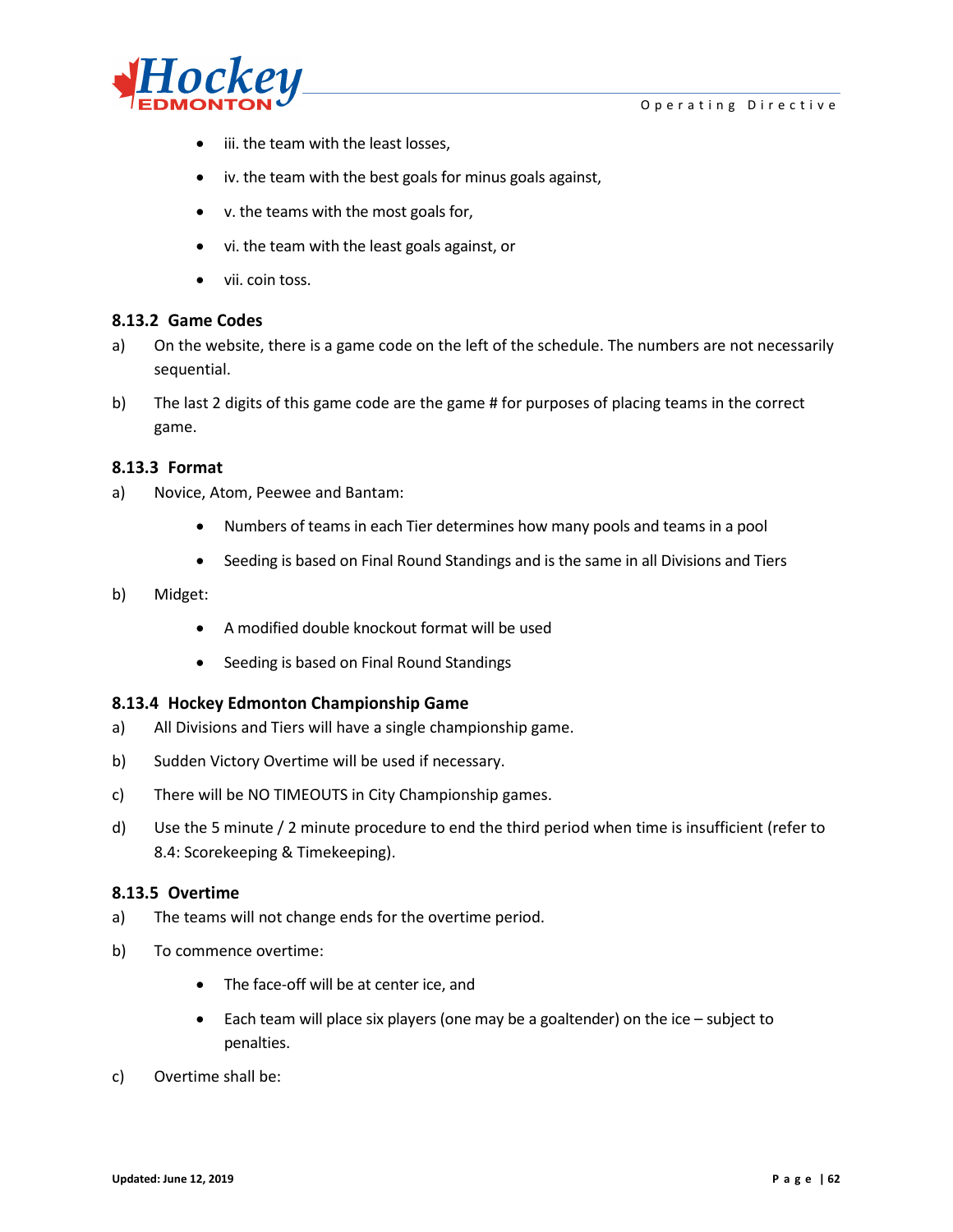- iii. the team with the least losses,
- iv. the team with the best goals for minus goals against,
- v. the teams with the most goals for,
- vi. the team with the least goals against, or
- vii. coin toss.

### 8.13.2 Game Codes

a) On the website, there is a game code on the left of the schedule. The numbers are not necessarily sequential.

b) The last 2 digits of this game code are the game # for purposes of placing teams in the correct game.

### 8.13.3 Format

a) Novice, Atom, Peewee and Bantam:

- Numbers of teams in each Tier determines how many pools and teams in a pool
- Seeding is based on Final Round Standings and is the same in all Divisions and Tiers

b) Midget:

- A modified double knockout format will be used
- Seeding is based on Final Round Standings

### 8.13.4 Hockey Edmonton Championship Game

a) All Divisions and Tiers will have a single championship game.

b) Sudden Victory Overtime will be used if necessary.

c) There will be NO TIMEOUTS in City Championship games.

d) Use the 5 minute / 2 minute procedure to end the third period when time is insufficient (refer to 8.4: Scorekeeping & Timekeeping).

### 8.13.5 Overtime

a) The teams will not change ends for the overtime period.

b) To commence overtime:

- The face-off will be at center ice, and
- Each team will place six players (one may be a goaltender) on the ice – subject to penalties.

c) Overtime shall be: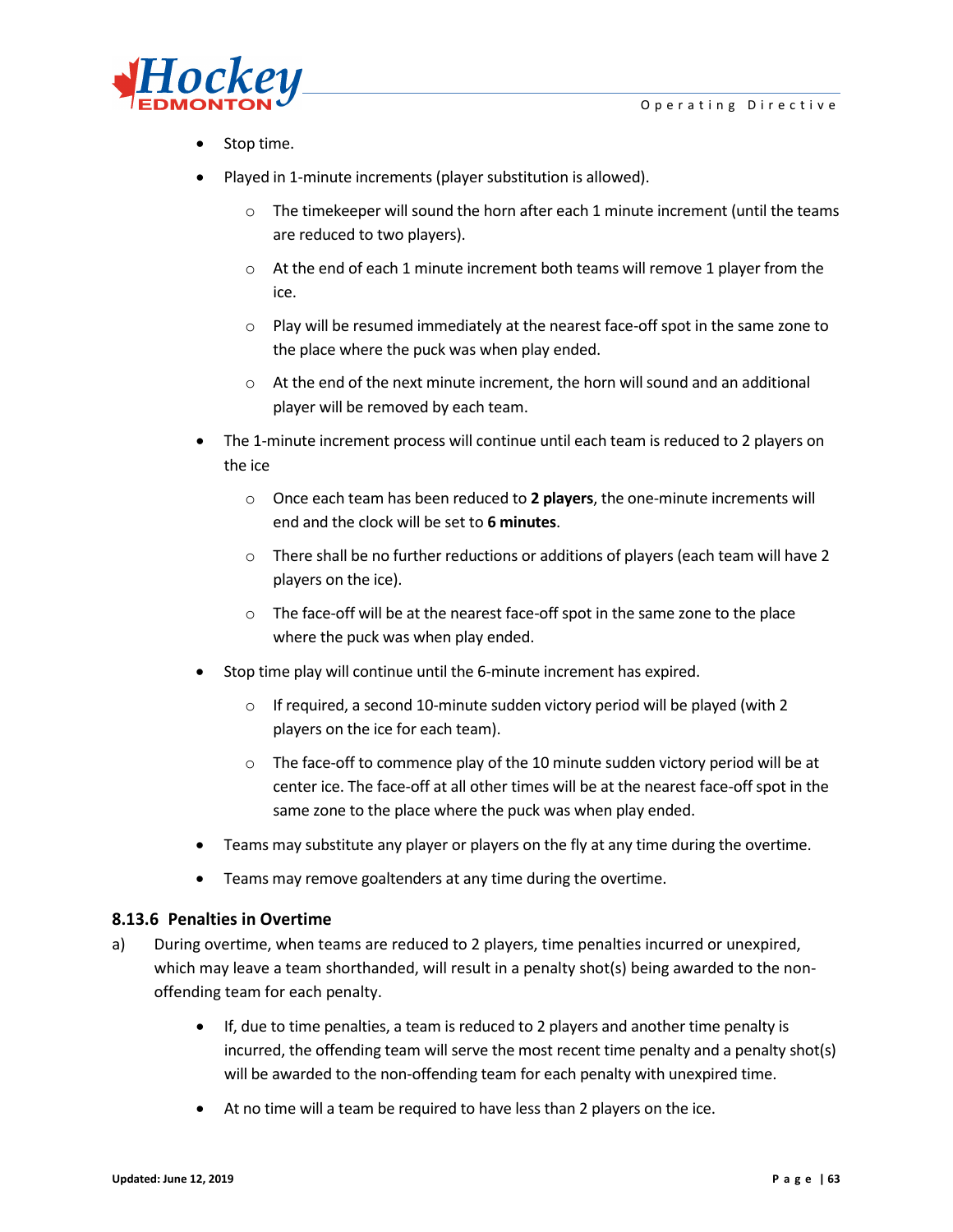- Stop time.
- Played in 1-minute increments (player substitution is allowed).
  - The timekeeper will sound the horn after each 1 minute increment (until the teams are reduced to two players).
  - At the end of each 1 minute increment both teams will remove 1 player from the ice.
  - Play will be resumed immediately at the nearest face-off spot in the same zone to the place where the puck was when play ended.
  - At the end of the next minute increment, the horn will sound and an additional player will be removed by each team.
- The 1-minute increment process will continue until each team is reduced to 2 players on the ice
  - Once each team has been reduced to **2 players**, the one-minute increments will end and the clock will be set to **6 minutes**.
  - There shall be no further reductions or additions of players (each team will have 2 players on the ice).
  - The face-off will be at the nearest face-off spot in the same zone to the place where the puck was when play ended.
- Stop time play will continue until the 6-minute increment has expired.
  - If required, a second 10-minute sudden victory period will be played (with 2 players on the ice for each team).
  - The face-off to commence play of the 10 minute sudden victory period will be at center ice. The face-off at all other times will be at the nearest face-off spot in the same zone to the place where the puck was when play ended.
- Teams may substitute any player or players on the fly at any time during the overtime.
- Teams may remove goaltenders at any time during the overtime.

### 8.13.6 Penalties in Overtime

a) During overtime, when teams are reduced to 2 players, time penalties incurred or unexpired, which may leave a team shorthanded, will result in a penalty shot(s) being awarded to the non-offending team for each penalty.

   - If, due to time penalties, a team is reduced to 2 players and another time penalty is incurred, the offending team will serve the most recent time penalty and a penalty shot(s) will be awarded to the non-offending team for each penalty with unexpired time.
   - At no time will a team be required to have less than 2 players on the ice.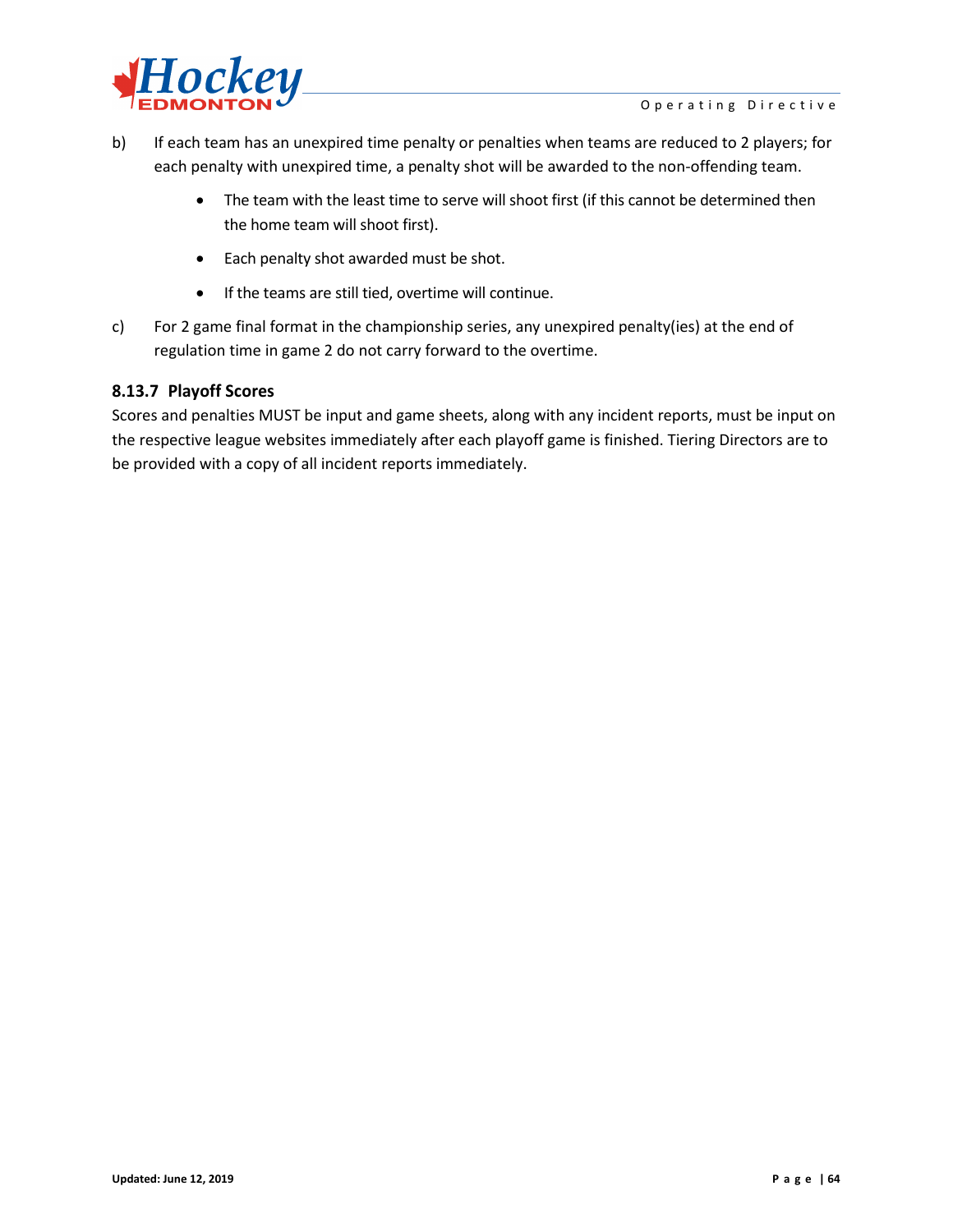b) If each team has an unexpired time penalty or penalties when teams are reduced to 2 players; for each penalty with unexpired time, a penalty shot will be awarded to the non-offending team.

- The team with the least time to serve will shoot first (if this cannot be determined then the home team will shoot first).
- Each penalty shot awarded must be shot.
- If the teams are still tied, overtime will continue.

c) For 2 game final format in the championship series, any unexpired penalty(ies) at the end of regulation time in game 2 do not carry forward to the overtime.

### 8.13.7 Playoff Scores

Scores and penalties MUST be input and game sheets, along with any incident reports, must be input on the respective league websites immediately after each playoff game is finished. Tiering Directors are to be provided with a copy of all incident reports immediately.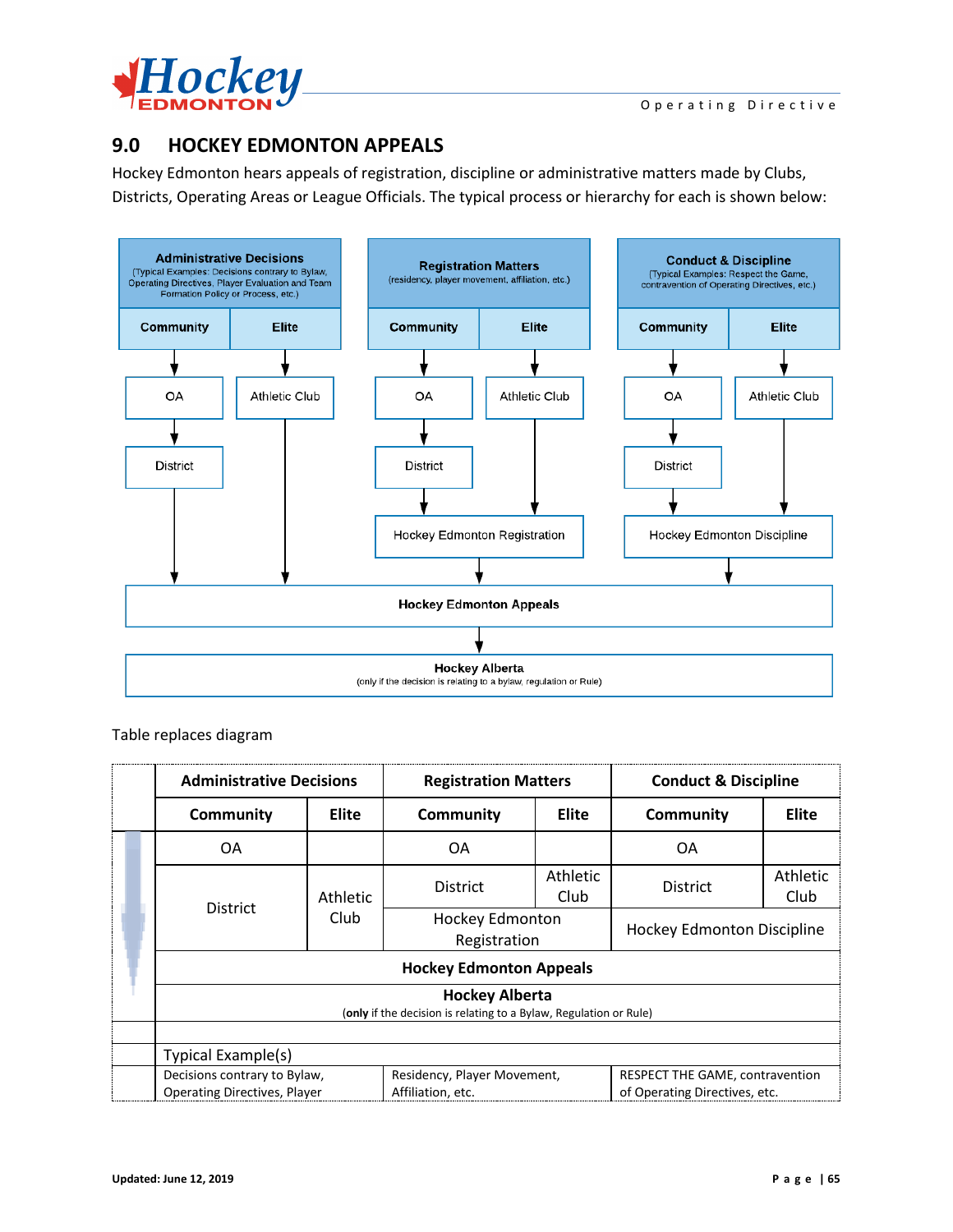## 9.0 HOCKEY EDMONTON APPEALS

Hockey Edmonton hears appeals of registration, discipline or administrative matters made by Clubs, Districts, Operating Areas or League Officials. The typical process or hierarchy for each is shown below:

**Administrative Decisions** (Typical Examples: Decisions contrary to Bylaw, Operating Directives, Player Evaluation and Team Formation Policy or Process, etc.)
- Community → OA → District → Hockey Edmonton Appeals
- Elite → Athletic Club → Hockey Edmonton Appeals

**Registration Matters** (residency, player movement, affiliation, etc.)
- Community → OA → District → Hockey Edmonton Registration → Hockey Edmonton Appeals
- Elite → Athletic Club → Hockey Edmonton Registration → Hockey Edmonton Appeals

**Conduct & Discipline** (Typical Examples: Respect the Game, contravention of Operating Directives, etc.)
- Community → OA → District → Hockey Edmonton Discipline → Hockey Edmonton Appeals
- Elite → Athletic Club → Hockey Edmonton Discipline → Hockey Edmonton Appeals

Hockey Edmonton Appeals → **Hockey Alberta** (only if the decision is relating to a bylaw, regulation or Rule)

Table replaces diagram

| | **Administrative Decisions** | | **Registration Matters** | | **Conduct & Discipline** | |
|---|---|---|---|---|---|---|
| | **Community** | **Elite** | **Community** | **Elite** | **Community** | **Elite** |
| | OA | | OA | | OA | |
| | District | Athletic Club | District | Athletic Club | District | Athletic Club |
| | | | Hockey Edmonton Registration | | Hockey Edmonton Discipline | |
| | **Hockey Edmonton Appeals** | | | | | |
| | **Hockey Alberta** (**only** if the decision is relating to a Bylaw, Regulation or Rule) | | | | | |
| | | | | | | |
| | Typical Example(s) | | | | | |
| | Decisions contrary to Bylaw, Operating Directives, Player | | Residency, Player Movement, Affiliation, etc. | | RESPECT THE GAME, contravention of Operating Directives, etc. | |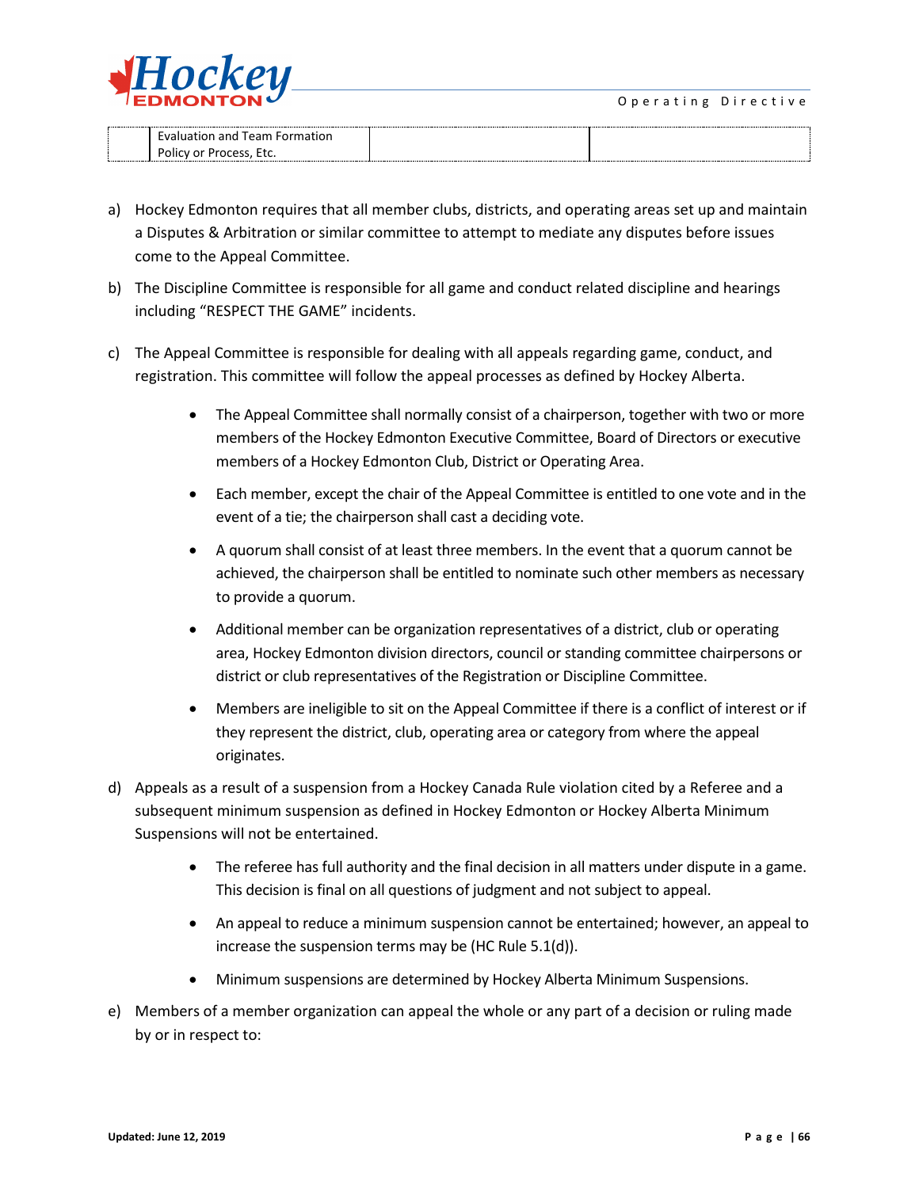| | Evaluation and Team Formation Policy or Process, Etc. | | |
|---|---|---|---|

a) Hockey Edmonton requires that all member clubs, districts, and operating areas set up and maintain a Disputes & Arbitration or similar committee to attempt to mediate any disputes before issues come to the Appeal Committee.

b) The Discipline Committee is responsible for all game and conduct related discipline and hearings including "RESPECT THE GAME" incidents.

c) The Appeal Committee is responsible for dealing with all appeals regarding game, conduct, and registration. This committee will follow the appeal processes as defined by Hockey Alberta.

- The Appeal Committee shall normally consist of a chairperson, together with two or more members of the Hockey Edmonton Executive Committee, Board of Directors or executive members of a Hockey Edmonton Club, District or Operating Area.
- Each member, except the chair of the Appeal Committee is entitled to one vote and in the event of a tie; the chairperson shall cast a deciding vote.
- A quorum shall consist of at least three members. In the event that a quorum cannot be achieved, the chairperson shall be entitled to nominate such other members as necessary to provide a quorum.
- Additional member can be organization representatives of a district, club or operating area, Hockey Edmonton division directors, council or standing committee chairpersons or district or club representatives of the Registration or Discipline Committee.
- Members are ineligible to sit on the Appeal Committee if there is a conflict of interest or if they represent the district, club, operating area or category from where the appeal originates.

d) Appeals as a result of a suspension from a Hockey Canada Rule violation cited by a Referee and a subsequent minimum suspension as defined in Hockey Edmonton or Hockey Alberta Minimum Suspensions will not be entertained.

- The referee has full authority and the final decision in all matters under dispute in a game. This decision is final on all questions of judgment and not subject to appeal.
- An appeal to reduce a minimum suspension cannot be entertained; however, an appeal to increase the suspension terms may be (HC Rule 5.1(d)).
- Minimum suspensions are determined by Hockey Alberta Minimum Suspensions.

e) Members of a member organization can appeal the whole or any part of a decision or ruling made by or in respect to: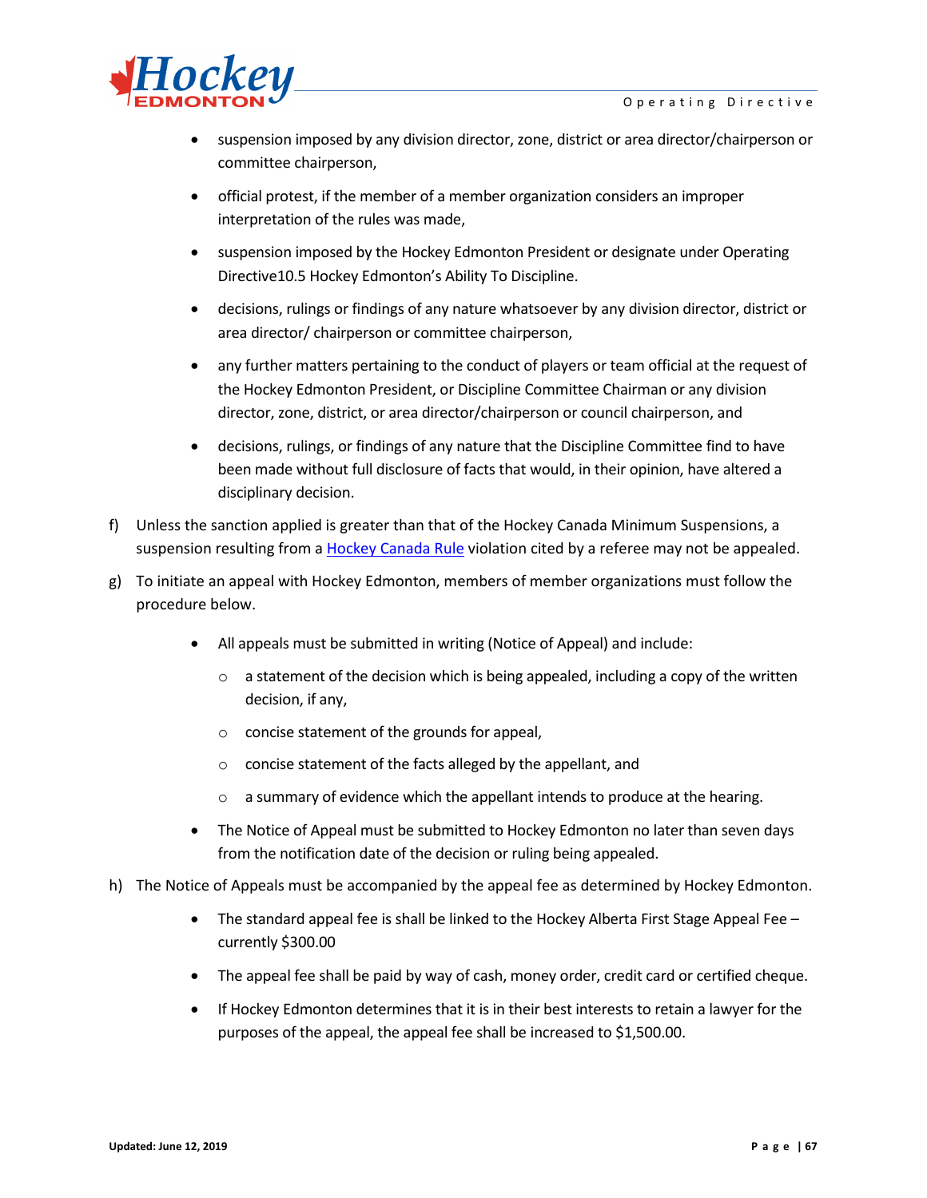- suspension imposed by any division director, zone, district or area director/chairperson or committee chairperson,
- official protest, if the member of a member organization considers an improper interpretation of the rules was made,
- suspension imposed by the Hockey Edmonton President or designate under Operating Directive10.5 Hockey Edmonton's Ability To Discipline.
- decisions, rulings or findings of any nature whatsoever by any division director, district or area director/ chairperson or committee chairperson,
- any further matters pertaining to the conduct of players or team official at the request of the Hockey Edmonton President, or Discipline Committee Chairman or any division director, zone, district, or area director/chairperson or council chairperson, and
- decisions, rulings, or findings of any nature that the Discipline Committee find to have been made without full disclosure of facts that would, in their opinion, have altered a disciplinary decision.

f) Unless the sanction applied is greater than that of the Hockey Canada Minimum Suspensions, a suspension resulting from a Hockey Canada Rule violation cited by a referee may not be appealed.

g) To initiate an appeal with Hockey Edmonton, members of member organizations must follow the procedure below.

- All appeals must be submitted in writing (Notice of Appeal) and include:
  - a statement of the decision which is being appealed, including a copy of the written decision, if any,
  - concise statement of the grounds for appeal,
  - concise statement of the facts alleged by the appellant, and
  - a summary of evidence which the appellant intends to produce at the hearing.
- The Notice of Appeal must be submitted to Hockey Edmonton no later than seven days from the notification date of the decision or ruling being appealed.

h) The Notice of Appeals must be accompanied by the appeal fee as determined by Hockey Edmonton.

- The standard appeal fee is shall be linked to the Hockey Alberta First Stage Appeal Fee – currently $300.00
- The appeal fee shall be paid by way of cash, money order, credit card or certified cheque.
- If Hockey Edmonton determines that it is in their best interests to retain a lawyer for the purposes of the appeal, the appeal fee shall be increased to $1,500.00.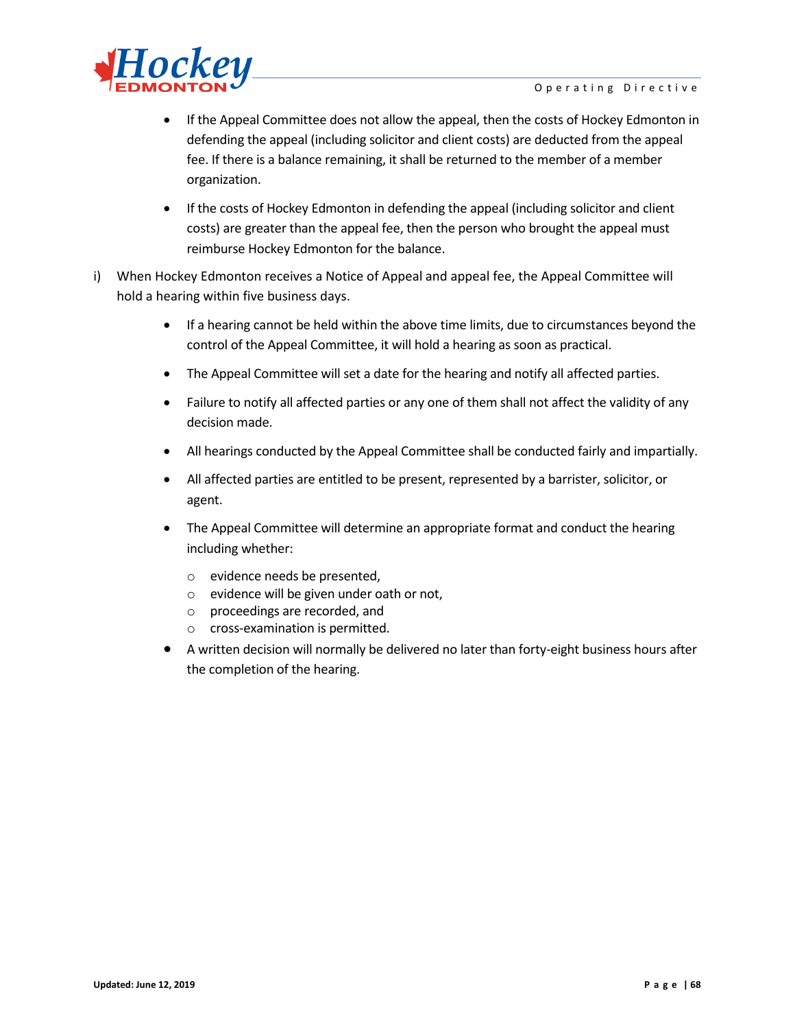- If the Appeal Committee does not allow the appeal, then the costs of Hockey Edmonton in defending the appeal (including solicitor and client costs) are deducted from the appeal fee. If there is a balance remaining, it shall be returned to the member of a member organization.
- If the costs of Hockey Edmonton in defending the appeal (including solicitor and client costs) are greater than the appeal fee, then the person who brought the appeal must reimburse Hockey Edmonton for the balance.

i) When Hockey Edmonton receives a Notice of Appeal and appeal fee, the Appeal Committee will hold a hearing within five business days.

- If a hearing cannot be held within the above time limits, due to circumstances beyond the control of the Appeal Committee, it will hold a hearing as soon as practical.
- The Appeal Committee will set a date for the hearing and notify all affected parties.
- Failure to notify all affected parties or any one of them shall not affect the validity of any decision made.
- All hearings conducted by the Appeal Committee shall be conducted fairly and impartially.
- All affected parties are entitled to be present, represented by a barrister, solicitor, or agent.
- The Appeal Committee will determine an appropriate format and conduct the hearing including whether:
  - evidence needs be presented,
  - evidence will be given under oath or not,
  - proceedings are recorded, and
  - cross-examination is permitted.
- A written decision will normally be delivered no later than forty-eight business hours after the completion of the hearing.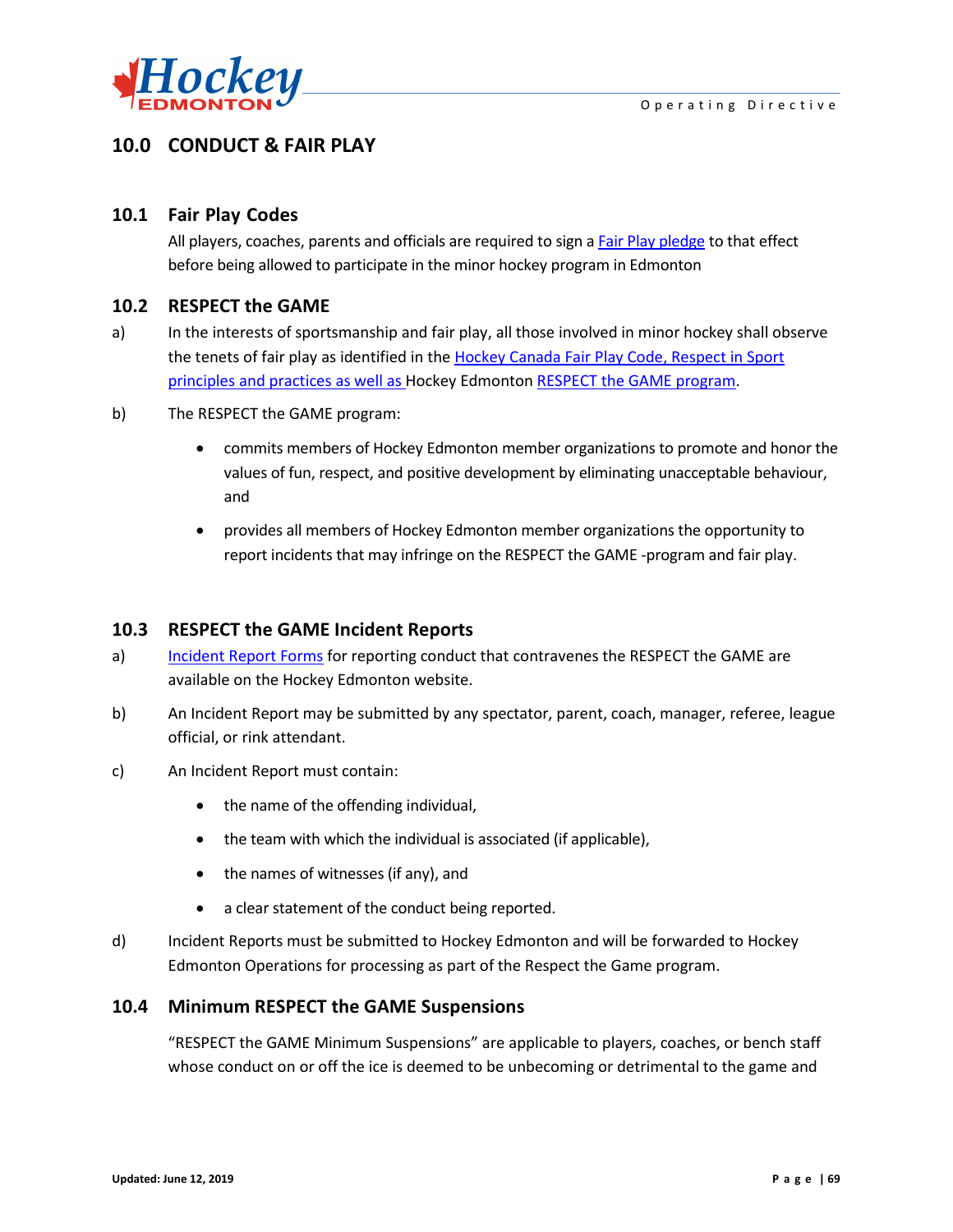## 10.0 CONDUCT & FAIR PLAY

### 10.1 Fair Play Codes

All players, coaches, parents and officials are required to sign a Fair Play pledge to that effect before being allowed to participate in the minor hockey program in Edmonton

### 10.2 RESPECT the GAME

a) In the interests of sportsmanship and fair play, all those involved in minor hockey shall observe the tenets of fair play as identified in the Hockey Canada Fair Play Code, Respect in Sport principles and practices as well as Hockey Edmonton RESPECT the GAME program.

b) The RESPECT the GAME program:

- commits members of Hockey Edmonton member organizations to promote and honor the values of fun, respect, and positive development by eliminating unacceptable behaviour, and
- provides all members of Hockey Edmonton member organizations the opportunity to report incidents that may infringe on the RESPECT the GAME -program and fair play.

### 10.3 RESPECT the GAME Incident Reports

a) Incident Report Forms for reporting conduct that contravenes the RESPECT the GAME are available on the Hockey Edmonton website.

b) An Incident Report may be submitted by any spectator, parent, coach, manager, referee, league official, or rink attendant.

c) An Incident Report must contain:

- the name of the offending individual,
- the team with which the individual is associated (if applicable),
- the names of witnesses (if any), and
- a clear statement of the conduct being reported.

d) Incident Reports must be submitted to Hockey Edmonton and will be forwarded to Hockey Edmonton Operations for processing as part of the Respect the Game program.

### 10.4 Minimum RESPECT the GAME Suspensions

"RESPECT the GAME Minimum Suspensions" are applicable to players, coaches, or bench staff whose conduct on or off the ice is deemed to be unbecoming or detrimental to the game and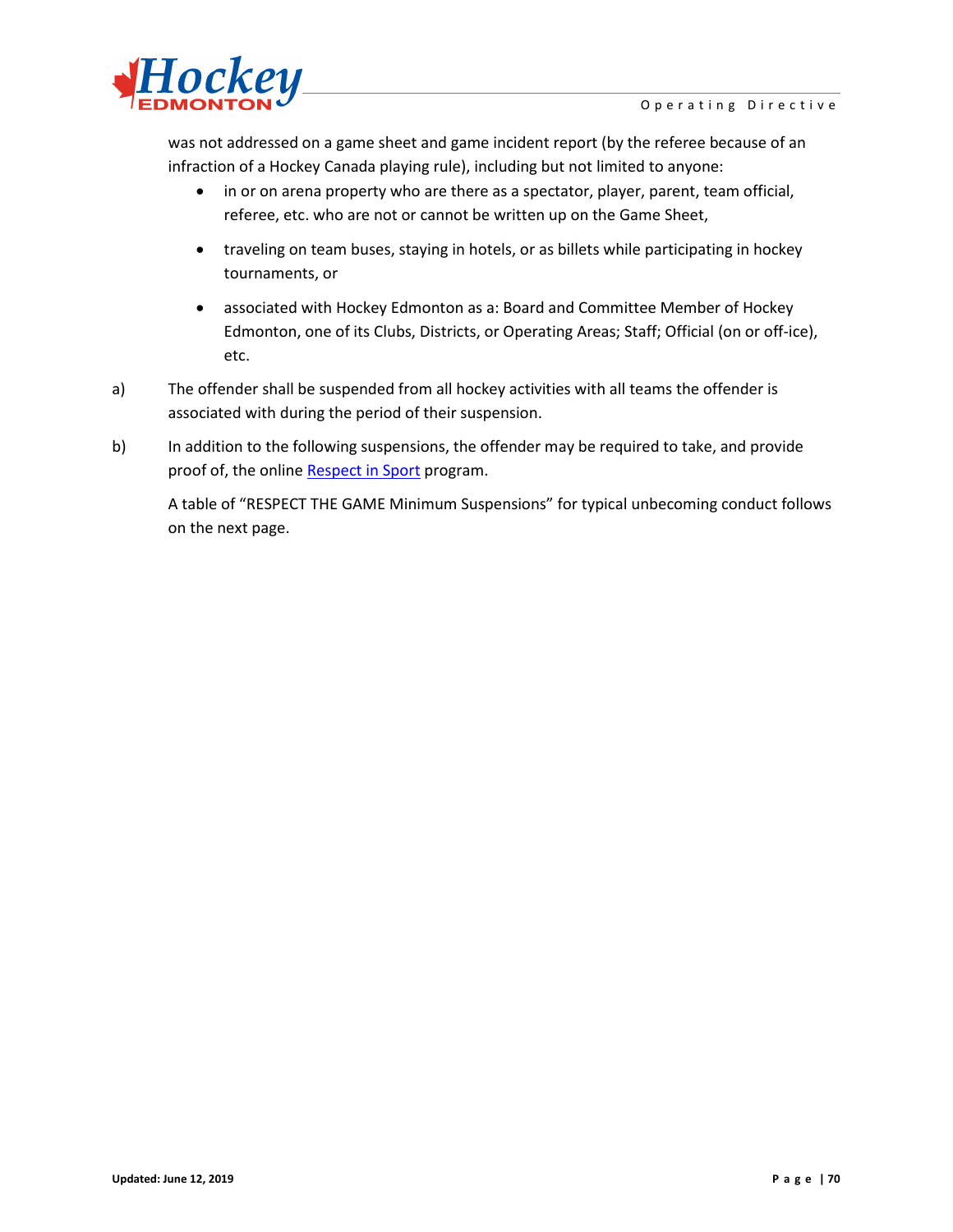was not addressed on a game sheet and game incident report (by the referee because of an infraction of a Hockey Canada playing rule), including but not limited to anyone:

- in or on arena property who are there as a spectator, player, parent, team official, referee, etc. who are not or cannot be written up on the Game Sheet,
- traveling on team buses, staying in hotels, or as billets while participating in hockey tournaments, or
- associated with Hockey Edmonton as a: Board and Committee Member of Hockey Edmonton, one of its Clubs, Districts, or Operating Areas; Staff; Official (on or off-ice), etc.

a) The offender shall be suspended from all hockey activities with all teams the offender is associated with during the period of their suspension.

b) In addition to the following suspensions, the offender may be required to take, and provide proof of, the online Respect in Sport program.

A table of "RESPECT THE GAME Minimum Suspensions" for typical unbecoming conduct follows on the next page.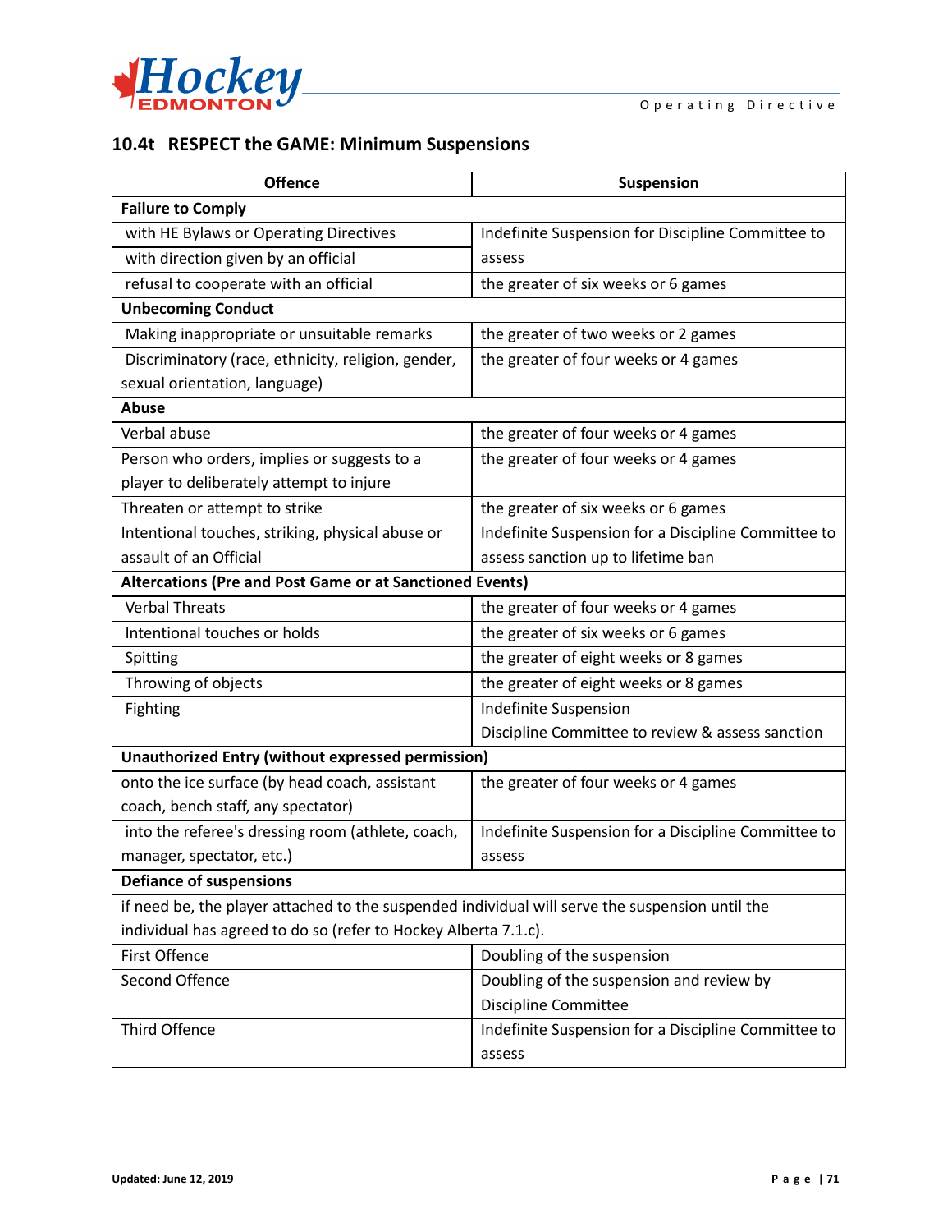## 10.4t RESPECT the GAME: Minimum Suspensions

| Offence | Suspension |
|---|---|
| **Failure to Comply** | |
| with HE Bylaws or Operating Directives | Indefinite Suspension for Discipline Committee to assess |
| with direction given by an official | |
| refusal to cooperate with an official | the greater of six weeks or 6 games |
| **Unbecoming Conduct** | |
| Making inappropriate or unsuitable remarks | the greater of two weeks or 2 games |
| Discriminatory (race, ethnicity, religion, gender, sexual orientation, language) | the greater of four weeks or 4 games |
| **Abuse** | |
| Verbal abuse | the greater of four weeks or 4 games |
| Person who orders, implies or suggests to a player to deliberately attempt to injure | the greater of four weeks or 4 games |
| Threaten or attempt to strike | the greater of six weeks or 6 games |
| Intentional touches, striking, physical abuse or assault of an Official | Indefinite Suspension for a Discipline Committee to assess sanction up to lifetime ban |
| **Altercations (Pre and Post Game or at Sanctioned Events)** | |
| Verbal Threats | the greater of four weeks or 4 games |
| Intentional touches or holds | the greater of six weeks or 6 games |
| Spitting | the greater of eight weeks or 8 games |
| Throwing of objects | the greater of eight weeks or 8 games |
| Fighting | Indefinite Suspension<br>Discipline Committee to review & assess sanction |
| **Unauthorized Entry (without expressed permission)** | |
| onto the ice surface (by head coach, assistant coach, bench staff, any spectator) | the greater of four weeks or 4 games |
| into the referee's dressing room (athlete, coach, manager, spectator, etc.) | Indefinite Suspension for a Discipline Committee to assess |
| **Defiance of suspensions** | |
| if need be, the player attached to the suspended individual will serve the suspension until the individual has agreed to do so (refer to Hockey Alberta 7.1.c). | |
| First Offence | Doubling of the suspension |
| Second Offence | Doubling of the suspension and review by Discipline Committee |
| Third Offence | Indefinite Suspension for a Discipline Committee to assess |

**Updated: June 12, 2019**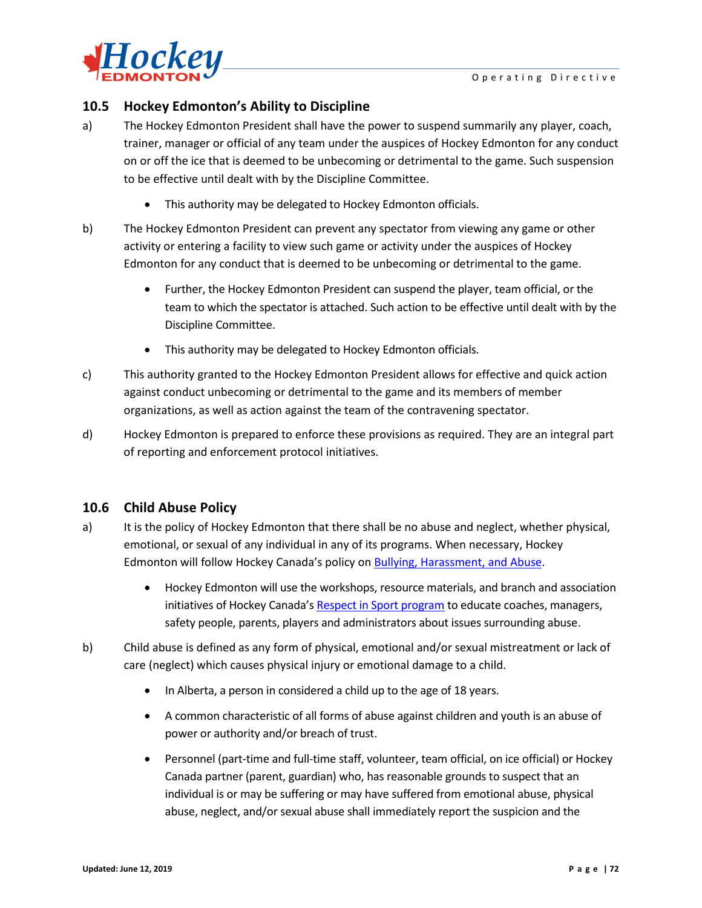## 10.5 Hockey Edmonton's Ability to Discipline

a) The Hockey Edmonton President shall have the power to suspend summarily any player, coach, trainer, manager or official of any team under the auspices of Hockey Edmonton for any conduct on or off the ice that is deemed to be unbecoming or detrimental to the game. Such suspension to be effective until dealt with by the Discipline Committee.

- This authority may be delegated to Hockey Edmonton officials.

b) The Hockey Edmonton President can prevent any spectator from viewing any game or other activity or entering a facility to view such game or activity under the auspices of Hockey Edmonton for any conduct that is deemed to be unbecoming or detrimental to the game.

- Further, the Hockey Edmonton President can suspend the player, team official, or the team to which the spectator is attached. Such action to be effective until dealt with by the Discipline Committee.
- This authority may be delegated to Hockey Edmonton officials.

c) This authority granted to the Hockey Edmonton President allows for effective and quick action against conduct unbecoming or detrimental to the game and its members of member organizations, as well as action against the team of the contravening spectator.

d) Hockey Edmonton is prepared to enforce these provisions as required. They are an integral part of reporting and enforcement protocol initiatives.

## 10.6 Child Abuse Policy

a) It is the policy of Hockey Edmonton that there shall be no abuse and neglect, whether physical, emotional, or sexual of any individual in any of its programs. When necessary, Hockey Edmonton will follow Hockey Canada's policy on Bullying, Harassment, and Abuse.

- Hockey Edmonton will use the workshops, resource materials, and branch and association initiatives of Hockey Canada's Respect in Sport program to educate coaches, managers, safety people, parents, players and administrators about issues surrounding abuse.

b) Child abuse is defined as any form of physical, emotional and/or sexual mistreatment or lack of care (neglect) which causes physical injury or emotional damage to a child.

- In Alberta, a person in considered a child up to the age of 18 years.
- A common characteristic of all forms of abuse against children and youth is an abuse of power or authority and/or breach of trust.
- Personnel (part-time and full-time staff, volunteer, team official, on ice official) or Hockey Canada partner (parent, guardian) who, has reasonable grounds to suspect that an individual is or may be suffering or may have suffered from emotional abuse, physical abuse, neglect, and/or sexual abuse shall immediately report the suspicion and the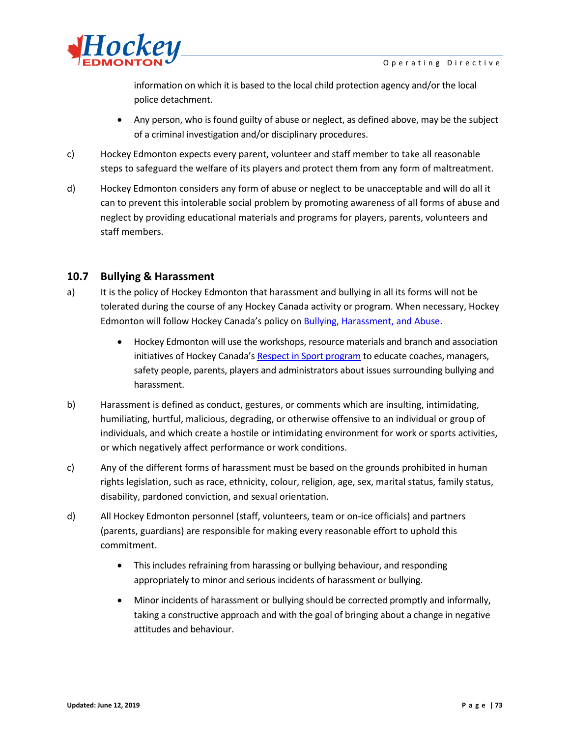information on which it is based to the local child protection agency and/or the local police detachment.

- Any person, who is found guilty of abuse or neglect, as defined above, may be the subject of a criminal investigation and/or disciplinary procedures.

c) Hockey Edmonton expects every parent, volunteer and staff member to take all reasonable steps to safeguard the welfare of its players and protect them from any form of maltreatment.

d) Hockey Edmonton considers any form of abuse or neglect to be unacceptable and will do all it can to prevent this intolerable social problem by promoting awareness of all forms of abuse and neglect by providing educational materials and programs for players, parents, volunteers and staff members.

## 10.7 Bullying & Harassment

a) It is the policy of Hockey Edmonton that harassment and bullying in all its forms will not be tolerated during the course of any Hockey Canada activity or program. When necessary, Hockey Edmonton will follow Hockey Canada's policy on Bullying, Harassment, and Abuse.

- Hockey Edmonton will use the workshops, resource materials and branch and association initiatives of Hockey Canada's Respect in Sport program to educate coaches, managers, safety people, parents, players and administrators about issues surrounding bullying and harassment.

b) Harassment is defined as conduct, gestures, or comments which are insulting, intimidating, humiliating, hurtful, malicious, degrading, or otherwise offensive to an individual or group of individuals, and which create a hostile or intimidating environment for work or sports activities, or which negatively affect performance or work conditions.

c) Any of the different forms of harassment must be based on the grounds prohibited in human rights legislation, such as race, ethnicity, colour, religion, age, sex, marital status, family status, disability, pardoned conviction, and sexual orientation.

d) All Hockey Edmonton personnel (staff, volunteers, team or on-ice officials) and partners (parents, guardians) are responsible for making every reasonable effort to uphold this commitment.

- This includes refraining from harassing or bullying behaviour, and responding appropriately to minor and serious incidents of harassment or bullying.
- Minor incidents of harassment or bullying should be corrected promptly and informally, taking a constructive approach and with the goal of bringing about a change in negative attitudes and behaviour.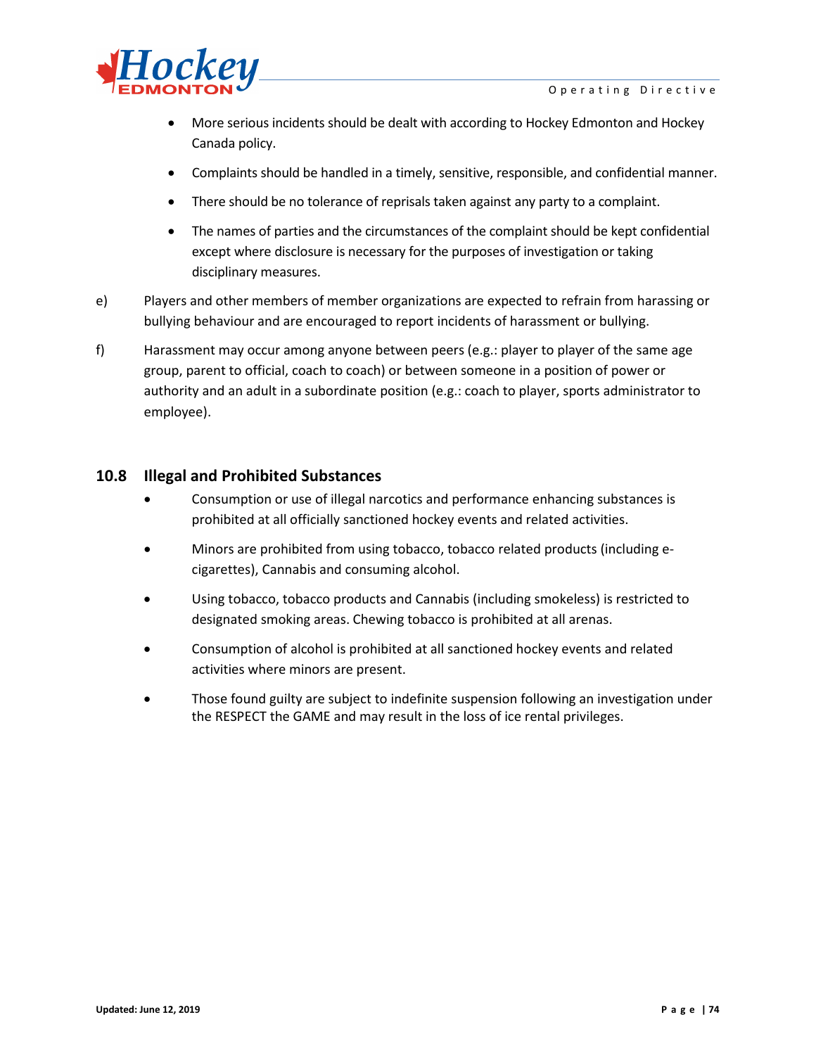- More serious incidents should be dealt with according to Hockey Edmonton and Hockey Canada policy.
- Complaints should be handled in a timely, sensitive, responsible, and confidential manner.
- There should be no tolerance of reprisals taken against any party to a complaint.
- The names of parties and the circumstances of the complaint should be kept confidential except where disclosure is necessary for the purposes of investigation or taking disciplinary measures.

e) Players and other members of member organizations are expected to refrain from harassing or bullying behaviour and are encouraged to report incidents of harassment or bullying.

f) Harassment may occur among anyone between peers (e.g.: player to player of the same age group, parent to official, coach to coach) or between someone in a position of power or authority and an adult in a subordinate position (e.g.: coach to player, sports administrator to employee).

## 10.8 Illegal and Prohibited Substances

- Consumption or use of illegal narcotics and performance enhancing substances is prohibited at all officially sanctioned hockey events and related activities.
- Minors are prohibited from using tobacco, tobacco related products (including e-cigarettes), Cannabis and consuming alcohol.
- Using tobacco, tobacco products and Cannabis (including smokeless) is restricted to designated smoking areas. Chewing tobacco is prohibited at all arenas.
- Consumption of alcohol is prohibited at all sanctioned hockey events and related activities where minors are present.
- Those found guilty are subject to indefinite suspension following an investigation under the RESPECT the GAME and may result in the loss of ice rental privileges.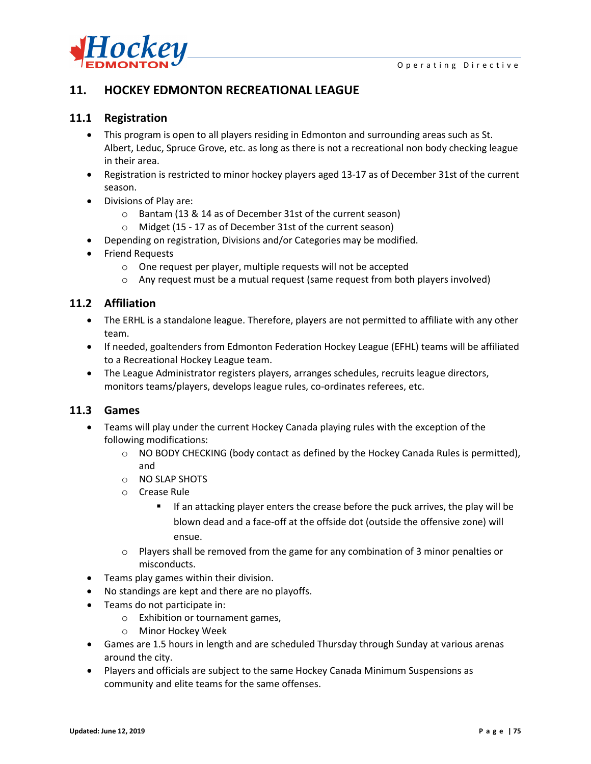## 11. HOCKEY EDMONTON RECREATIONAL LEAGUE

### 11.1 Registration

- This program is open to all players residing in Edmonton and surrounding areas such as St. Albert, Leduc, Spruce Grove, etc. as long as there is not a recreational non body checking league in their area.
- Registration is restricted to minor hockey players aged 13-17 as of December 31st of the current season.
- Divisions of Play are:
  - Bantam (13 & 14 as of December 31st of the current season)
  - Midget (15 - 17 as of December 31st of the current season)
- Depending on registration, Divisions and/or Categories may be modified.
- Friend Requests
  - One request per player, multiple requests will not be accepted
  - Any request must be a mutual request (same request from both players involved)

### 11.2 Affiliation

- The ERHL is a standalone league. Therefore, players are not permitted to affiliate with any other team.
- If needed, goaltenders from Edmonton Federation Hockey League (EFHL) teams will be affiliated to a Recreational Hockey League team.
- The League Administrator registers players, arranges schedules, recruits league directors, monitors teams/players, develops league rules, co-ordinates referees, etc.

### 11.3 Games

- Teams will play under the current Hockey Canada playing rules with the exception of the following modifications:
  - NO BODY CHECKING (body contact as defined by the Hockey Canada Rules is permitted), and
  - NO SLAP SHOTS
  - Crease Rule
    - If an attacking player enters the crease before the puck arrives, the play will be blown dead and a face-off at the offside dot (outside the offensive zone) will ensue.
  - Players shall be removed from the game for any combination of 3 minor penalties or misconducts.
- Teams play games within their division.
- No standings are kept and there are no playoffs.
- Teams do not participate in:
  - Exhibition or tournament games,
  - Minor Hockey Week
- Games are 1.5 hours in length and are scheduled Thursday through Sunday at various arenas around the city.
- Players and officials are subject to the same Hockey Canada Minimum Suspensions as community and elite teams for the same offenses.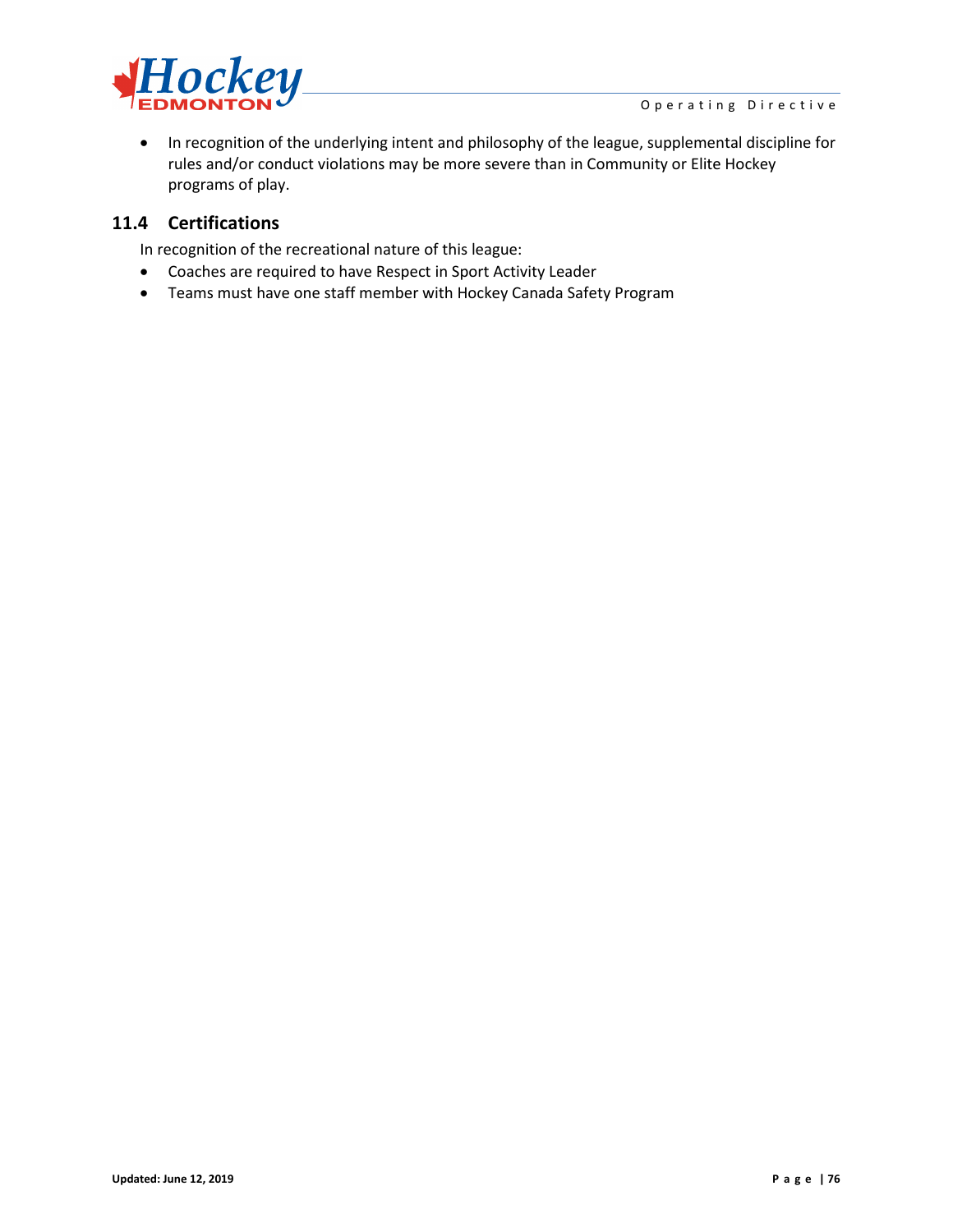- In recognition of the underlying intent and philosophy of the league, supplemental discipline for rules and/or conduct violations may be more severe than in Community or Elite Hockey programs of play.

## 11.4 Certifications

In recognition of the recreational nature of this league:

- Coaches are required to have Respect in Sport Activity Leader
- Teams must have one staff member with Hockey Canada Safety Program